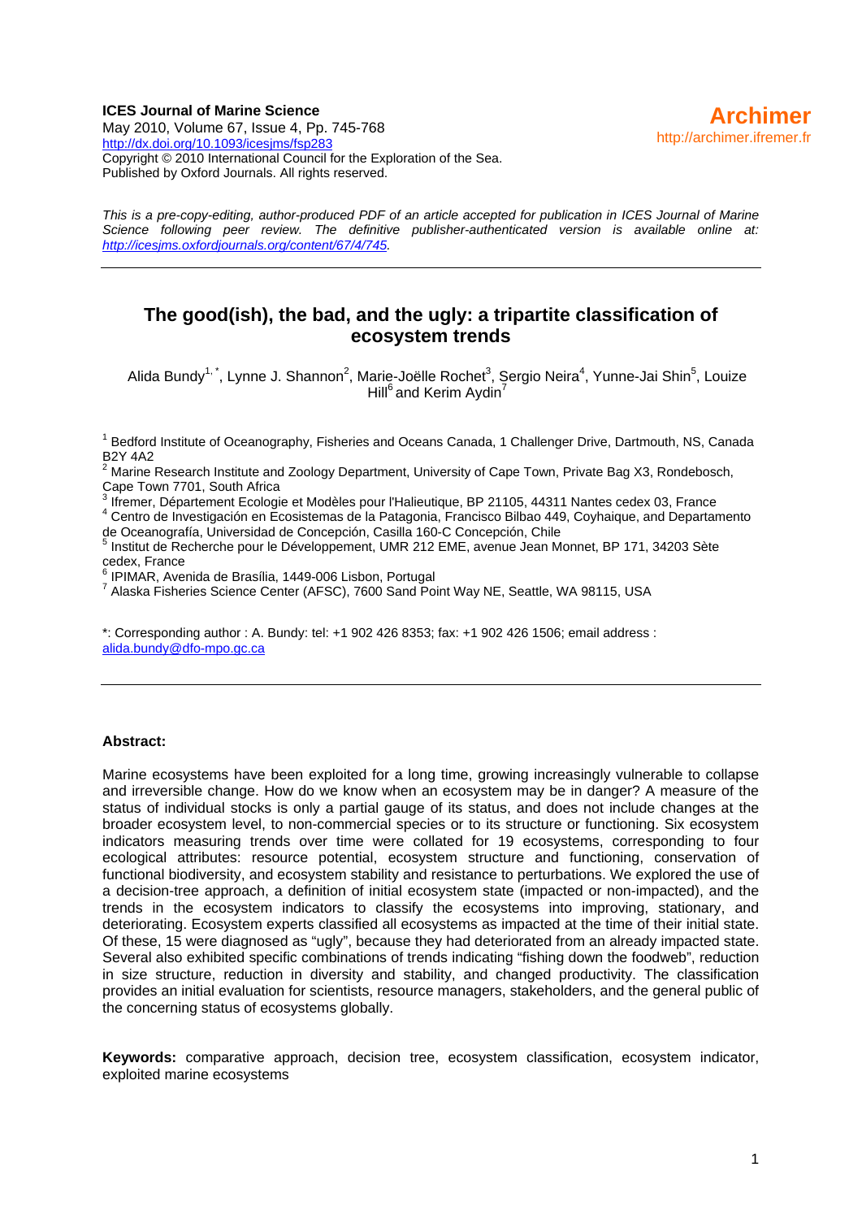**ICES Journal of Marine Science**
May 2010, Volume 67, Issue 4, Pp. 745-768
http://dx.doi.org/10.1093/icesjms/fsp283
Copyright © 2010 International Council for the Exploration of the Sea.
Published by Oxford Journals. All rights reserved.

**Archimer**
http://archimer.ifremer.fr

*This is a pre-copy-editing, author-produced PDF of an article accepted for publication in ICES Journal of Marine Science following peer review. The definitive publisher-authenticated version is available online at: http://icesjms.oxfordjournals.org/content/67/4/745.*

# The good(ish), the bad, and the ugly: a tripartite classification of ecosystem trends

Alida Bundy[1,*], Lynne J. Shannon[2], Marie-Joëlle Rochet[3], Sergio Neira[4], Yunne-Jai Shin[5], Louize Hill[6] and Kerim Aydin[7]

[1] Bedford Institute of Oceanography, Fisheries and Oceans Canada, 1 Challenger Drive, Dartmouth, NS, Canada B2Y 4A2
[2] Marine Research Institute and Zoology Department, University of Cape Town, Private Bag X3, Rondebosch, Cape Town 7701, South Africa
[3] Ifremer, Département Ecologie et Modèles pour l'Halieutique, BP 21105, 44311 Nantes cedex 03, France
[4] Centro de Investigación en Ecosistemas de la Patagonia, Francisco Bilbao 449, Coyhaique, and Departamento de Oceanografía, Universidad de Concepción, Casilla 160-C Concepción, Chile
[5] Institut de Recherche pour le Développement, UMR 212 EME, avenue Jean Monnet, BP 171, 34203 Sète cedex, France
[6] IPIMAR, Avenida de Brasília, 1449-006 Lisbon, Portugal
[7] Alaska Fisheries Science Center (AFSC), 7600 Sand Point Way NE, Seattle, WA 98115, USA

*: Corresponding author : A. Bundy: tel: +1 902 426 8353; fax: +1 902 426 1506; email address : alida.bundy@dfo-mpo.gc.ca

**Abstract:**

Marine ecosystems have been exploited for a long time, growing increasingly vulnerable to collapse and irreversible change. How do we know when an ecosystem may be in danger? A measure of the status of individual stocks is only a partial gauge of its status, and does not include changes at the broader ecosystem level, to non-commercial species or to its structure or functioning. Six ecosystem indicators measuring trends over time were collated for 19 ecosystems, corresponding to four ecological attributes: resource potential, ecosystem structure and functioning, conservation of functional biodiversity, and ecosystem stability and resistance to perturbations. We explored the use of a decision-tree approach, a definition of initial ecosystem state (impacted or non-impacted), and the trends in the ecosystem indicators to classify the ecosystems into improving, stationary, and deteriorating. Ecosystem experts classified all ecosystems as impacted at the time of their initial state. Of these, 15 were diagnosed as "ugly", because they had deteriorated from an already impacted state. Several also exhibited specific combinations of trends indicating "fishing down the foodweb", reduction in size structure, reduction in diversity and stability, and changed productivity. The classification provides an initial evaluation for scientists, resource managers, stakeholders, and the general public of the concerning status of ecosystems globally.

**Keywords:** comparative approach, decision tree, ecosystem classification, ecosystem indicator, exploited marine ecosystems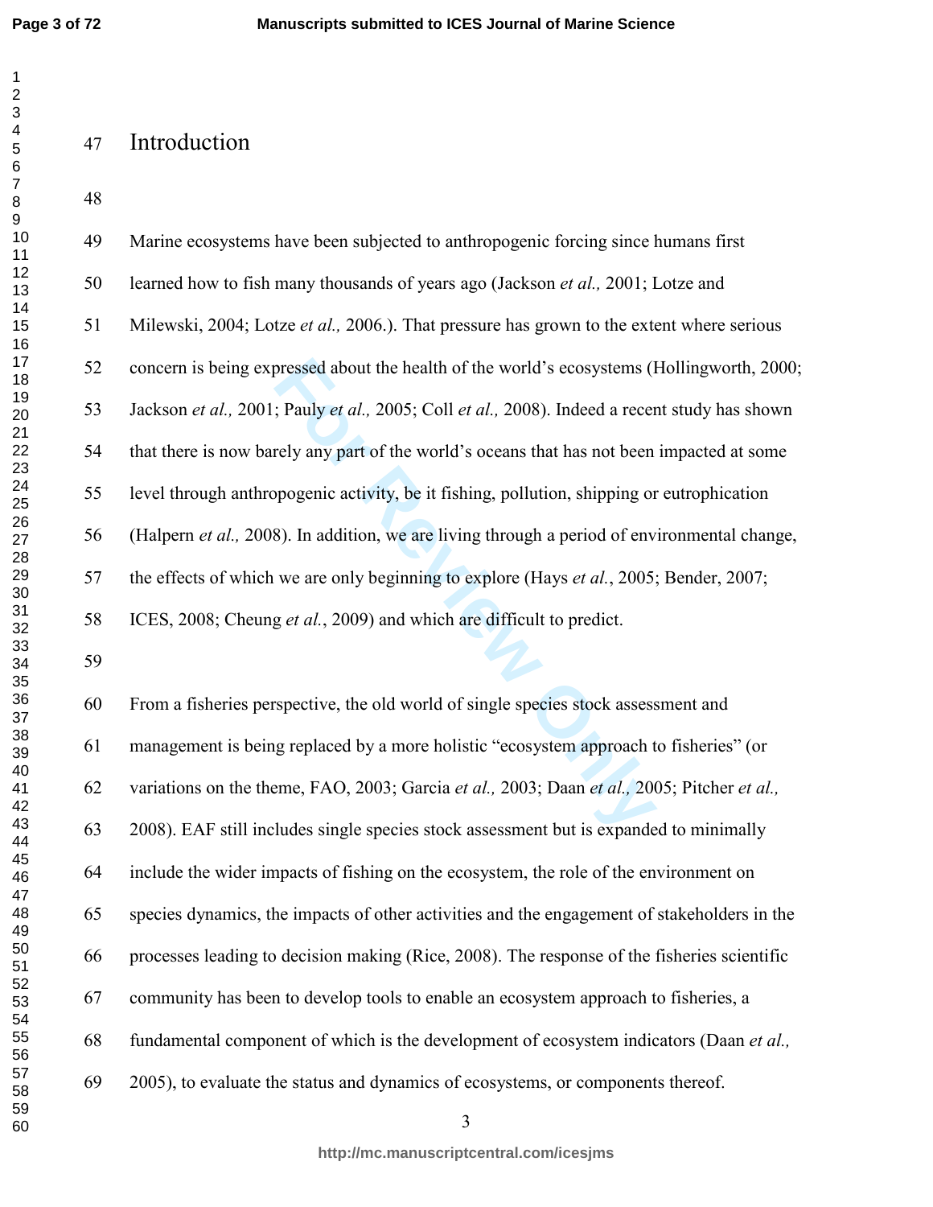# Introduction

Marine ecosystems have been subjected to anthropogenic forcing since humans first learned how to fish many thousands of years ago (Jackson *et al.,* 2001; Lotze and Milewski, 2004; Lotze *et al.,* 2006.). That pressure has grown to the extent where serious concern is being expressed about the health of the world's ecosystems (Hollingworth, 2000; Jackson *et al.,* 2001; Pauly *et al.,* 2005; Coll *et al.,* 2008). Indeed a recent study has shown that there is now barely any part of the world's oceans that has not been impacted at some level through anthropogenic activity, be it fishing, pollution, shipping or eutrophication (Halpern *et al.,* 2008). In addition, we are living through a period of environmental change, the effects of which we are only beginning to explore (Hays *et al.*, 2005; Bender, 2007; ICES, 2008; Cheung *et al.*, 2009) and which are difficult to predict.

From a fisheries perspective, the old world of single species stock assessment and management is being replaced by a more holistic "ecosystem approach to fisheries" (or variations on the theme, FAO, 2003; Garcia *et al.,* 2003; Daan *et al.,* 2005; Pitcher *et al.,* 2008). EAF still includes single species stock assessment but is expanded to minimally include the wider impacts of fishing on the ecosystem, the role of the environment on species dynamics, the impacts of other activities and the engagement of stakeholders in the processes leading to decision making (Rice, 2008). The response of the fisheries scientific community has been to develop tools to enable an ecosystem approach to fisheries, a fundamental component of which is the development of ecosystem indicators (Daan *et al.,* 2005), to evaluate the status and dynamics of ecosystems, or components thereof.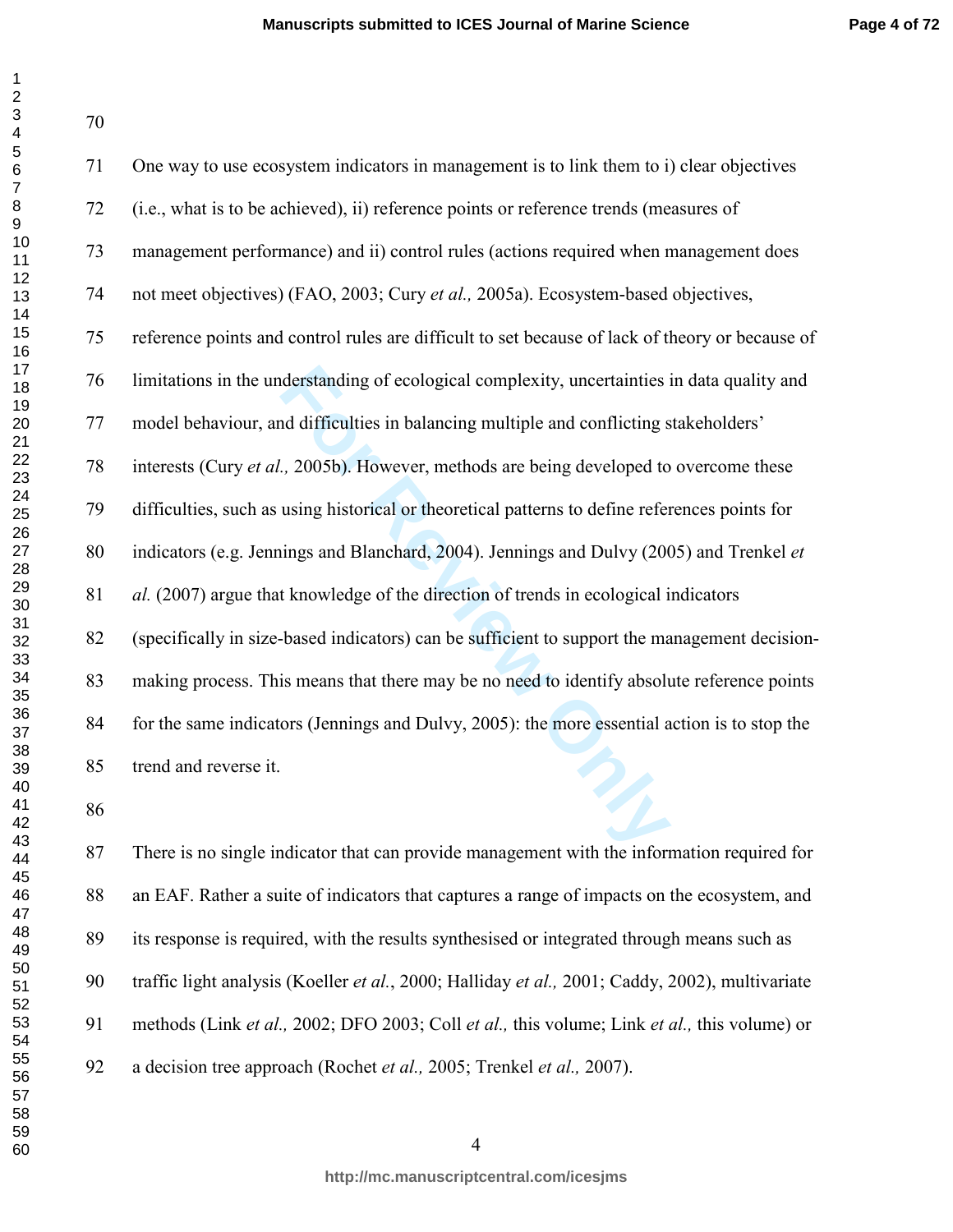One way to use ecosystem indicators in management is to link them to i) clear objectives (i.e., what is to be achieved), ii) reference points or reference trends (measures of management performance) and ii) control rules (actions required when management does not meet objectives) (FAO, 2003; Cury *et al.,* 2005a). Ecosystem-based objectives, reference points and control rules are difficult to set because of lack of theory or because of limitations in the understanding of ecological complexity, uncertainties in data quality and model behaviour, and difficulties in balancing multiple and conflicting stakeholders' interests (Cury *et al.,* 2005b). However, methods are being developed to overcome these difficulties, such as using historical or theoretical patterns to define references points for indicators (e.g. Jennings and Blanchard, 2004). Jennings and Dulvy (2005) and Trenkel *et al.* (2007) argue that knowledge of the direction of trends in ecological indicators (specifically in size-based indicators) can be sufficient to support the management decision-making process. This means that there may be no need to identify absolute reference points for the same indicators (Jennings and Dulvy, 2005): the more essential action is to stop the trend and reverse it.

There is no single indicator that can provide management with the information required for an EAF. Rather a suite of indicators that captures a range of impacts on the ecosystem, and its response is required, with the results synthesised or integrated through means such as traffic light analysis (Koeller *et al.*, 2000; Halliday *et al.,* 2001; Caddy, 2002), multivariate methods (Link *et al.,* 2002; DFO 2003; Coll *et al.,* this volume; Link *et al.,* this volume) or a decision tree approach (Rochet *et al.,* 2005; Trenkel *et al.,* 2007).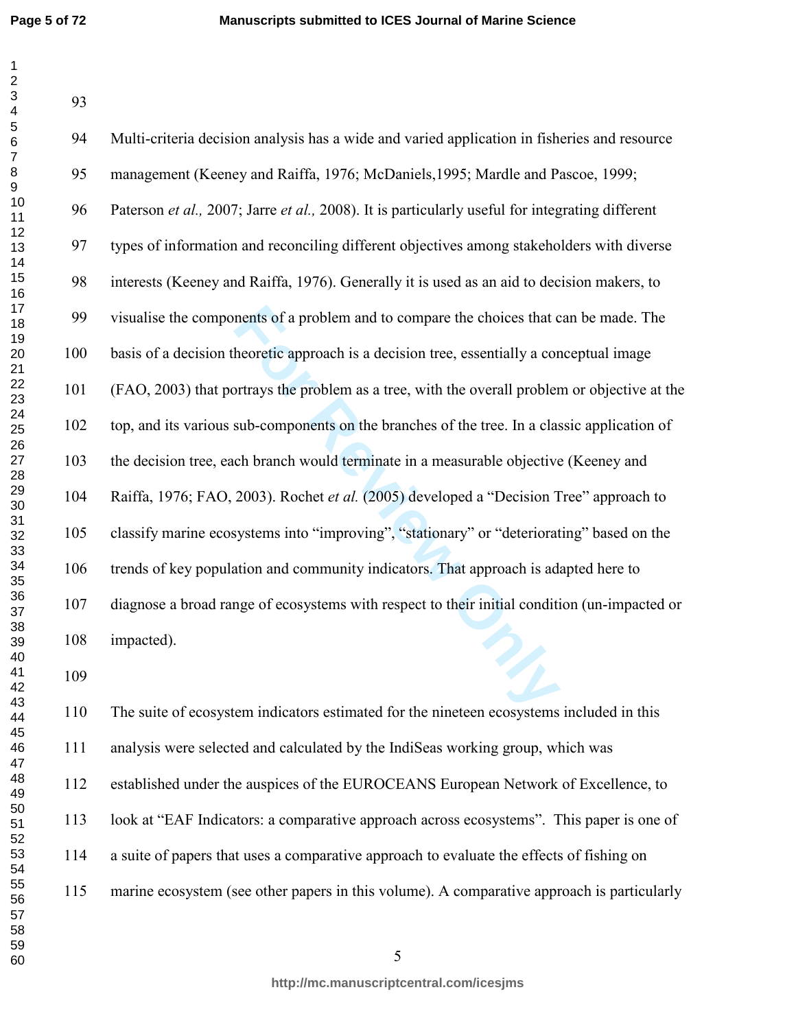Multi-criteria decision analysis has a wide and varied application in fisheries and resource management (Keeney and Raiffa, 1976; McDaniels,1995; Mardle and Pascoe, 1999; Paterson *et al.,* 2007; Jarre *et al.,* 2008). It is particularly useful for integrating different types of information and reconciling different objectives among stakeholders with diverse interests (Keeney and Raiffa, 1976). Generally it is used as an aid to decision makers, to visualise the components of a problem and to compare the choices that can be made. The basis of a decision theoretic approach is a decision tree, essentially a conceptual image (FAO, 2003) that portrays the problem as a tree, with the overall problem or objective at the top, and its various sub-components on the branches of the tree. In a classic application of the decision tree, each branch would terminate in a measurable objective (Keeney and Raiffa, 1976; FAO, 2003). Rochet *et al.* (2005) developed a "Decision Tree" approach to classify marine ecosystems into "improving", "stationary" or "deteriorating" based on the trends of key population and community indicators. That approach is adapted here to diagnose a broad range of ecosystems with respect to their initial condition (un-impacted or impacted).

The suite of ecosystem indicators estimated for the nineteen ecosystems included in this analysis were selected and calculated by the IndiSeas working group, which was established under the auspices of the EUROCEANS European Network of Excellence, to look at "EAF Indicators: a comparative approach across ecosystems". This paper is one of a suite of papers that uses a comparative approach to evaluate the effects of fishing on marine ecosystem (see other papers in this volume). A comparative approach is particularly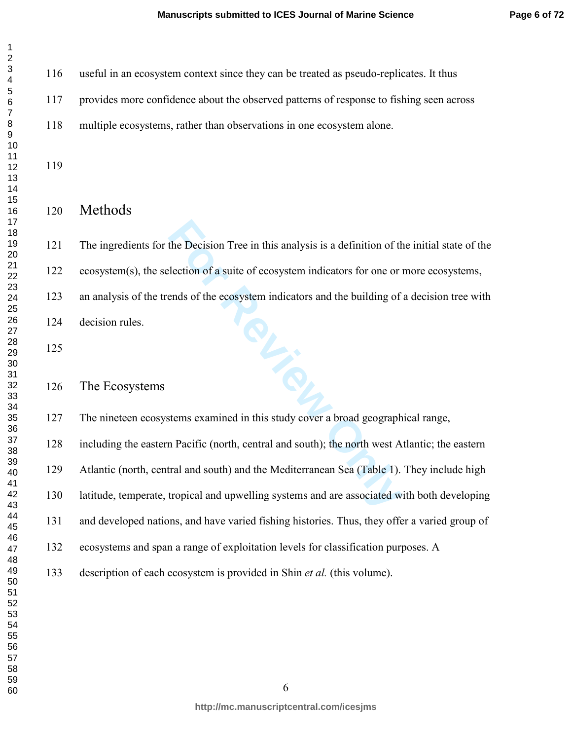useful in an ecosystem context since they can be treated as pseudo-replicates. It thus provides more confidence about the observed patterns of response to fishing seen across multiple ecosystems, rather than observations in one ecosystem alone.

# Methods

The ingredients for the Decision Tree in this analysis is a definition of the initial state of the ecosystem(s), the selection of a suite of ecosystem indicators for one or more ecosystems, an analysis of the trends of the ecosystem indicators and the building of a decision tree with decision rules.

## The Ecosystems

The nineteen ecosystems examined in this study cover a broad geographical range, including the eastern Pacific (north, central and south); the north west Atlantic; the eastern Atlantic (north, central and south) and the Mediterranean Sea (Table 1). They include high latitude, temperate, tropical and upwelling systems and are associated with both developing and developed nations, and have varied fishing histories. Thus, they offer a varied group of ecosystems and span a range of exploitation levels for classification purposes. A description of each ecosystem is provided in Shin *et al.* (this volume).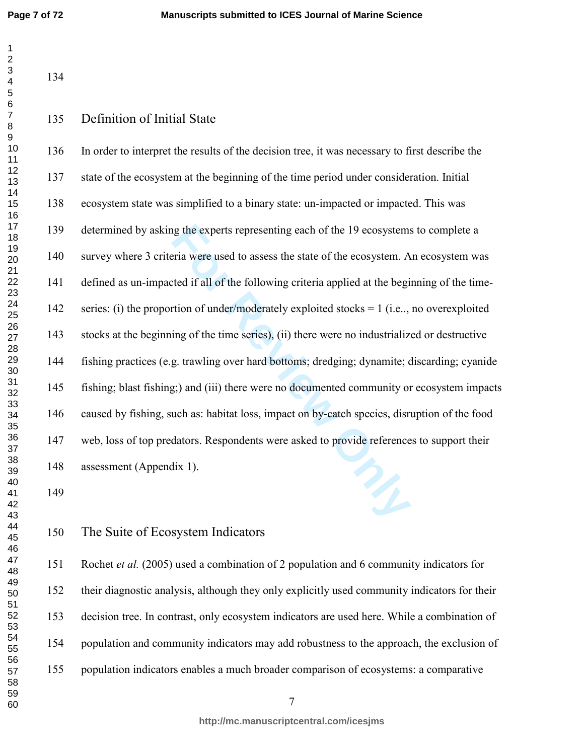## Definition of Initial State

In order to interpret the results of the decision tree, it was necessary to first describe the state of the ecosystem at the beginning of the time period under consideration. Initial ecosystem state was simplified to a binary state: un-impacted or impacted. This was determined by asking the experts representing each of the 19 ecosystems to complete a survey where 3 criteria were used to assess the state of the ecosystem. An ecosystem was defined as un-impacted if all of the following criteria applied at the beginning of the time-series: (i) the proportion of under/moderately exploited stocks = 1 (i.e.., no overexploited stocks at the beginning of the time series), (ii) there were no industrialized or destructive fishing practices (e.g. trawling over hard bottoms; dredging; dynamite; discarding; cyanide fishing; blast fishing;) and (iii) there were no documented community or ecosystem impacts caused by fishing, such as: habitat loss, impact on by-catch species, disruption of the food web, loss of top predators. Respondents were asked to provide references to support their assessment (Appendix 1).

## The Suite of Ecosystem Indicators

Rochet *et al.* (2005) used a combination of 2 population and 6 community indicators for their diagnostic analysis, although they only explicitly used community indicators for their decision tree. In contrast, only ecosystem indicators are used here. While a combination of population and community indicators may add robustness to the approach, the exclusion of population indicators enables a much broader comparison of ecosystems: a comparative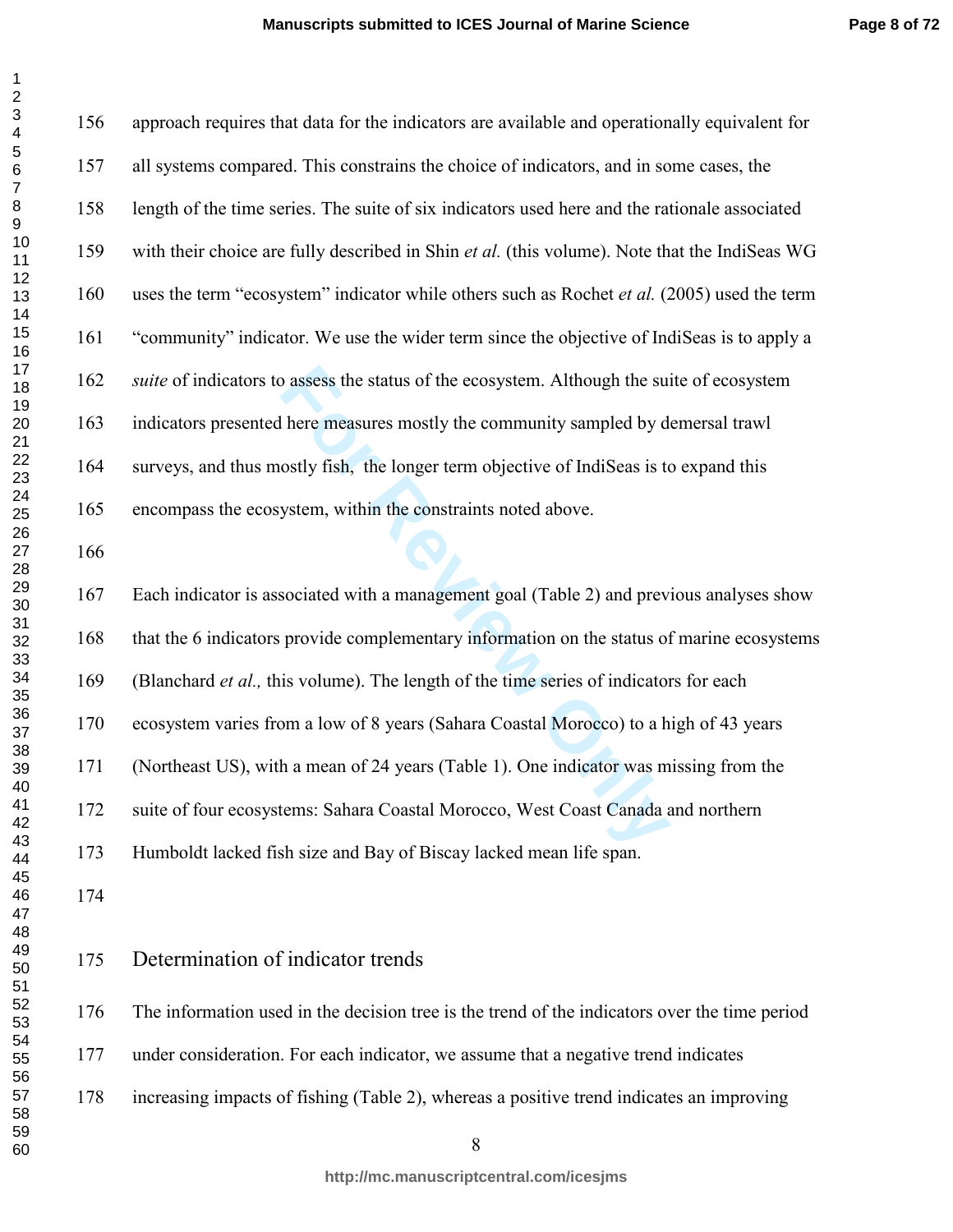approach requires that data for the indicators are available and operationally equivalent for all systems compared. This constrains the choice of indicators, and in some cases, the length of the time series. The suite of six indicators used here and the rationale associated with their choice are fully described in Shin *et al.* (this volume). Note that the IndiSeas WG uses the term "ecosystem" indicator while others such as Rochet *et al.* (2005) used the term "community" indicator. We use the wider term since the objective of IndiSeas is to apply a *suite* of indicators to assess the status of the ecosystem. Although the suite of ecosystem indicators presented here measures mostly the community sampled by demersal trawl surveys, and thus mostly fish, the longer term objective of IndiSeas is to expand this encompass the ecosystem, within the constraints noted above.

Each indicator is associated with a management goal (Table 2) and previous analyses show that the 6 indicators provide complementary information on the status of marine ecosystems (Blanchard *et al.,* this volume). The length of the time series of indicators for each ecosystem varies from a low of 8 years (Sahara Coastal Morocco) to a high of 43 years (Northeast US), with a mean of 24 years (Table 1). One indicator was missing from the suite of four ecosystems: Sahara Coastal Morocco, West Coast Canada and northern Humboldt lacked fish size and Bay of Biscay lacked mean life span.

## Determination of indicator trends

The information used in the decision tree is the trend of the indicators over the time period under consideration. For each indicator, we assume that a negative trend indicates increasing impacts of fishing (Table 2), whereas a positive trend indicates an improving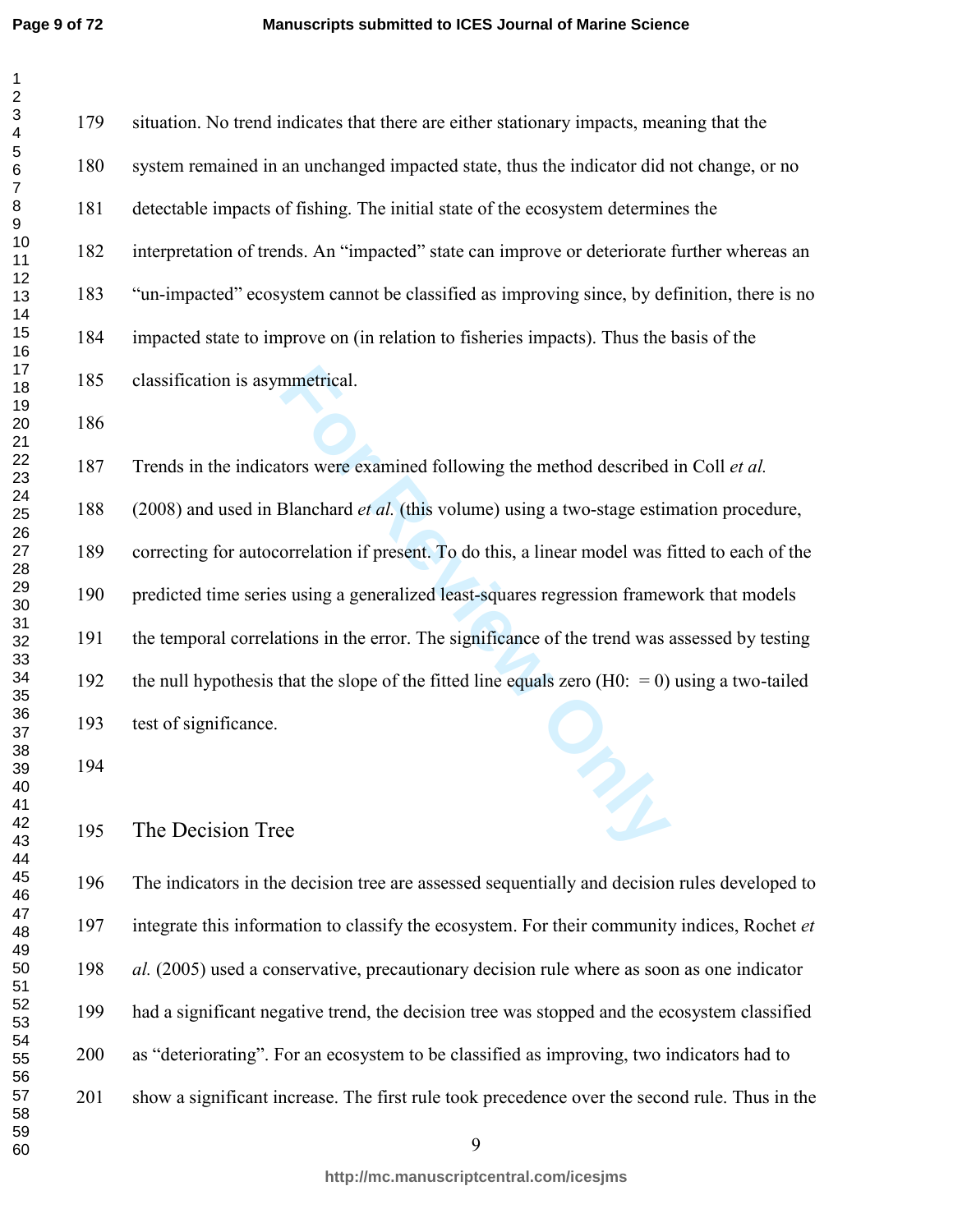situation. No trend indicates that there are either stationary impacts, meaning that the system remained in an unchanged impacted state, thus the indicator did not change, or no detectable impacts of fishing. The initial state of the ecosystem determines the interpretation of trends. An "impacted" state can improve or deteriorate further whereas an "un-impacted" ecosystem cannot be classified as improving since, by definition, there is no impacted state to improve on (in relation to fisheries impacts). Thus the basis of the classification is asymmetrical.

Trends in the indicators were examined following the method described in Coll *et al.* (2008) and used in Blanchard *et al.* (this volume) using a two-stage estimation procedure, correcting for autocorrelation if present. To do this, a linear model was fitted to each of the predicted time series using a generalized least-squares regression framework that models the temporal correlations in the error. The significance of the trend was assessed by testing the null hypothesis that the slope of the fitted line equals zero (H0:  = 0) using a two-tailed test of significance.

## The Decision Tree

The indicators in the decision tree are assessed sequentially and decision rules developed to integrate this information to classify the ecosystem. For their community indices, Rochet *et al.* (2005) used a conservative, precautionary decision rule where as soon as one indicator had a significant negative trend, the decision tree was stopped and the ecosystem classified as "deteriorating". For an ecosystem to be classified as improving, two indicators had to show a significant increase. The first rule took precedence over the second rule. Thus in the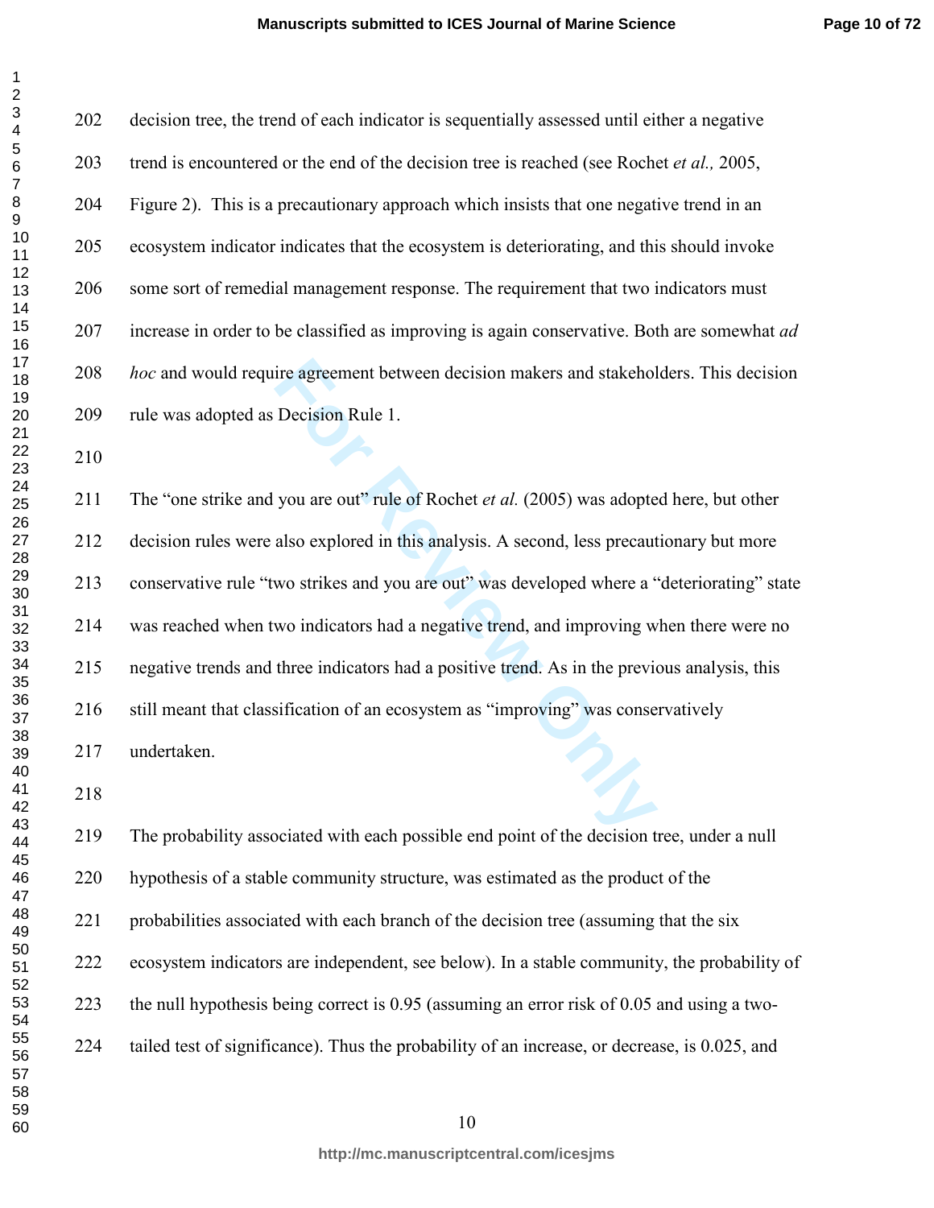decision tree, the trend of each indicator is sequentially assessed until either a negative trend is encountered or the end of the decision tree is reached (see Rochet *et al.,* 2005, Figure 2). This is a precautionary approach which insists that one negative trend in an ecosystem indicator indicates that the ecosystem is deteriorating, and this should invoke some sort of remedial management response. The requirement that two indicators must increase in order to be classified as improving is again conservative. Both are somewhat *ad hoc* and would require agreement between decision makers and stakeholders. This decision rule was adopted as Decision Rule 1.

The "one strike and you are out" rule of Rochet *et al.* (2005) was adopted here, but other decision rules were also explored in this analysis. A second, less precautionary but more conservative rule "two strikes and you are out" was developed where a "deteriorating" state was reached when two indicators had a negative trend, and improving when there were no negative trends and three indicators had a positive trend. As in the previous analysis, this still meant that classification of an ecosystem as "improving" was conservatively undertaken.

The probability associated with each possible end point of the decision tree, under a null hypothesis of a stable community structure, was estimated as the product of the probabilities associated with each branch of the decision tree (assuming that the six ecosystem indicators are independent, see below). In a stable community, the probability of the null hypothesis being correct is 0.95 (assuming an error risk of 0.05 and using a two-tailed test of significance). Thus the probability of an increase, or decrease, is 0.025, and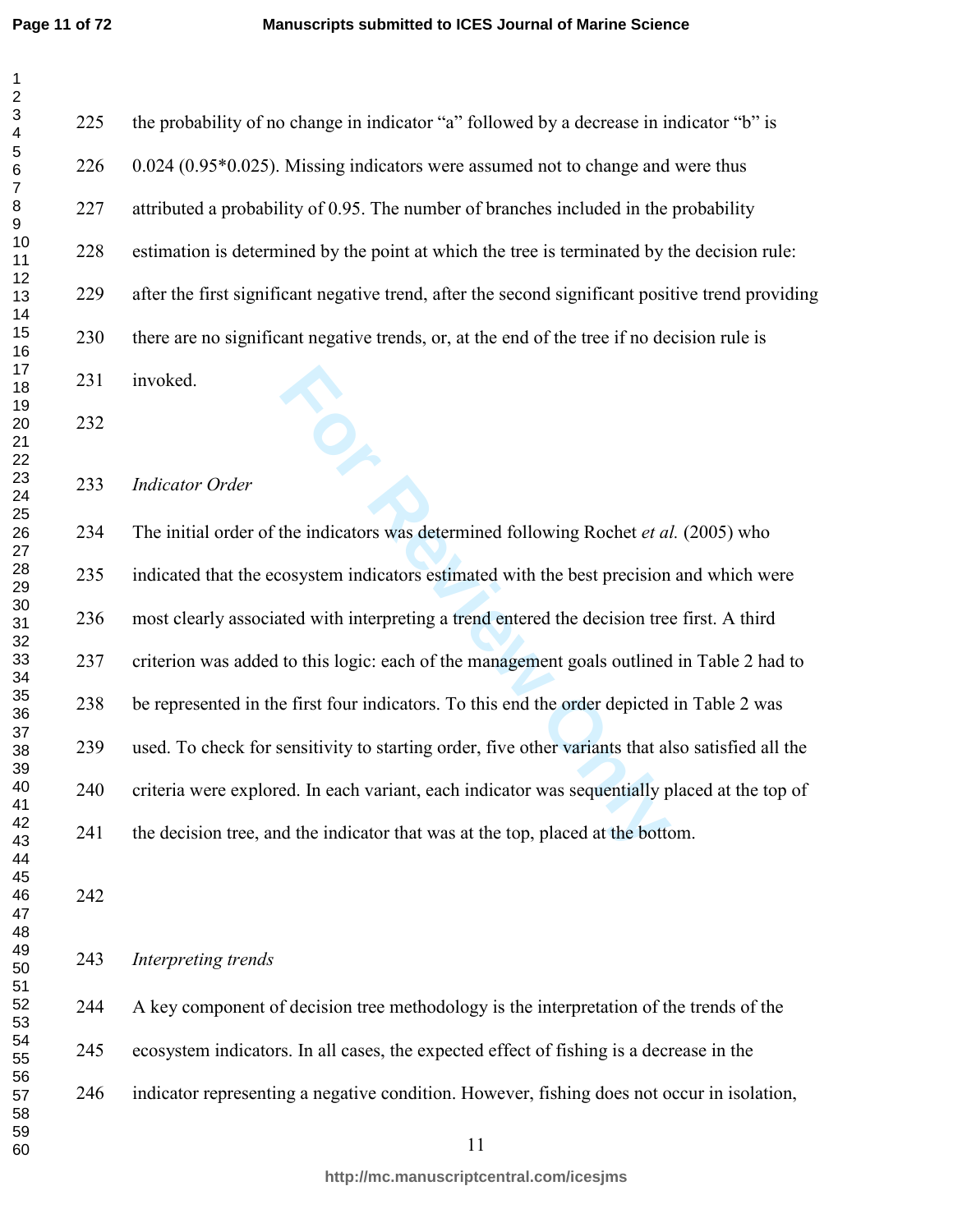the probability of no change in indicator "a" followed by a decrease in indicator "b" is 0.024 (0.95*0.025). Missing indicators were assumed not to change and were thus attributed a probability of 0.95. The number of branches included in the probability estimation is determined by the point at which the tree is terminated by the decision rule: after the first significant negative trend, after the second significant positive trend providing there are no significant negative trends, or, at the end of the tree if no decision rule is invoked.

*Indicator Order*

The initial order of the indicators was determined following Rochet *et al.* (2005) who indicated that the ecosystem indicators estimated with the best precision and which were most clearly associated with interpreting a trend entered the decision tree first. A third criterion was added to this logic: each of the management goals outlined in Table 2 had to be represented in the first four indicators. To this end the order depicted in Table 2 was used. To check for sensitivity to starting order, five other variants that also satisfied all the criteria were explored. In each variant, each indicator was sequentially placed at the top of the decision tree, and the indicator that was at the top, placed at the bottom.

*Interpreting trends*

A key component of decision tree methodology is the interpretation of the trends of the ecosystem indicators. In all cases, the expected effect of fishing is a decrease in the indicator representing a negative condition. However, fishing does not occur in isolation,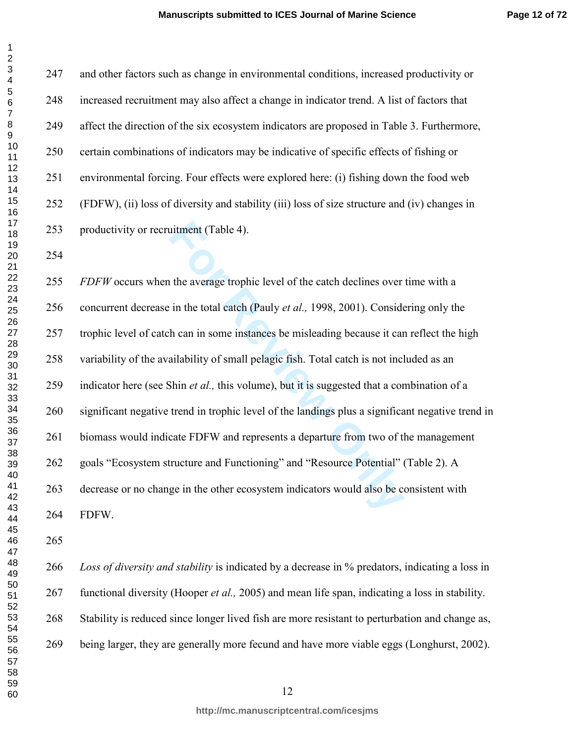and other factors such as change in environmental conditions, increased productivity or increased recruitment may also affect a change in indicator trend. A list of factors that affect the direction of the six ecosystem indicators are proposed in Table 3. Furthermore, certain combinations of indicators may be indicative of specific effects of fishing or environmental forcing. Four effects were explored here: (i) fishing down the food web (FDFW), (ii) loss of diversity and stability (iii) loss of size structure and (iv) changes in productivity or recruitment (Table 4).

*FDFW* occurs when the average trophic level of the catch declines over time with a concurrent decrease in the total catch (Pauly *et al.,* 1998, 2001). Considering only the trophic level of catch can in some instances be misleading because it can reflect the high variability of the availability of small pelagic fish. Total catch is not included as an indicator here (see Shin *et al.,* this volume), but it is suggested that a combination of a significant negative trend in trophic level of the landings plus a significant negative trend in biomass would indicate FDFW and represents a departure from two of the management goals "Ecosystem structure and Functioning" and "Resource Potential" (Table 2). A decrease or no change in the other ecosystem indicators would also be consistent with FDFW.

*Loss of diversity and stability* is indicated by a decrease in % predators, indicating a loss in functional diversity (Hooper *et al.,* 2005) and mean life span, indicating a loss in stability. Stability is reduced since longer lived fish are more resistant to perturbation and change as, being larger, they are generally more fecund and have more viable eggs (Longhurst, 2002).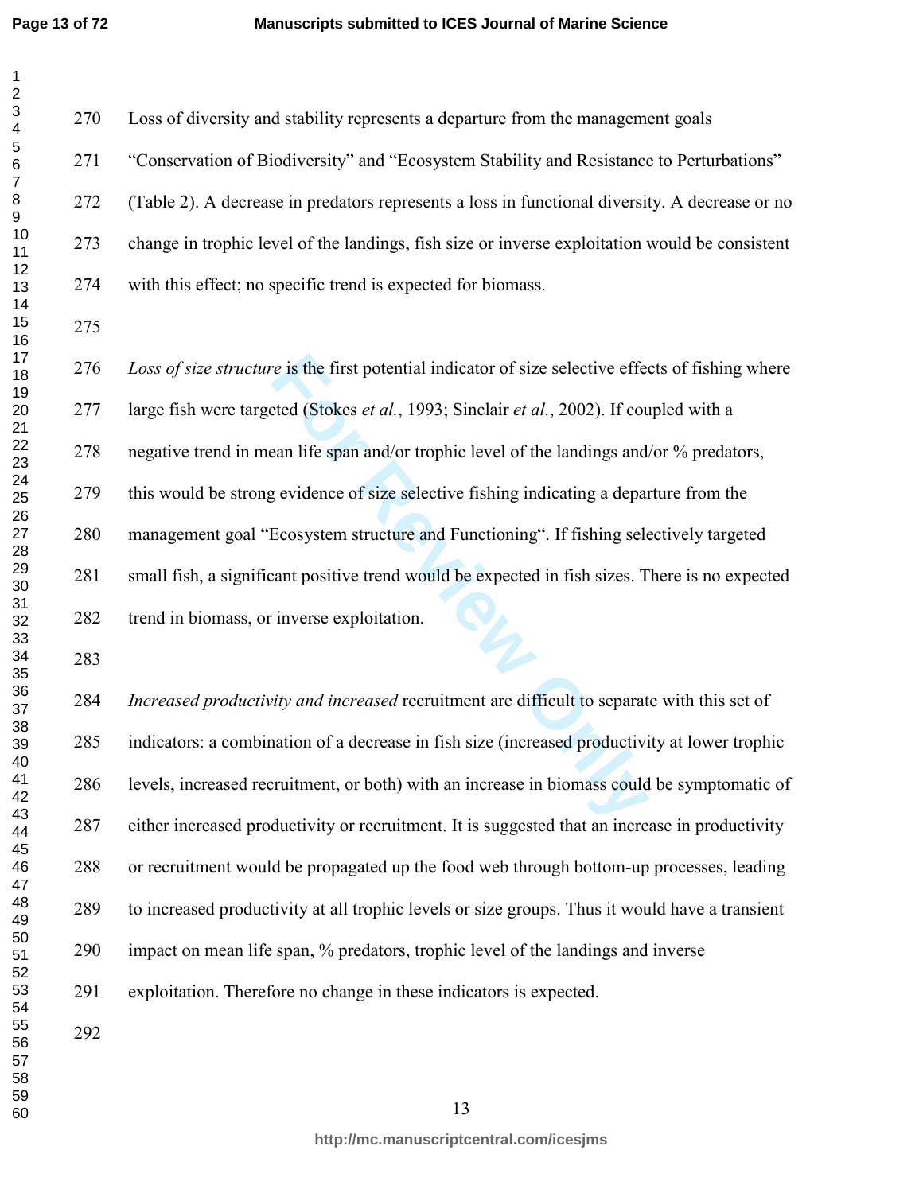Loss of diversity and stability represents a departure from the management goals “Conservation of Biodiversity” and “Ecosystem Stability and Resistance to Perturbations” (Table 2). A decrease in predators represents a loss in functional diversity. A decrease or no change in trophic level of the landings, fish size or inverse exploitation would be consistent with this effect; no specific trend is expected for biomass.

*Loss of size structure* is the first potential indicator of size selective effects of fishing where large fish were targeted (Stokes *et al.*, 1993; Sinclair *et al.*, 2002). If coupled with a negative trend in mean life span and/or trophic level of the landings and/or % predators, this would be strong evidence of size selective fishing indicating a departure from the management goal “Ecosystem structure and Functioning“. If fishing selectively targeted small fish, a significant positive trend would be expected in fish sizes. There is no expected trend in biomass, or inverse exploitation.

*Increased productivity and increased* recruitment are difficult to separate with this set of indicators: a combination of a decrease in fish size (increased productivity at lower trophic levels, increased recruitment, or both) with an increase in biomass could be symptomatic of either increased productivity or recruitment. It is suggested that an increase in productivity or recruitment would be propagated up the food web through bottom-up processes, leading to increased productivity at all trophic levels or size groups. Thus it would have a transient impact on mean life span, % predators, trophic level of the landings and inverse exploitation. Therefore no change in these indicators is expected.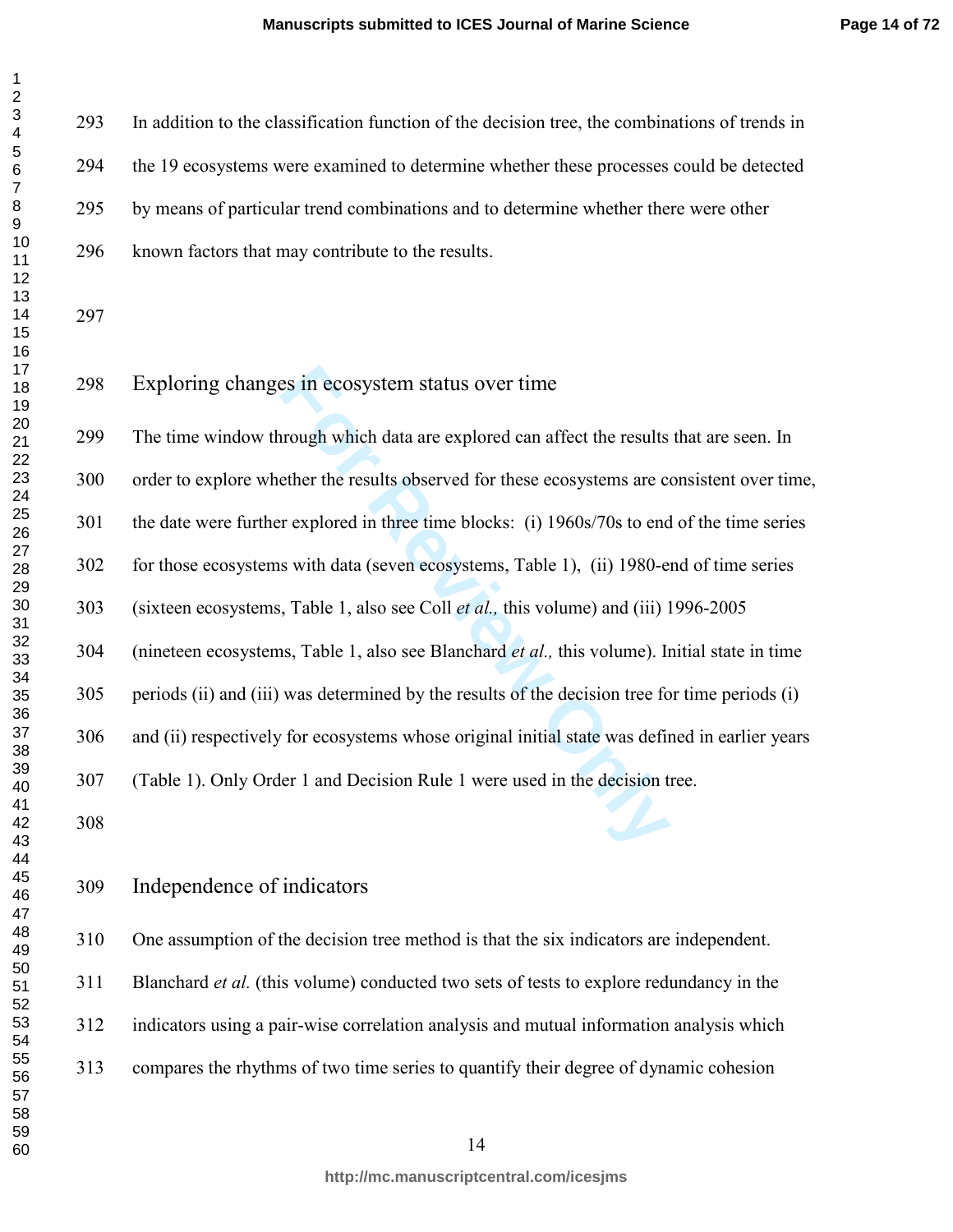In addition to the classification function of the decision tree, the combinations of trends in the 19 ecosystems were examined to determine whether these processes could be detected by means of particular trend combinations and to determine whether there were other known factors that may contribute to the results.

## Exploring changes in ecosystem status over time

The time window through which data are explored can affect the results that are seen. In order to explore whether the results observed for these ecosystems are consistent over time, the date were further explored in three time blocks: (i) 1960s/70s to end of the time series for those ecosystems with data (seven ecosystems, Table 1), (ii) 1980-end of time series (sixteen ecosystems, Table 1, also see Coll *et al.,* this volume) and (iii) 1996-2005 (nineteen ecosystems, Table 1, also see Blanchard *et al.,* this volume). Initial state in time periods (ii) and (iii) was determined by the results of the decision tree for time periods (i) and (ii) respectively for ecosystems whose original initial state was defined in earlier years (Table 1). Only Order 1 and Decision Rule 1 were used in the decision tree.

## Independence of indicators

One assumption of the decision tree method is that the six indicators are independent. Blanchard *et al.* (this volume) conducted two sets of tests to explore redundancy in the indicators using a pair-wise correlation analysis and mutual information analysis which compares the rhythms of two time series to quantify their degree of dynamic cohesion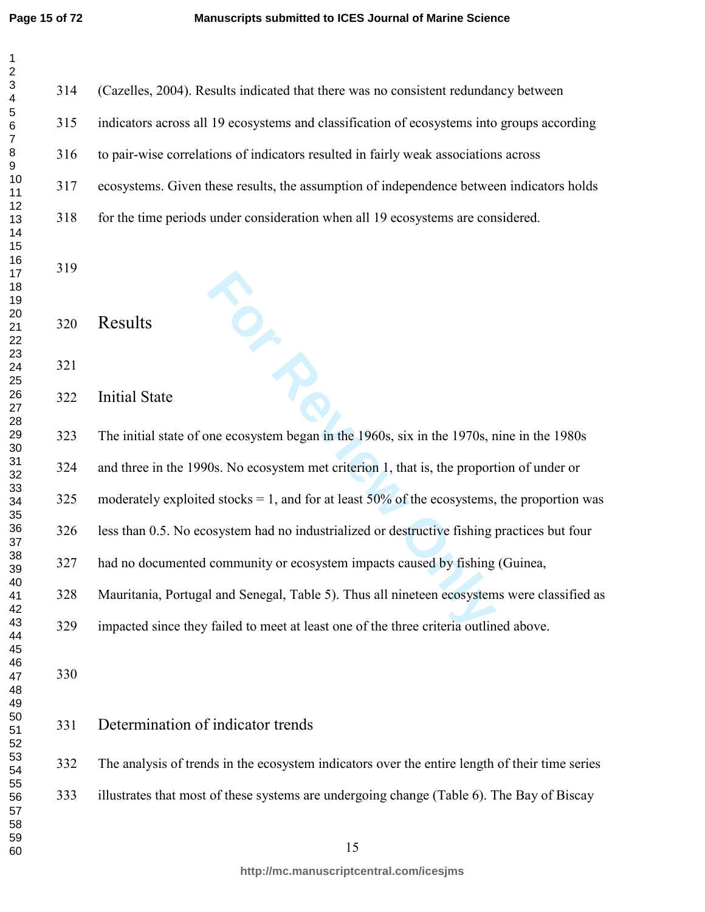(Cazelles, 2004). Results indicated that there was no consistent redundancy between indicators across all 19 ecosystems and classification of ecosystems into groups according to pair-wise correlations of indicators resulted in fairly weak associations across ecosystems. Given these results, the assumption of independence between indicators holds for the time periods under consideration when all 19 ecosystems are considered.

# Results

## Initial State

The initial state of one ecosystem began in the 1960s, six in the 1970s, nine in the 1980s and three in the 1990s. No ecosystem met criterion 1, that is, the proportion of under or moderately exploited stocks = 1, and for at least 50% of the ecosystems, the proportion was less than 0.5. No ecosystem had no industrialized or destructive fishing practices but four had no documented community or ecosystem impacts caused by fishing (Guinea, Mauritania, Portugal and Senegal, Table 5). Thus all nineteen ecosystems were classified as impacted since they failed to meet at least one of the three criteria outlined above.

## Determination of indicator trends

The analysis of trends in the ecosystem indicators over the entire length of their time series illustrates that most of these systems are undergoing change (Table 6). The Bay of Biscay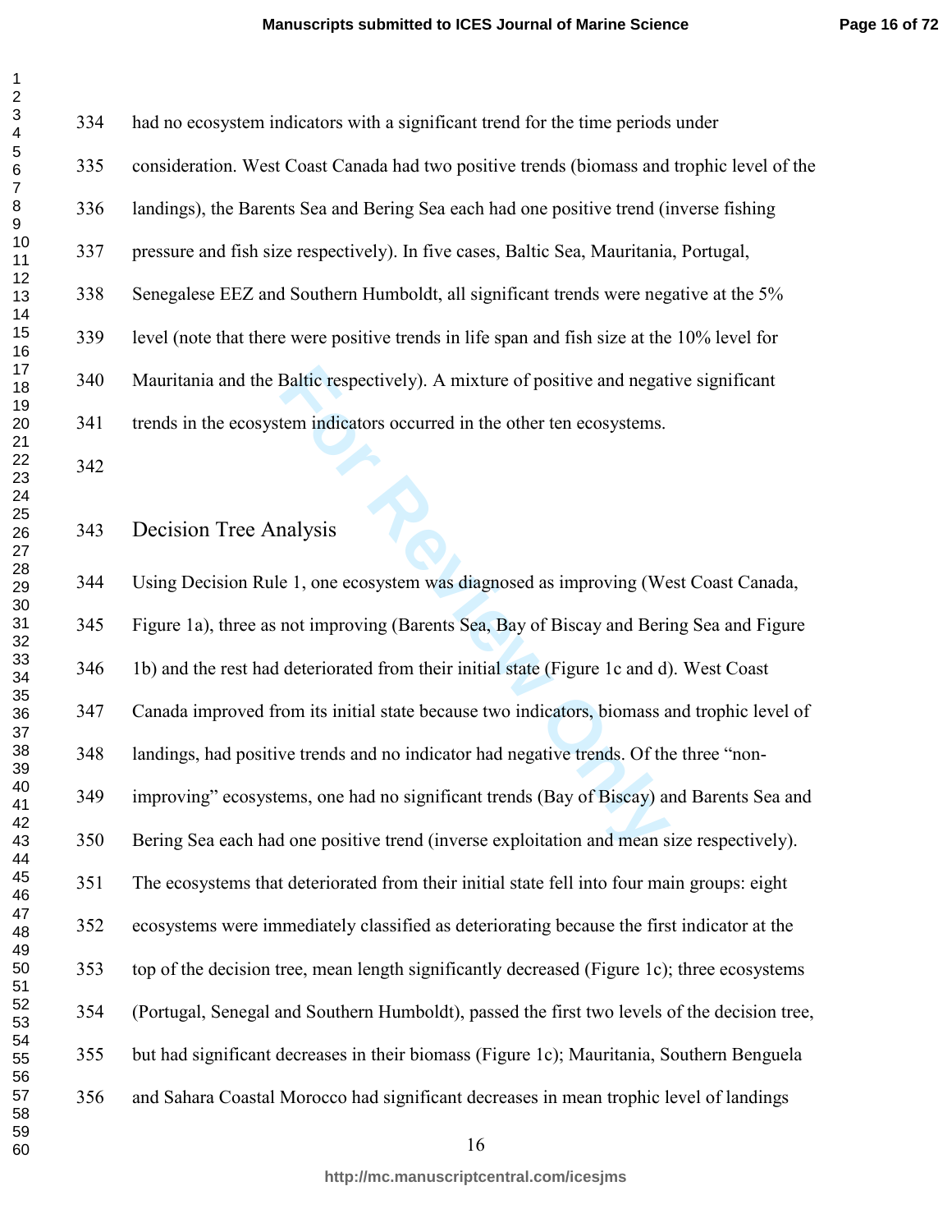had no ecosystem indicators with a significant trend for the time periods under consideration. West Coast Canada had two positive trends (biomass and trophic level of the landings), the Barents Sea and Bering Sea each had one positive trend (inverse fishing pressure and fish size respectively). In five cases, Baltic Sea, Mauritania, Portugal, Senegalese EEZ and Southern Humboldt, all significant trends were negative at the 5% level (note that there were positive trends in life span and fish size at the 10% level for Mauritania and the Baltic respectively). A mixture of positive and negative significant trends in the ecosystem indicators occurred in the other ten ecosystems.

## Decision Tree Analysis

Using Decision Rule 1, one ecosystem was diagnosed as improving (West Coast Canada, Figure 1a), three as not improving (Barents Sea, Bay of Biscay and Bering Sea and Figure 1b) and the rest had deteriorated from their initial state (Figure 1c and d). West Coast Canada improved from its initial state because two indicators, biomass and trophic level of landings, had positive trends and no indicator had negative trends. Of the three "non-improving" ecosystems, one had no significant trends (Bay of Biscay) and Barents Sea and Bering Sea each had one positive trend (inverse exploitation and mean size respectively). The ecosystems that deteriorated from their initial state fell into four main groups: eight ecosystems were immediately classified as deteriorating because the first indicator at the top of the decision tree, mean length significantly decreased (Figure 1c); three ecosystems (Portugal, Senegal and Southern Humboldt), passed the first two levels of the decision tree, but had significant decreases in their biomass (Figure 1c); Mauritania, Southern Benguela and Sahara Coastal Morocco had significant decreases in mean trophic level of landings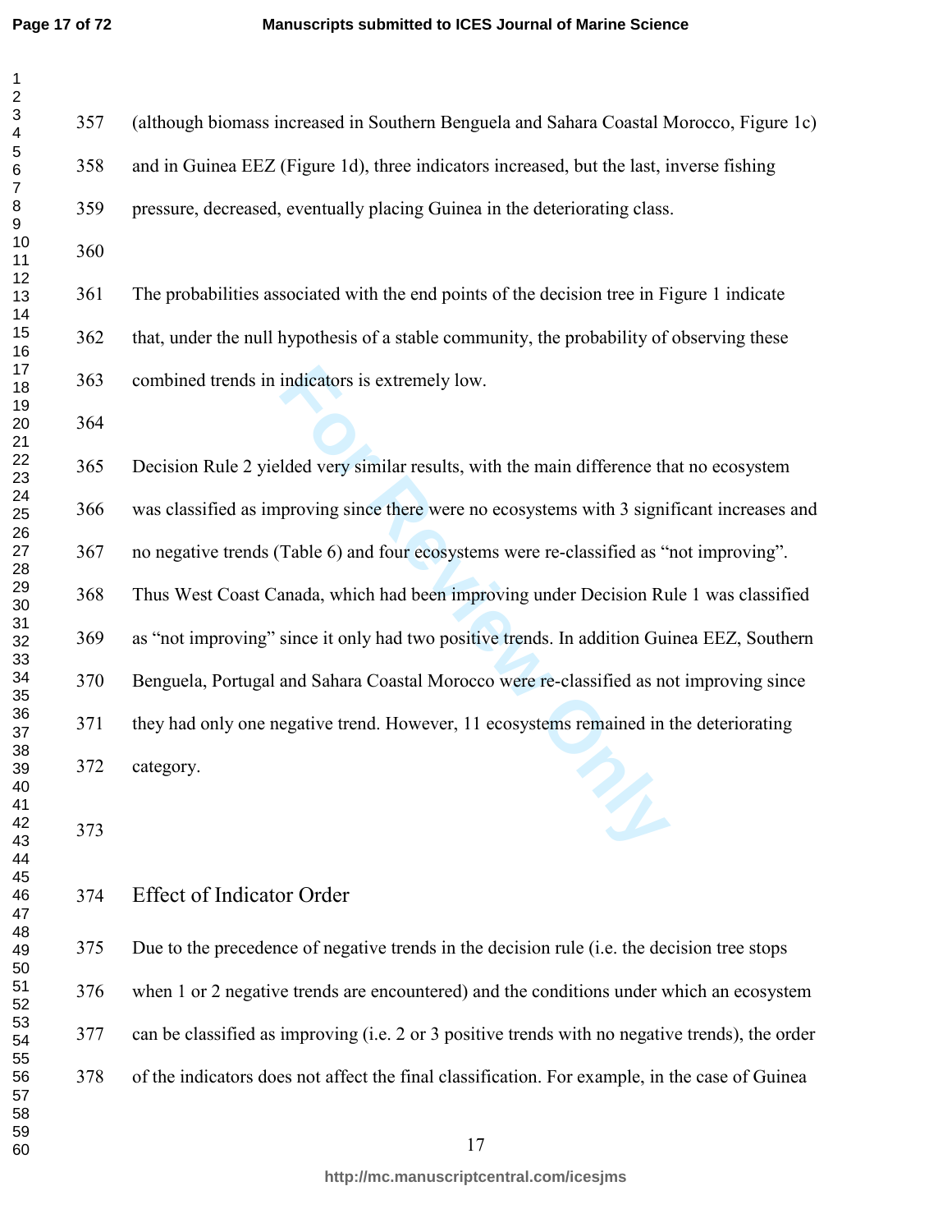(although biomass increased in Southern Benguela and Sahara Coastal Morocco, Figure 1c) and in Guinea EEZ (Figure 1d), three indicators increased, but the last, inverse fishing pressure, decreased, eventually placing Guinea in the deteriorating class.

The probabilities associated with the end points of the decision tree in Figure 1 indicate that, under the null hypothesis of a stable community, the probability of observing these combined trends in indicators is extremely low.

Decision Rule 2 yielded very similar results, with the main difference that no ecosystem was classified as improving since there were no ecosystems with 3 significant increases and no negative trends (Table 6) and four ecosystems were re-classified as "not improving". Thus West Coast Canada, which had been improving under Decision Rule 1 was classified as "not improving" since it only had two positive trends. In addition Guinea EEZ, Southern Benguela, Portugal and Sahara Coastal Morocco were re-classified as not improving since they had only one negative trend. However, 11 ecosystems remained in the deteriorating category.

## Effect of Indicator Order

Due to the precedence of negative trends in the decision rule (i.e. the decision tree stops when 1 or 2 negative trends are encountered) and the conditions under which an ecosystem can be classified as improving (i.e. 2 or 3 positive trends with no negative trends), the order of the indicators does not affect the final classification. For example, in the case of Guinea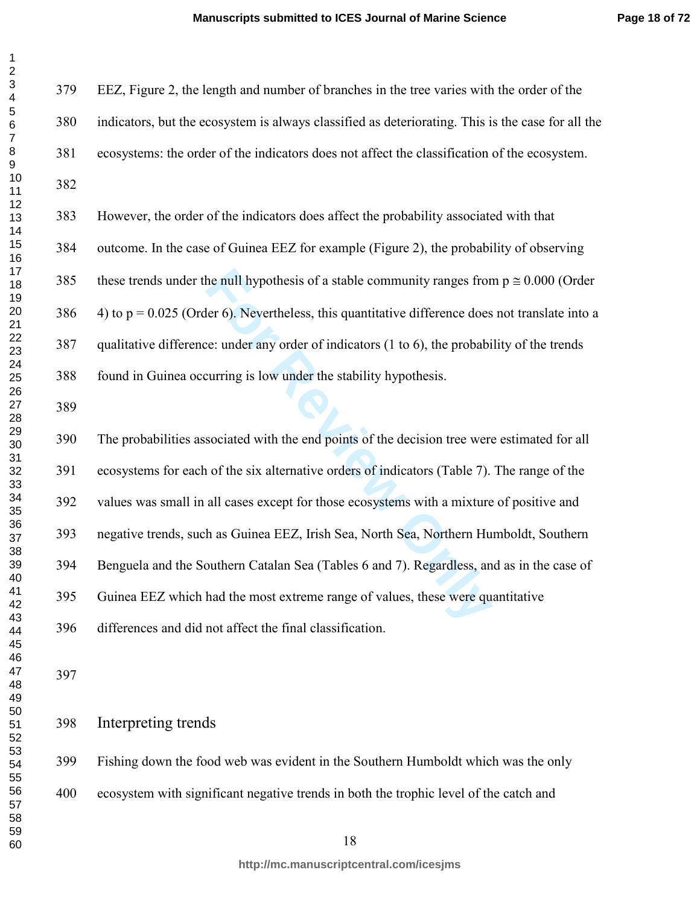EEZ, Figure 2, the length and number of branches in the tree varies with the order of the indicators, but the ecosystem is always classified as deteriorating. This is the case for all the ecosystems: the order of the indicators does not affect the classification of the ecosystem.

However, the order of the indicators does affect the probability associated with that outcome. In the case of Guinea EEZ for example (Figure 2), the probability of observing these trends under the null hypothesis of a stable community ranges from $p \cong 0.000$ (Order 4) to $p = 0.025$ (Order 6). Nevertheless, this quantitative difference does not translate into a qualitative difference: under any order of indicators (1 to 6), the probability of the trends found in Guinea occurring is low under the stability hypothesis.

The probabilities associated with the end points of the decision tree were estimated for all ecosystems for each of the six alternative orders of indicators (Table 7). The range of the values was small in all cases except for those ecosystems with a mixture of positive and negative trends, such as Guinea EEZ, Irish Sea, North Sea, Northern Humboldt, Southern Benguela and the Southern Catalan Sea (Tables 6 and 7). Regardless, and as in the case of Guinea EEZ which had the most extreme range of values, these were quantitative differences and did not affect the final classification.

## Interpreting trends

Fishing down the food web was evident in the Southern Humboldt which was the only ecosystem with significant negative trends in both the trophic level of the catch and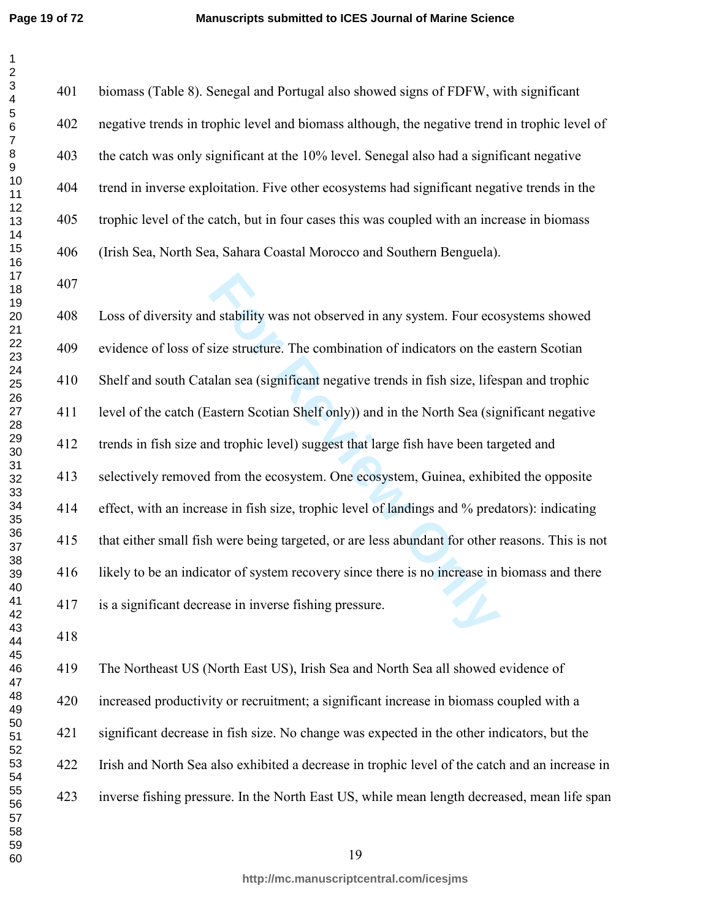biomass (Table 8). Senegal and Portugal also showed signs of FDFW, with significant negative trends in trophic level and biomass although, the negative trend in trophic level of the catch was only significant at the 10% level. Senegal also had a significant negative trend in inverse exploitation. Five other ecosystems had significant negative trends in the trophic level of the catch, but in four cases this was coupled with an increase in biomass (Irish Sea, North Sea, Sahara Coastal Morocco and Southern Benguela).

Loss of diversity and stability was not observed in any system. Four ecosystems showed evidence of loss of size structure. The combination of indicators on the eastern Scotian Shelf and south Catalan sea (significant negative trends in fish size, lifespan and trophic level of the catch (Eastern Scotian Shelf only)) and in the North Sea (significant negative trends in fish size and trophic level) suggest that large fish have been targeted and selectively removed from the ecosystem. One ecosystem, Guinea, exhibited the opposite effect, with an increase in fish size, trophic level of landings and % predators): indicating that either small fish were being targeted, or are less abundant for other reasons. This is not likely to be an indicator of system recovery since there is no increase in biomass and there is a significant decrease in inverse fishing pressure.

The Northeast US (North East US), Irish Sea and North Sea all showed evidence of increased productivity or recruitment; a significant increase in biomass coupled with a significant decrease in fish size. No change was expected in the other indicators, but the Irish and North Sea also exhibited a decrease in trophic level of the catch and an increase in inverse fishing pressure. In the North East US, while mean length decreased, mean life span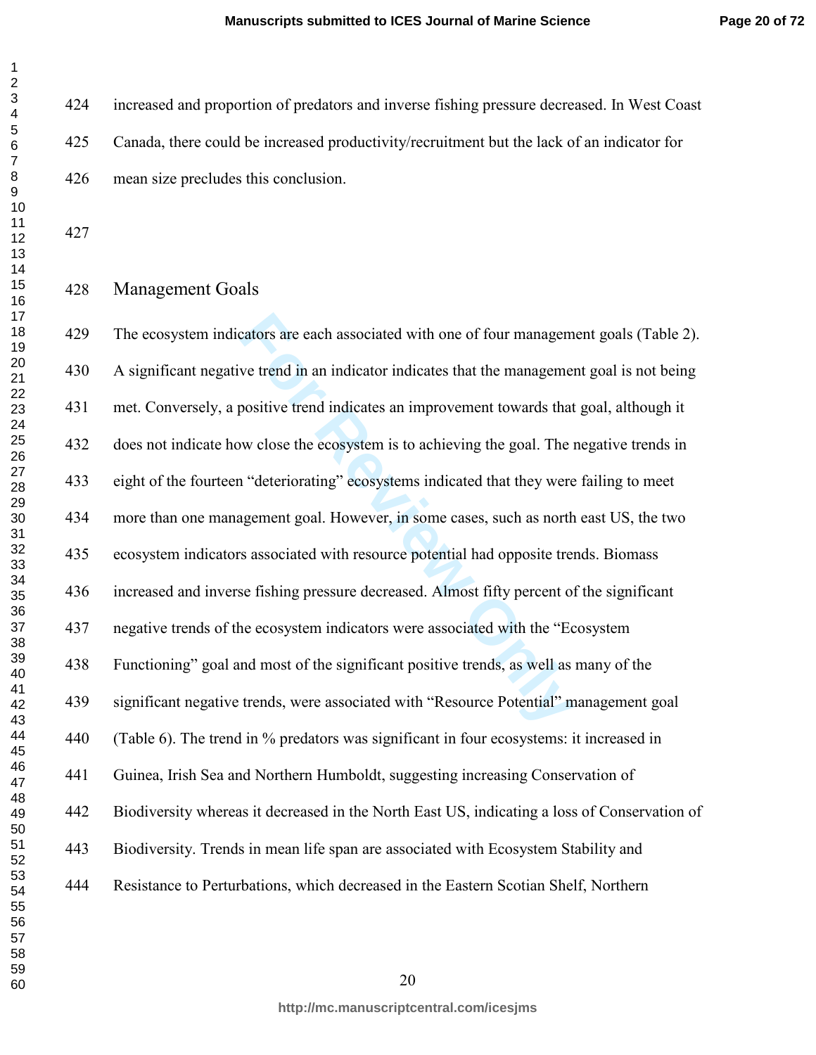increased and proportion of predators and inverse fishing pressure decreased. In West Coast Canada, there could be increased productivity/recruitment but the lack of an indicator for mean size precludes this conclusion.

## Management Goals

The ecosystem indicators are each associated with one of four management goals (Table 2). A significant negative trend in an indicator indicates that the management goal is not being met. Conversely, a positive trend indicates an improvement towards that goal, although it does not indicate how close the ecosystem is to achieving the goal. The negative trends in eight of the fourteen "deteriorating" ecosystems indicated that they were failing to meet more than one management goal. However, in some cases, such as north east US, the two ecosystem indicators associated with resource potential had opposite trends. Biomass increased and inverse fishing pressure decreased. Almost fifty percent of the significant negative trends of the ecosystem indicators were associated with the "Ecosystem Functioning" goal and most of the significant positive trends, as well as many of the significant negative trends, were associated with "Resource Potential" management goal (Table 6). The trend in % predators was significant in four ecosystems: it increased in Guinea, Irish Sea and Northern Humboldt, suggesting increasing Conservation of Biodiversity whereas it decreased in the North East US, indicating a loss of Conservation of Biodiversity. Trends in mean life span are associated with Ecosystem Stability and Resistance to Perturbations, which decreased in the Eastern Scotian Shelf, Northern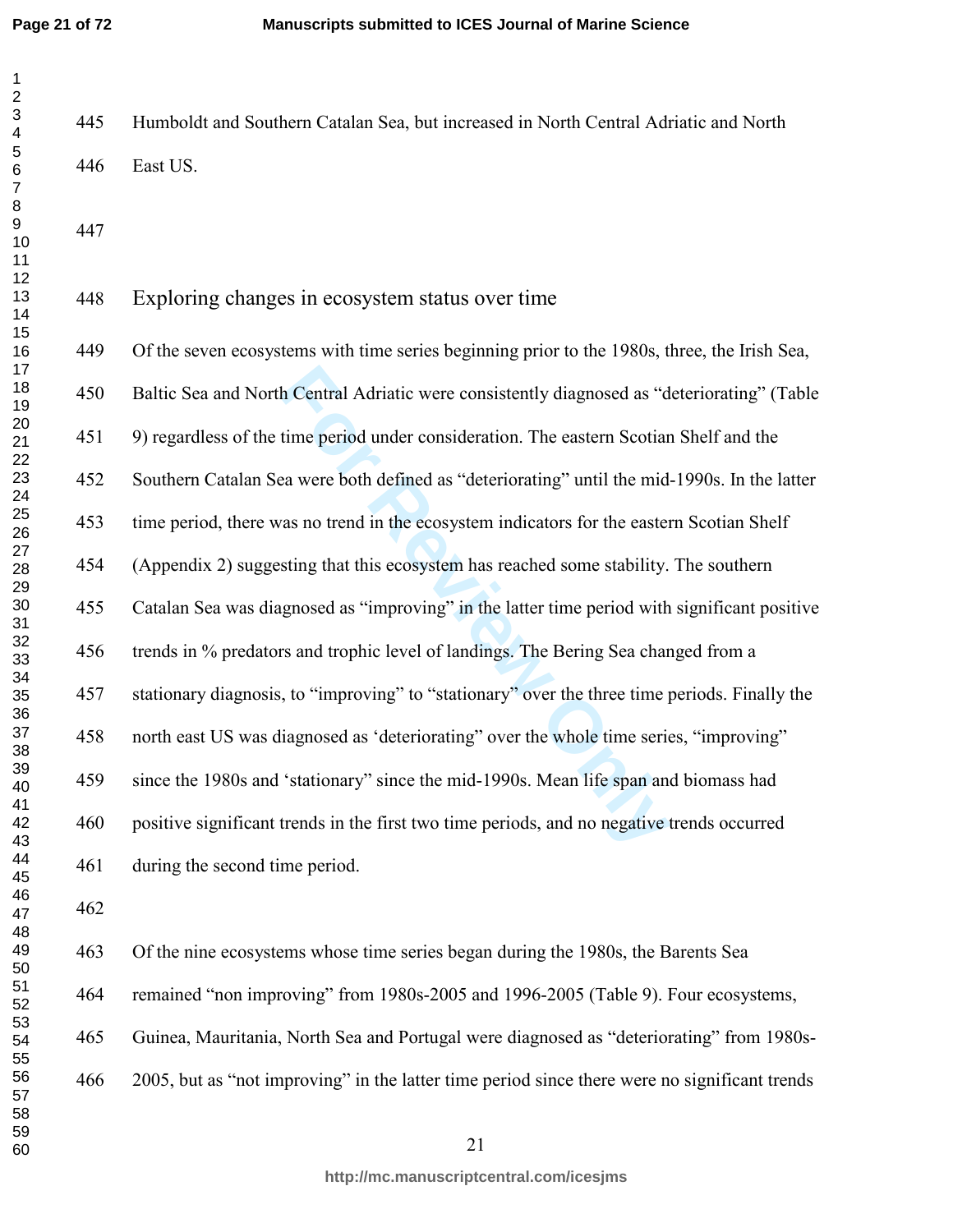Humboldt and Southern Catalan Sea, but increased in North Central Adriatic and North East US.

## Exploring changes in ecosystem status over time

Of the seven ecosystems with time series beginning prior to the 1980s, three, the Irish Sea, Baltic Sea and North Central Adriatic were consistently diagnosed as “deteriorating” (Table 9) regardless of the time period under consideration. The eastern Scotian Shelf and the Southern Catalan Sea were both defined as “deteriorating” until the mid-1990s. In the latter time period, there was no trend in the ecosystem indicators for the eastern Scotian Shelf (Appendix 2) suggesting that this ecosystem has reached some stability. The southern Catalan Sea was diagnosed as “improving” in the latter time period with significant positive trends in % predators and trophic level of landings. The Bering Sea changed from a stationary diagnosis, to “improving” to “stationary” over the three time periods. Finally the north east US was diagnosed as ‘deteriorating” over the whole time series, “improving” since the 1980s and ‘stationary” since the mid-1990s. Mean life span and biomass had positive significant trends in the first two time periods, and no negative trends occurred during the second time period.

Of the nine ecosystems whose time series began during the 1980s, the Barents Sea remained “non improving” from 1980s-2005 and 1996-2005 (Table 9). Four ecosystems, Guinea, Mauritania, North Sea and Portugal were diagnosed as “deteriorating” from 1980s-2005, but as “not improving” in the latter time period since there were no significant trends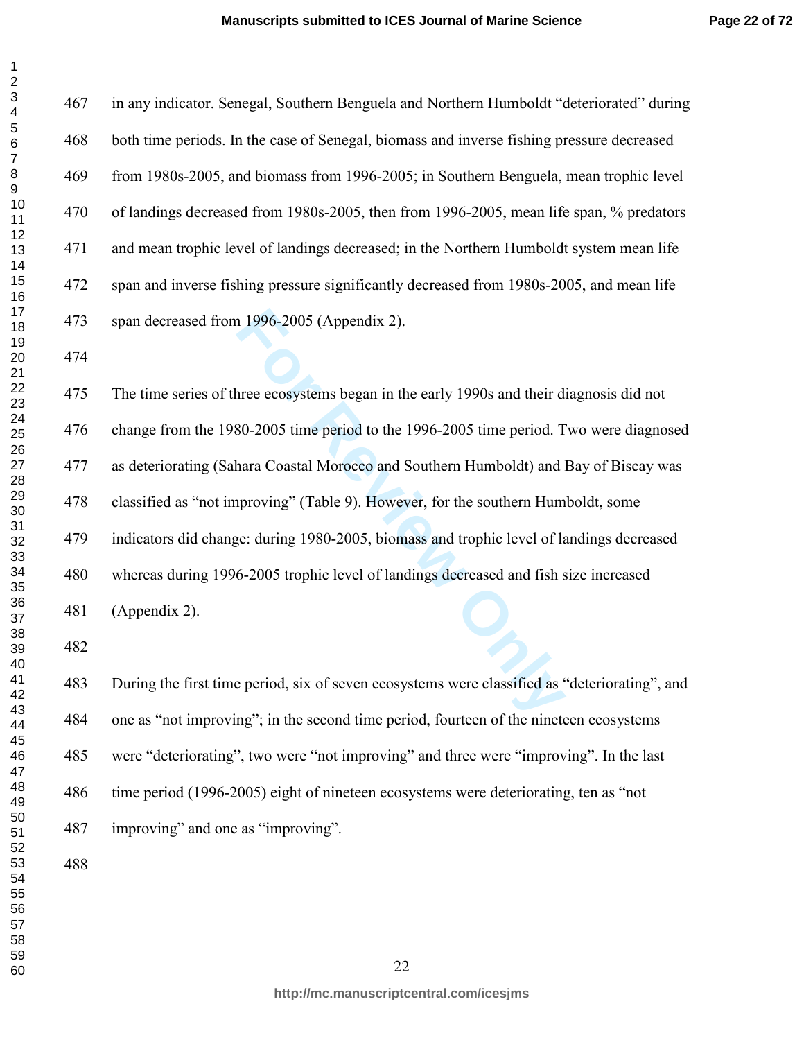in any indicator. Senegal, Southern Benguela and Northern Humboldt "deteriorated" during both time periods. In the case of Senegal, biomass and inverse fishing pressure decreased from 1980s-2005, and biomass from 1996-2005; in Southern Benguela, mean trophic level of landings decreased from 1980s-2005, then from 1996-2005, mean life span, % predators and mean trophic level of landings decreased; in the Northern Humboldt system mean life span and inverse fishing pressure significantly decreased from 1980s-2005, and mean life span decreased from 1996-2005 (Appendix 2).

The time series of three ecosystems began in the early 1990s and their diagnosis did not change from the 1980-2005 time period to the 1996-2005 time period. Two were diagnosed as deteriorating (Sahara Coastal Morocco and Southern Humboldt) and Bay of Biscay was classified as "not improving" (Table 9). However, for the southern Humboldt, some indicators did change: during 1980-2005, biomass and trophic level of landings decreased whereas during 1996-2005 trophic level of landings decreased and fish size increased (Appendix 2).

During the first time period, six of seven ecosystems were classified as "deteriorating", and one as "not improving"; in the second time period, fourteen of the nineteen ecosystems were "deteriorating", two were "not improving" and three were "improving". In the last time period (1996-2005) eight of nineteen ecosystems were deteriorating, ten as "not improving" and one as "improving".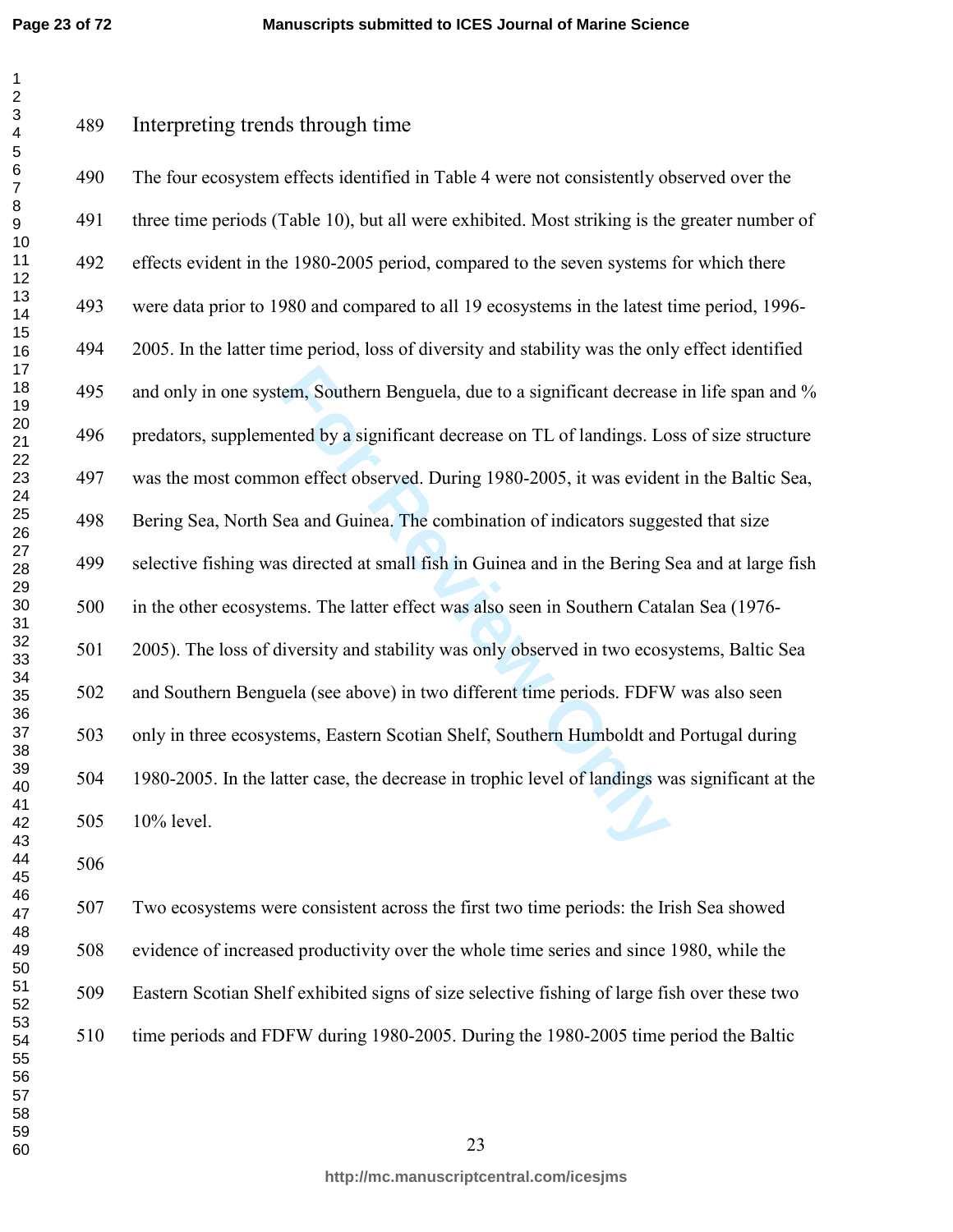## Interpreting trends through time

The four ecosystem effects identified in Table 4 were not consistently observed over the three time periods (Table 10), but all were exhibited. Most striking is the greater number of effects evident in the 1980-2005 period, compared to the seven systems for which there were data prior to 1980 and compared to all 19 ecosystems in the latest time period, 1996-2005. In the latter time period, loss of diversity and stability was the only effect identified and only in one system, Southern Benguela, due to a significant decrease in life span and % predators, supplemented by a significant decrease on TL of landings. Loss of size structure was the most common effect observed. During 1980-2005, it was evident in the Baltic Sea, Bering Sea, North Sea and Guinea. The combination of indicators suggested that size selective fishing was directed at small fish in Guinea and in the Bering Sea and at large fish in the other ecosystems. The latter effect was also seen in Southern Catalan Sea (1976-2005). The loss of diversity and stability was only observed in two ecosystems, Baltic Sea and Southern Benguela (see above) in two different time periods. FDFW was also seen only in three ecosystems, Eastern Scotian Shelf, Southern Humboldt and Portugal during 1980-2005. In the latter case, the decrease in trophic level of landings was significant at the 10% level.

Two ecosystems were consistent across the first two time periods: the Irish Sea showed evidence of increased productivity over the whole time series and since 1980, while the Eastern Scotian Shelf exhibited signs of size selective fishing of large fish over these two time periods and FDFW during 1980-2005. During the 1980-2005 time period the Baltic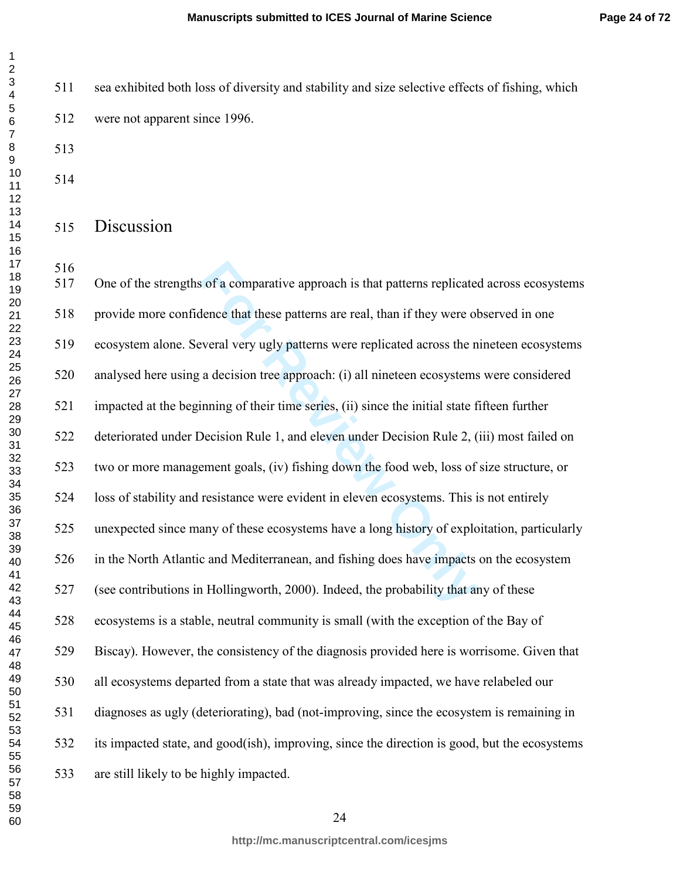sea exhibited both loss of diversity and stability and size selective effects of fishing, which were not apparent since 1996.

## Discussion

One of the strengths of a comparative approach is that patterns replicated across ecosystems provide more confidence that these patterns are real, than if they were observed in one ecosystem alone. Several very ugly patterns were replicated across the nineteen ecosystems analysed here using a decision tree approach: (i) all nineteen ecosystems were considered impacted at the beginning of their time series, (ii) since the initial state fifteen further deteriorated under Decision Rule 1, and eleven under Decision Rule 2, (iii) most failed on two or more management goals, (iv) fishing down the food web, loss of size structure, or loss of stability and resistance were evident in eleven ecosystems. This is not entirely unexpected since many of these ecosystems have a long history of exploitation, particularly in the North Atlantic and Mediterranean, and fishing does have impacts on the ecosystem (see contributions in Hollingworth, 2000). Indeed, the probability that any of these ecosystems is a stable, neutral community is small (with the exception of the Bay of Biscay). However, the consistency of the diagnosis provided here is worrisome. Given that all ecosystems departed from a state that was already impacted, we have relabeled our diagnoses as ugly (deteriorating), bad (not-improving, since the ecosystem is remaining in its impacted state, and good(ish), improving, since the direction is good, but the ecosystems are still likely to be highly impacted.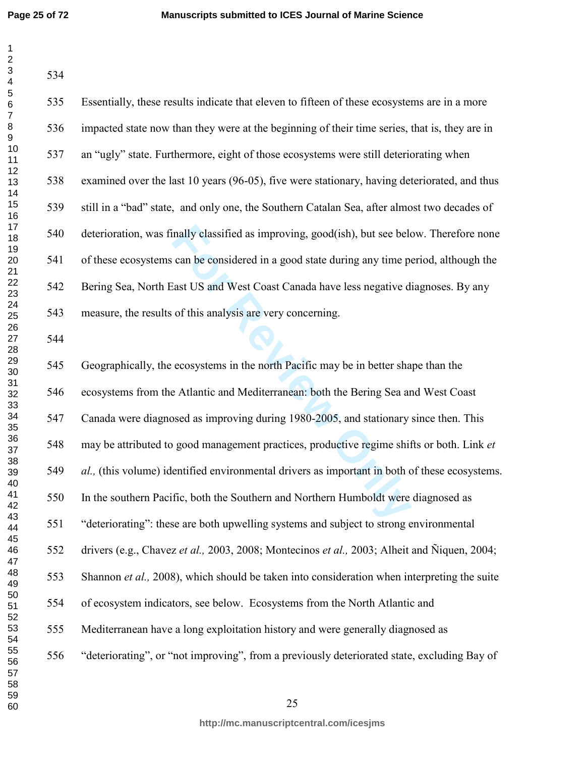Essentially, these results indicate that eleven to fifteen of these ecosystems are in a more impacted state now than they were at the beginning of their time series, that is, they are in an "ugly" state. Furthermore, eight of those ecosystems were still deteriorating when examined over the last 10 years (96-05), five were stationary, having deteriorated, and thus still in a "bad" state, and only one, the Southern Catalan Sea, after almost two decades of deterioration, was finally classified as improving, good(ish), but see below. Therefore none of these ecosystems can be considered in a good state during any time period, although the Bering Sea, North East US and West Coast Canada have less negative diagnoses. By any measure, the results of this analysis are very concerning.

Geographically, the ecosystems in the north Pacific may be in better shape than the ecosystems from the Atlantic and Mediterranean: both the Bering Sea and West Coast Canada were diagnosed as improving during 1980-2005, and stationary since then. This may be attributed to good management practices, productive regime shifts or both. Link *et al.,* (this volume) identified environmental drivers as important in both of these ecosystems. In the southern Pacific, both the Southern and Northern Humboldt were diagnosed as "deteriorating": these are both upwelling systems and subject to strong environmental drivers (e.g., Chavez *et al.,* 2003, 2008; Montecinos *et al.,* 2003; Alheit and Ñiquen, 2004; Shannon *et al.,* 2008), which should be taken into consideration when interpreting the suite of ecosystem indicators, see below. Ecosystems from the North Atlantic and Mediterranean have a long exploitation history and were generally diagnosed as "deteriorating", or "not improving", from a previously deteriorated state, excluding Bay of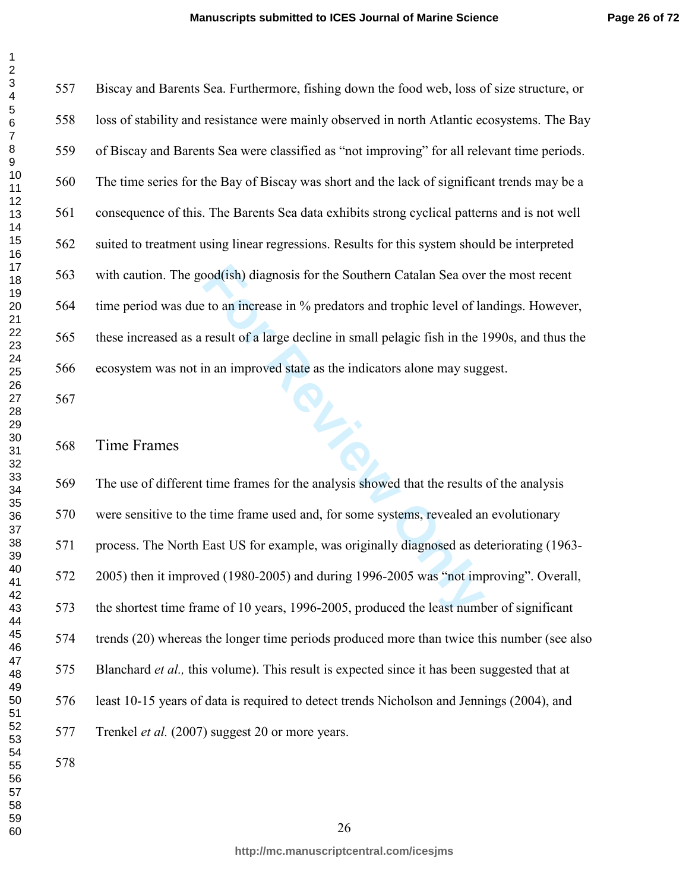Biscay and Barents Sea. Furthermore, fishing down the food web, loss of size structure, or loss of stability and resistance were mainly observed in north Atlantic ecosystems. The Bay of Biscay and Barents Sea were classified as "not improving" for all relevant time periods. The time series for the Bay of Biscay was short and the lack of significant trends may be a consequence of this. The Barents Sea data exhibits strong cyclical patterns and is not well suited to treatment using linear regressions. Results for this system should be interpreted with caution. The good(ish) diagnosis for the Southern Catalan Sea over the most recent time period was due to an increase in % predators and trophic level of landings. However, these increased as a result of a large decline in small pelagic fish in the 1990s, and thus the ecosystem was not in an improved state as the indicators alone may suggest.

## Time Frames

The use of different time frames for the analysis showed that the results of the analysis were sensitive to the time frame used and, for some systems, revealed an evolutionary process. The North East US for example, was originally diagnosed as deteriorating (1963-2005) then it improved (1980-2005) and during 1996-2005 was "not improving". Overall, the shortest time frame of 10 years, 1996-2005, produced the least number of significant trends (20) whereas the longer time periods produced more than twice this number (see also Blanchard *et al.,* this volume). This result is expected since it has been suggested that at least 10-15 years of data is required to detect trends Nicholson and Jennings (2004), and Trenkel *et al.* (2007) suggest 20 or more years.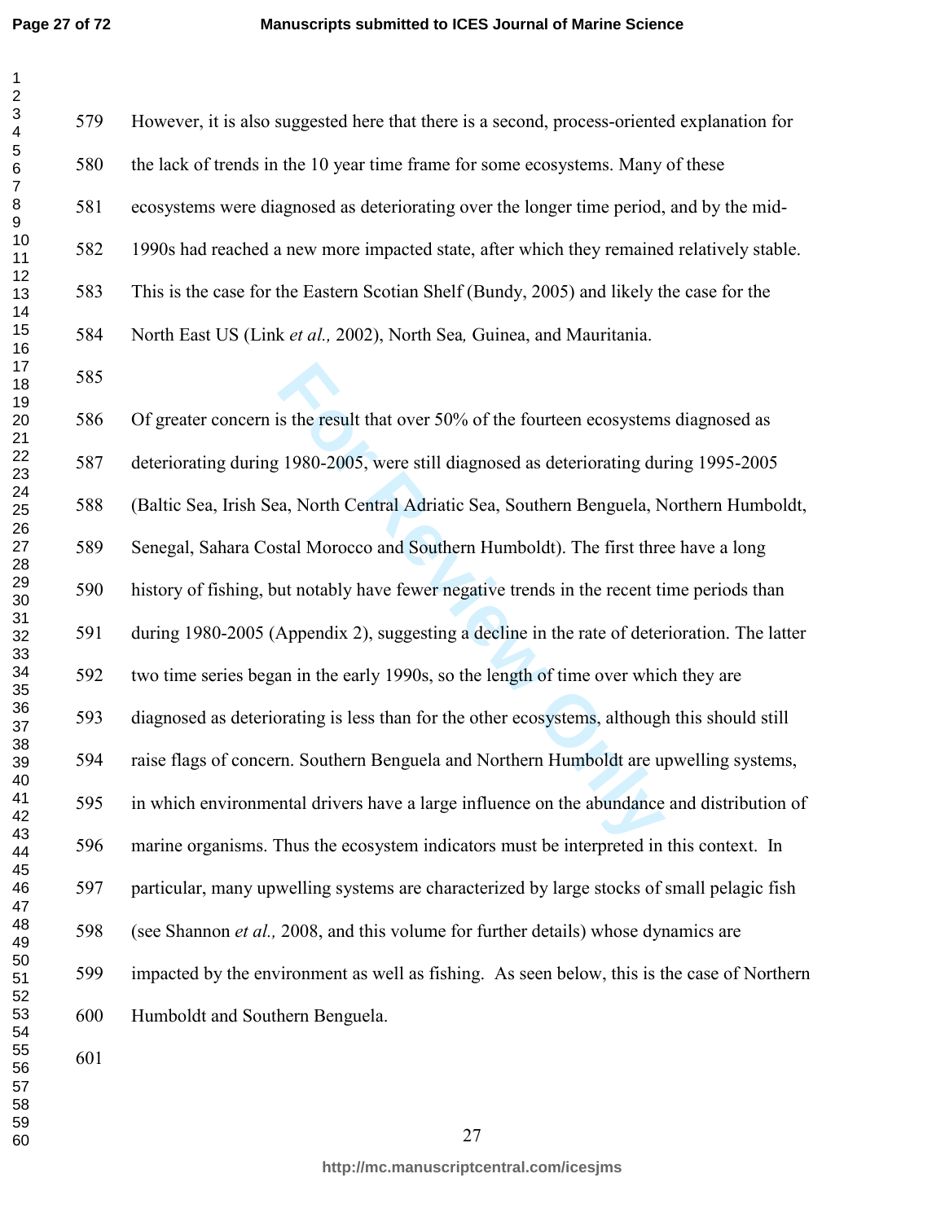However, it is also suggested here that there is a second, process-oriented explanation for the lack of trends in the 10 year time frame for some ecosystems. Many of these ecosystems were diagnosed as deteriorating over the longer time period, and by the mid-1990s had reached a new more impacted state, after which they remained relatively stable. This is the case for the Eastern Scotian Shelf (Bundy, 2005) and likely the case for the North East US (Link *et al.,* 2002), North Sea, Guinea, and Mauritania.

Of greater concern is the result that over 50% of the fourteen ecosystems diagnosed as deteriorating during 1980-2005, were still diagnosed as deteriorating during 1995-2005 (Baltic Sea, Irish Sea, North Central Adriatic Sea, Southern Benguela, Northern Humboldt, Senegal, Sahara Costal Morocco and Southern Humboldt). The first three have a long history of fishing, but notably have fewer negative trends in the recent time periods than during 1980-2005 (Appendix 2), suggesting a decline in the rate of deterioration. The latter two time series began in the early 1990s, so the length of time over which they are diagnosed as deteriorating is less than for the other ecosystems, although this should still raise flags of concern. Southern Benguela and Northern Humboldt are upwelling systems, in which environmental drivers have a large influence on the abundance and distribution of marine organisms. Thus the ecosystem indicators must be interpreted in this context. In particular, many upwelling systems are characterized by large stocks of small pelagic fish (see Shannon *et al.,* 2008, and this volume for further details) whose dynamics are impacted by the environment as well as fishing. As seen below, this is the case of Northern Humboldt and Southern Benguela.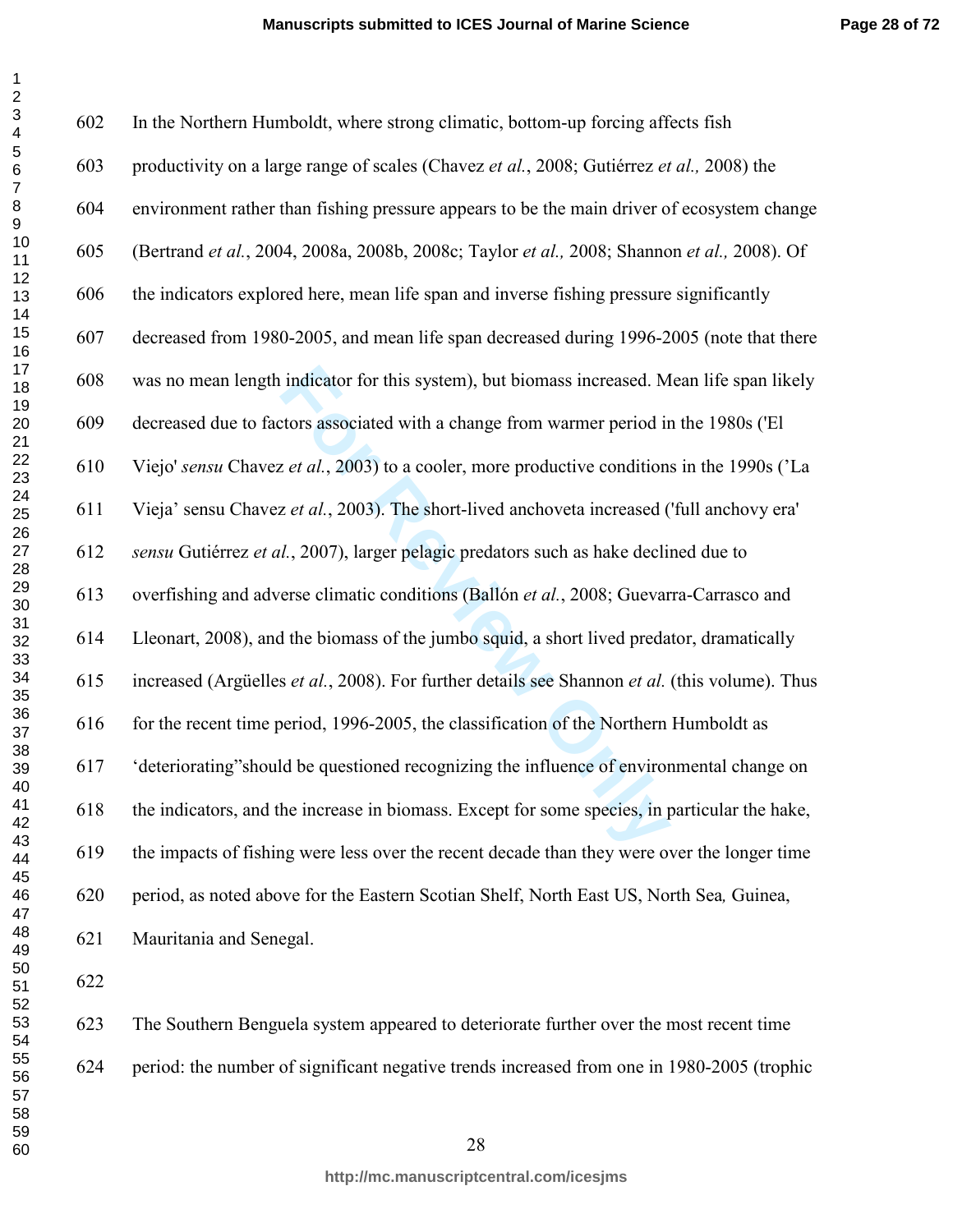In the Northern Humboldt, where strong climatic, bottom-up forcing affects fish productivity on a large range of scales (Chavez *et al.*, 2008; Gutiérrez *et al.,* 2008) the environment rather than fishing pressure appears to be the main driver of ecosystem change (Bertrand *et al.*, 2004, 2008a, 2008b, 2008c; Taylor *et al.,* 2008; Shannon *et al.,* 2008). Of the indicators explored here, mean life span and inverse fishing pressure significantly decreased from 1980-2005, and mean life span decreased during 1996-2005 (note that there was no mean length indicator for this system), but biomass increased. Mean life span likely decreased due to factors associated with a change from warmer period in the 1980s ('El Viejo' *sensu* Chavez *et al.*, 2003) to a cooler, more productive conditions in the 1990s ('La Vieja' sensu Chavez *et al.*, 2003). The short-lived anchoveta increased ('full anchovy era' *sensu* Gutiérrez *et al.*, 2007), larger pelagic predators such as hake declined due to overfishing and adverse climatic conditions (Ballón *et al.*, 2008; Guevarra-Carrasco and Lleonart, 2008), and the biomass of the jumbo squid, a short lived predator, dramatically increased (Argüelles *et al.*, 2008). For further details see Shannon *et al.* (this volume). Thus for the recent time period, 1996-2005, the classification of the Northern Humboldt as 'deteriorating"should be questioned recognizing the influence of environmental change on the indicators, and the increase in biomass. Except for some species, in particular the hake, the impacts of fishing were less over the recent decade than they were over the longer time period, as noted above for the Eastern Scotian Shelf, North East US, North Sea, Guinea, Mauritania and Senegal.

The Southern Benguela system appeared to deteriorate further over the most recent time period: the number of significant negative trends increased from one in 1980-2005 (trophic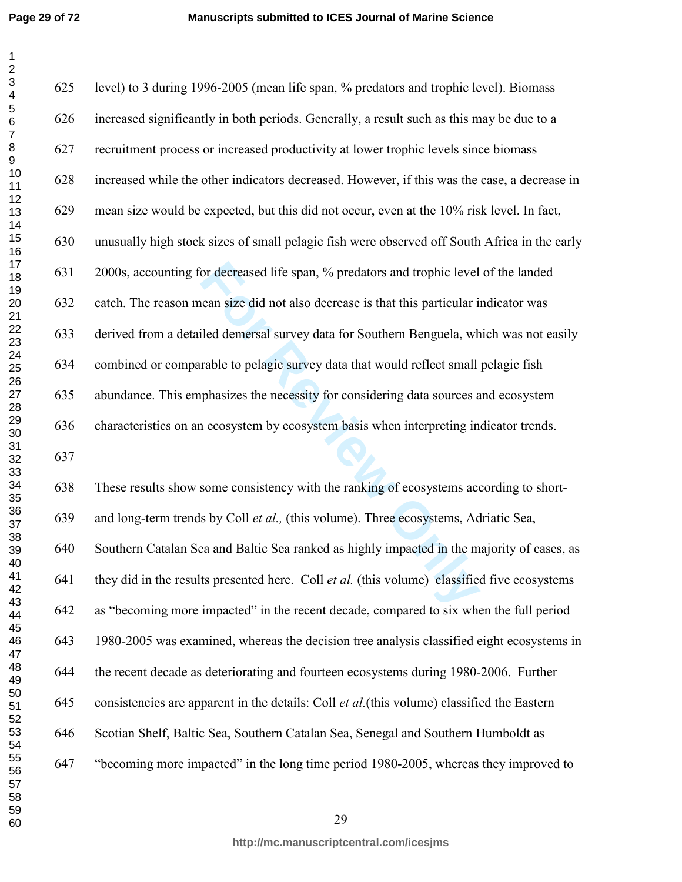level) to 3 during 1996-2005 (mean life span, % predators and trophic level). Biomass increased significantly in both periods. Generally, a result such as this may be due to a recruitment process or increased productivity at lower trophic levels since biomass increased while the other indicators decreased. However, if this was the case, a decrease in mean size would be expected, but this did not occur, even at the 10% risk level. In fact, unusually high stock sizes of small pelagic fish were observed off South Africa in the early 2000s, accounting for decreased life span, % predators and trophic level of the landed catch. The reason mean size did not also decrease is that this particular indicator was derived from a detailed demersal survey data for Southern Benguela, which was not easily combined or comparable to pelagic survey data that would reflect small pelagic fish abundance. This emphasizes the necessity for considering data sources and ecosystem characteristics on an ecosystem by ecosystem basis when interpreting indicator trends.

These results show some consistency with the ranking of ecosystems according to short- and long-term trends by Coll *et al.,* (this volume). Three ecosystems, Adriatic Sea, Southern Catalan Sea and Baltic Sea ranked as highly impacted in the majority of cases, as they did in the results presented here. Coll *et al.* (this volume) classified five ecosystems as "becoming more impacted" in the recent decade, compared to six when the full period 1980-2005 was examined, whereas the decision tree analysis classified eight ecosystems in the recent decade as deteriorating and fourteen ecosystems during 1980-2006. Further consistencies are apparent in the details: Coll *et al.*(this volume) classified the Eastern Scotian Shelf, Baltic Sea, Southern Catalan Sea, Senegal and Southern Humboldt as "becoming more impacted" in the long time period 1980-2005, whereas they improved to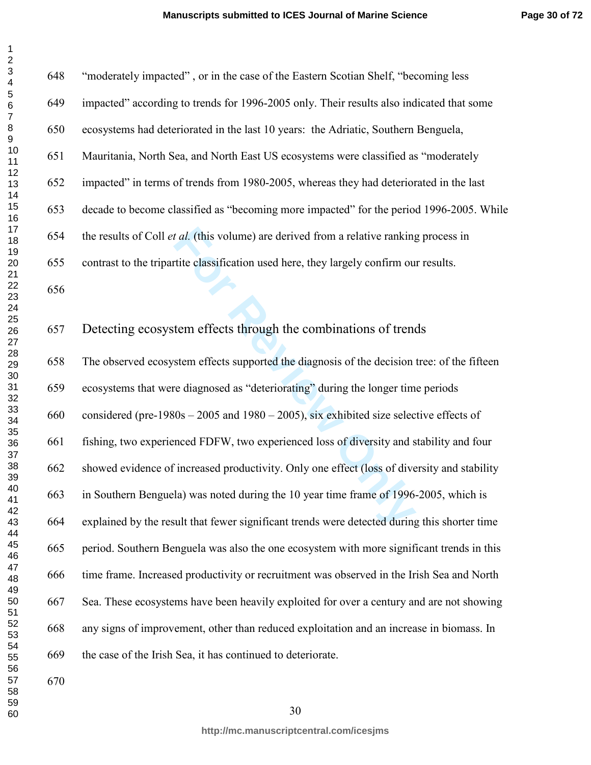"moderately impacted" , or in the case of the Eastern Scotian Shelf, "becoming less impacted" according to trends for 1996-2005 only. Their results also indicated that some ecosystems had deteriorated in the last 10 years: the Adriatic, Southern Benguela, Mauritania, North Sea, and North East US ecosystems were classified as "moderately impacted" in terms of trends from 1980-2005, whereas they had deteriorated in the last decade to become classified as "becoming more impacted" for the period 1996-2005. While the results of Coll *et al.* (this volume) are derived from a relative ranking process in contrast to the tripartite classification used here, they largely confirm our results.

## Detecting ecosystem effects through the combinations of trends

The observed ecosystem effects supported the diagnosis of the decision tree: of the fifteen ecosystems that were diagnosed as "deteriorating" during the longer time periods considered (pre-1980s – 2005 and 1980 – 2005), six exhibited size selective effects of fishing, two experienced FDFW, two experienced loss of diversity and stability and four showed evidence of increased productivity. Only one effect (loss of diversity and stability in Southern Benguela) was noted during the 10 year time frame of 1996-2005, which is explained by the result that fewer significant trends were detected during this shorter time period. Southern Benguela was also the one ecosystem with more significant trends in this time frame. Increased productivity or recruitment was observed in the Irish Sea and North Sea. These ecosystems have been heavily exploited for over a century and are not showing any signs of improvement, other than reduced exploitation and an increase in biomass. In the case of the Irish Sea, it has continued to deteriorate.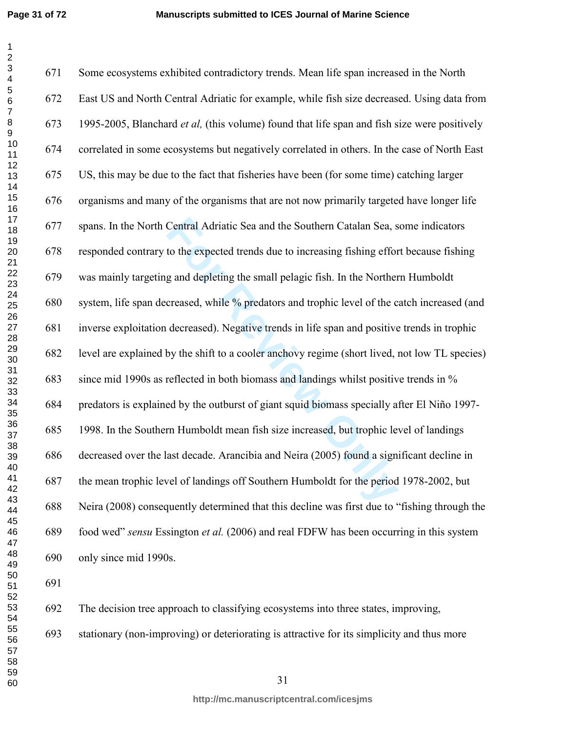Some ecosystems exhibited contradictory trends. Mean life span increased in the North East US and North Central Adriatic for example, while fish size decreased. Using data from 1995-2005, Blanchard *et al,* (this volume) found that life span and fish size were positively correlated in some ecosystems but negatively correlated in others. In the case of North East US, this may be due to the fact that fisheries have been (for some time) catching larger organisms and many of the organisms that are not now primarily targeted have longer life spans. In the North Central Adriatic Sea and the Southern Catalan Sea, some indicators responded contrary to the expected trends due to increasing fishing effort because fishing was mainly targeting and depleting the small pelagic fish. In the Northern Humboldt system, life span decreased, while % predators and trophic level of the catch increased (and inverse exploitation decreased). Negative trends in life span and positive trends in trophic level are explained by the shift to a cooler anchovy regime (short lived, not low TL species) since mid 1990s as reflected in both biomass and landings whilst positive trends in % predators is explained by the outburst of giant squid biomass specially after El Niño 1997-1998. In the Southern Humboldt mean fish size increased, but trophic level of landings decreased over the last decade. Arancibia and Neira (2005) found a significant decline in the mean trophic level of landings off Southern Humboldt for the period 1978-2002, but Neira (2008) consequently determined that this decline was first due to "fishing through the food wed" *sensu* Essington *et al.* (2006) and real FDFW has been occurring in this system only since mid 1990s.

The decision tree approach to classifying ecosystems into three states, improving, stationary (non-improving) or deteriorating is attractive for its simplicity and thus more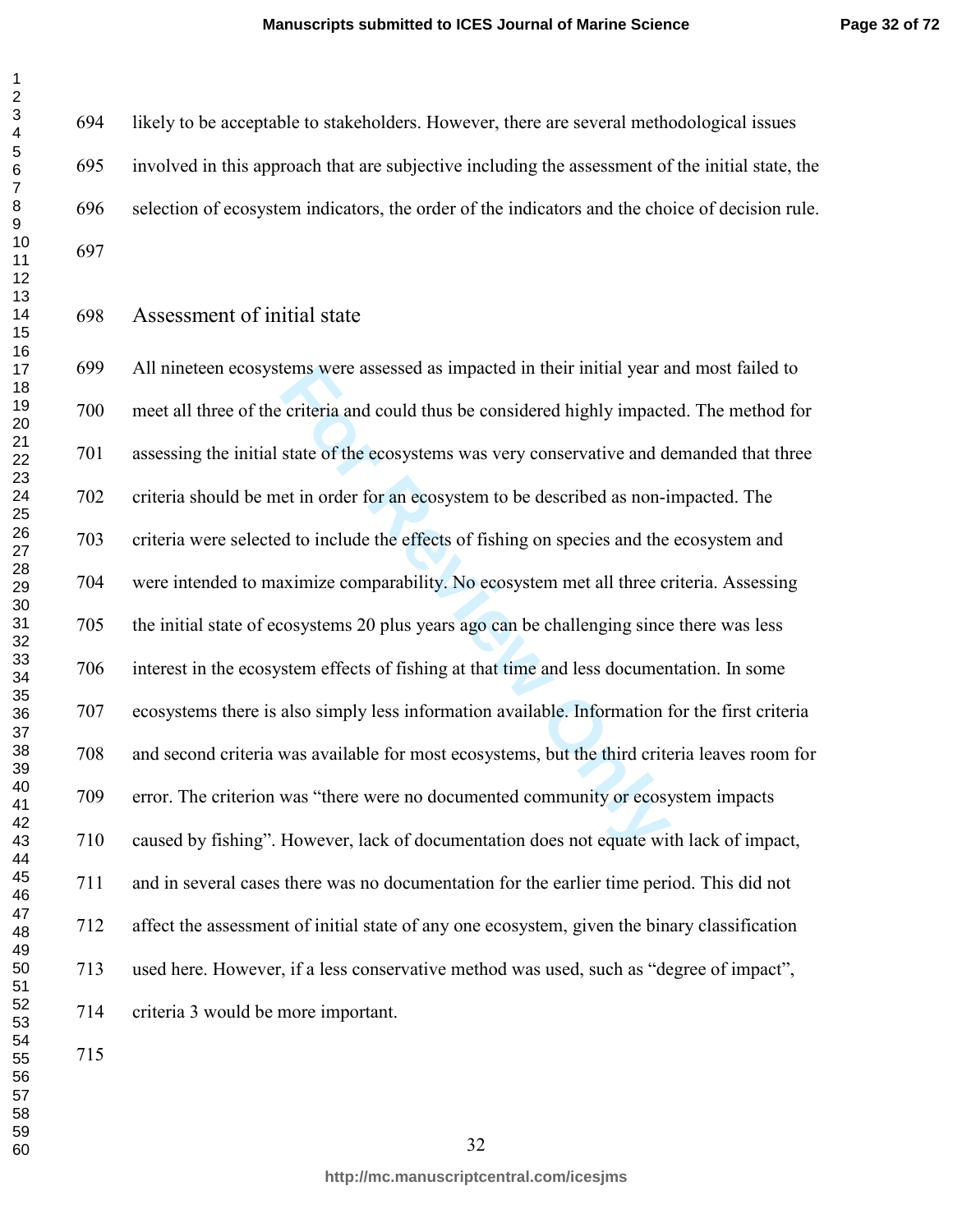likely to be acceptable to stakeholders. However, there are several methodological issues involved in this approach that are subjective including the assessment of the initial state, the selection of ecosystem indicators, the order of the indicators and the choice of decision rule.

## Assessment of initial state

All nineteen ecosystems were assessed as impacted in their initial year and most failed to meet all three of the criteria and could thus be considered highly impacted. The method for assessing the initial state of the ecosystems was very conservative and demanded that three criteria should be met in order for an ecosystem to be described as non-impacted. The criteria were selected to include the effects of fishing on species and the ecosystem and were intended to maximize comparability. No ecosystem met all three criteria. Assessing the initial state of ecosystems 20 plus years ago can be challenging since there was less interest in the ecosystem effects of fishing at that time and less documentation. In some ecosystems there is also simply less information available. Information for the first criteria and second criteria was available for most ecosystems, but the third criteria leaves room for error. The criterion was "there were no documented community or ecosystem impacts caused by fishing". However, lack of documentation does not equate with lack of impact, and in several cases there was no documentation for the earlier time period. This did not affect the assessment of initial state of any one ecosystem, given the binary classification used here. However, if a less conservative method was used, such as "degree of impact", criteria 3 would be more important.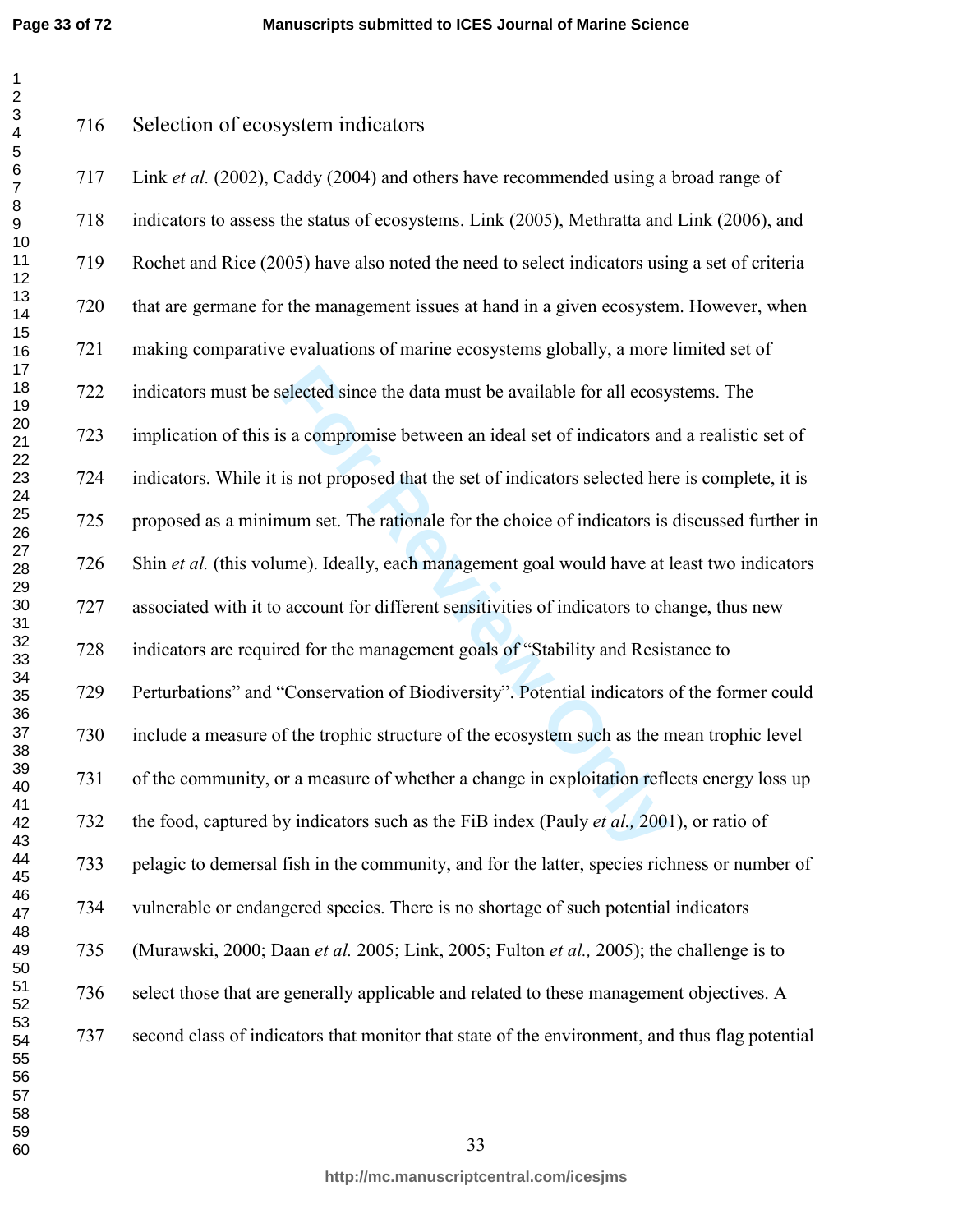## Selection of ecosystem indicators

Link *et al.* (2002), Caddy (2004) and others have recommended using a broad range of indicators to assess the status of ecosystems. Link (2005), Methratta and Link (2006), and Rochet and Rice (2005) have also noted the need to select indicators using a set of criteria that are germane for the management issues at hand in a given ecosystem. However, when making comparative evaluations of marine ecosystems globally, a more limited set of indicators must be selected since the data must be available for all ecosystems. The implication of this is a compromise between an ideal set of indicators and a realistic set of indicators. While it is not proposed that the set of indicators selected here is complete, it is proposed as a minimum set. The rationale for the choice of indicators is discussed further in Shin *et al.* (this volume). Ideally, each management goal would have at least two indicators associated with it to account for different sensitivities of indicators to change, thus new indicators are required for the management goals of "Stability and Resistance to Perturbations" and "Conservation of Biodiversity". Potential indicators of the former could include a measure of the trophic structure of the ecosystem such as the mean trophic level of the community, or a measure of whether a change in exploitation reflects energy loss up the food, captured by indicators such as the FiB index (Pauly *et al.,* 2001), or ratio of pelagic to demersal fish in the community, and for the latter, species richness or number of vulnerable or endangered species. There is no shortage of such potential indicators (Murawski, 2000; Daan *et al.* 2005; Link, 2005; Fulton *et al.,* 2005); the challenge is to select those that are generally applicable and related to these management objectives. A second class of indicators that monitor that state of the environment, and thus flag potential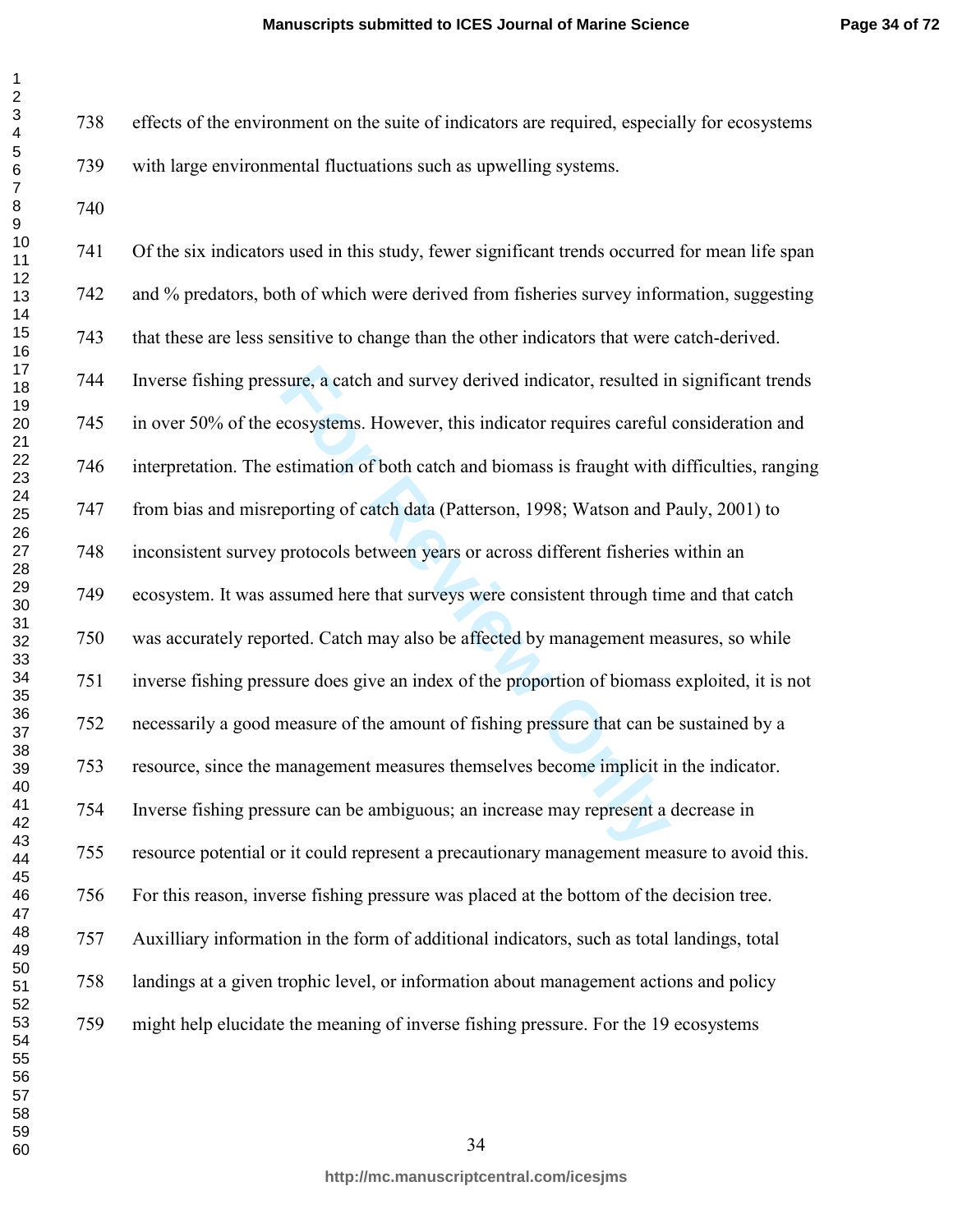effects of the environment on the suite of indicators are required, especially for ecosystems with large environmental fluctuations such as upwelling systems.

Of the six indicators used in this study, fewer significant trends occurred for mean life span and % predators, both of which were derived from fisheries survey information, suggesting that these are less sensitive to change than the other indicators that were catch-derived. Inverse fishing pressure, a catch and survey derived indicator, resulted in significant trends in over 50% of the ecosystems. However, this indicator requires careful consideration and interpretation. The estimation of both catch and biomass is fraught with difficulties, ranging from bias and misreporting of catch data (Patterson, 1998; Watson and Pauly, 2001) to inconsistent survey protocols between years or across different fisheries within an ecosystem. It was assumed here that surveys were consistent through time and that catch was accurately reported. Catch may also be affected by management measures, so while inverse fishing pressure does give an index of the proportion of biomass exploited, it is not necessarily a good measure of the amount of fishing pressure that can be sustained by a resource, since the management measures themselves become implicit in the indicator. Inverse fishing pressure can be ambiguous; an increase may represent a decrease in resource potential or it could represent a precautionary management measure to avoid this. For this reason, inverse fishing pressure was placed at the bottom of the decision tree. Auxilliary information in the form of additional indicators, such as total landings, total landings at a given trophic level, or information about management actions and policy might help elucidate the meaning of inverse fishing pressure. For the 19 ecosystems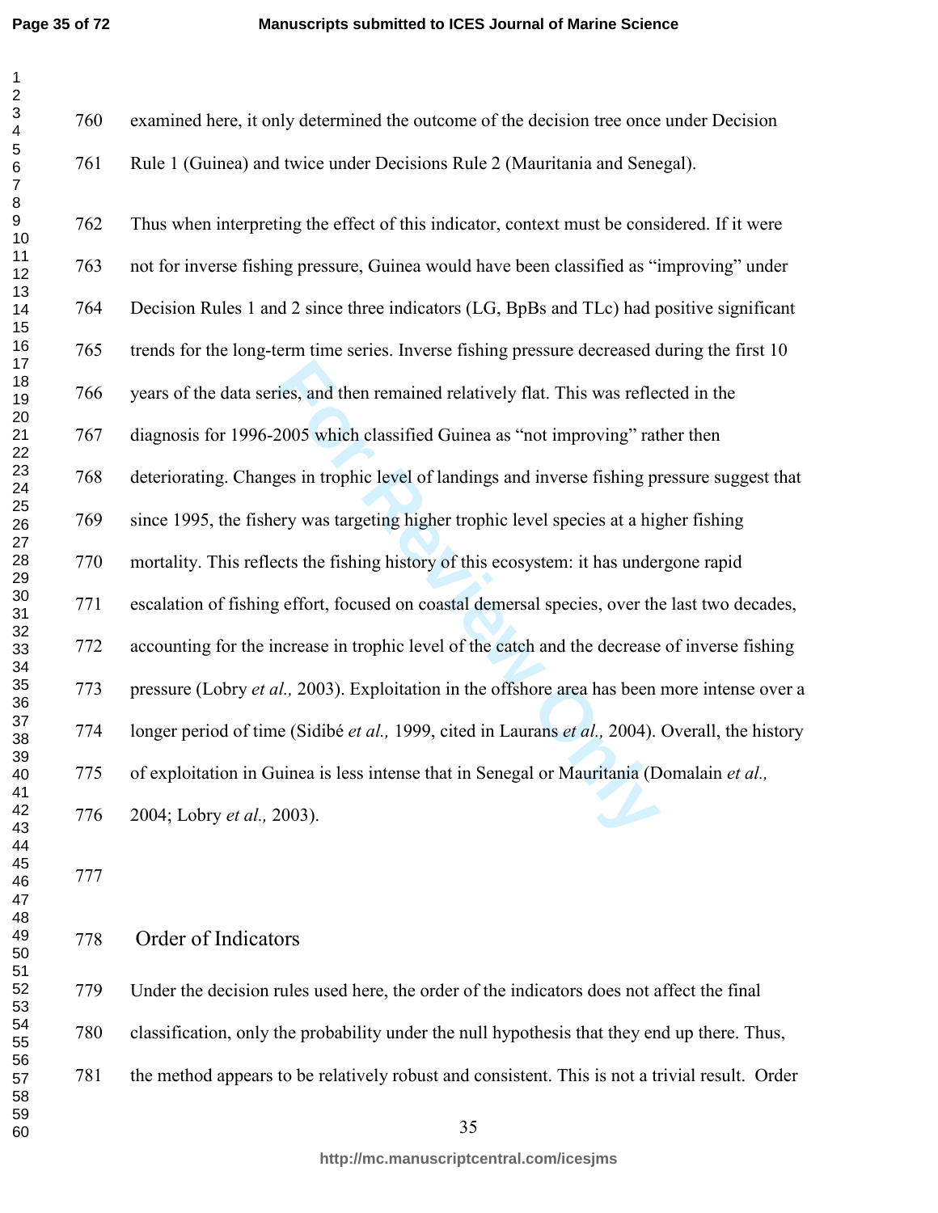examined here, it only determined the outcome of the decision tree once under Decision Rule 1 (Guinea) and twice under Decisions Rule 2 (Mauritania and Senegal).

Thus when interpreting the effect of this indicator, context must be considered. If it were not for inverse fishing pressure, Guinea would have been classified as "improving" under Decision Rules 1 and 2 since three indicators (LG, BpBs and TLc) had positive significant trends for the long-term time series. Inverse fishing pressure decreased during the first 10 years of the data series, and then remained relatively flat. This was reflected in the diagnosis for 1996-2005 which classified Guinea as "not improving" rather then deteriorating. Changes in trophic level of landings and inverse fishing pressure suggest that since 1995, the fishery was targeting higher trophic level species at a higher fishing mortality. This reflects the fishing history of this ecosystem: it has undergone rapid escalation of fishing effort, focused on coastal demersal species, over the last two decades, accounting for the increase in trophic level of the catch and the decrease of inverse fishing pressure (Lobry *et al.,* 2003). Exploitation in the offshore area has been more intense over a longer period of time (Sidibé *et al.,* 1999, cited in Laurans *et al.,* 2004). Overall, the history of exploitation in Guinea is less intense that in Senegal or Mauritania (Domalain *et al.,* 2004; Lobry *et al.,* 2003).

## Order of Indicators

Under the decision rules used here, the order of the indicators does not affect the final classification, only the probability under the null hypothesis that they end up there. Thus, the method appears to be relatively robust and consistent. This is not a trivial result. Order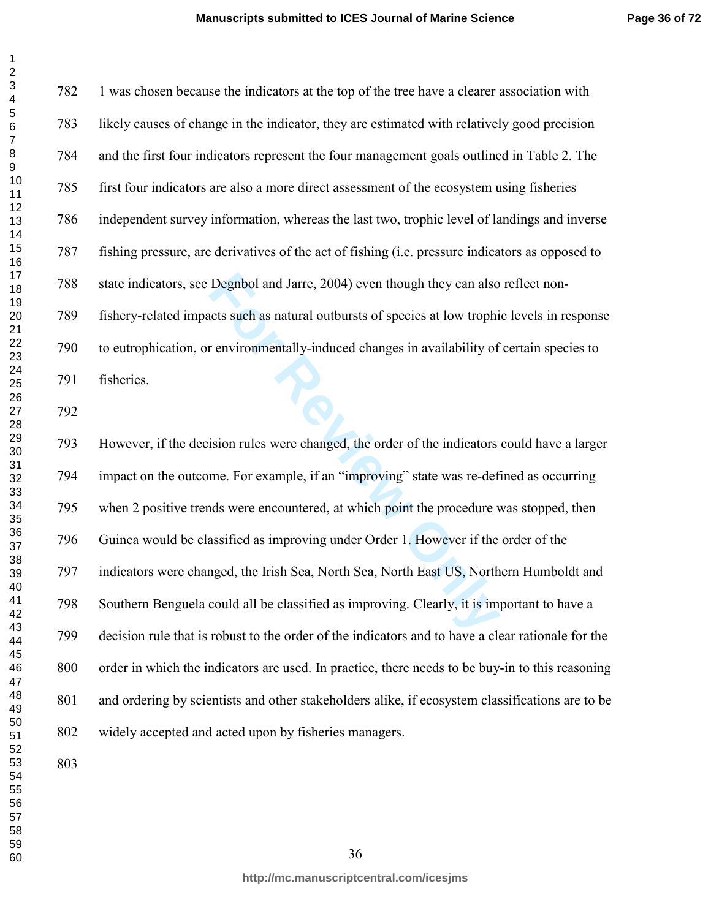1 was chosen because the indicators at the top of the tree have a clearer association with likely causes of change in the indicator, they are estimated with relatively good precision and the first four indicators represent the four management goals outlined in Table 2. The first four indicators are also a more direct assessment of the ecosystem using fisheries independent survey information, whereas the last two, trophic level of landings and inverse fishing pressure, are derivatives of the act of fishing (i.e. pressure indicators as opposed to state indicators, see Degnbol and Jarre, 2004) even though they can also reflect non-fishery-related impacts such as natural outbursts of species at low trophic levels in response to eutrophication, or environmentally-induced changes in availability of certain species to fisheries.

However, if the decision rules were changed, the order of the indicators could have a larger impact on the outcome. For example, if an "improving" state was re-defined as occurring when 2 positive trends were encountered, at which point the procedure was stopped, then Guinea would be classified as improving under Order 1. However if the order of the indicators were changed, the Irish Sea, North Sea, North East US, Northern Humboldt and Southern Benguela could all be classified as improving. Clearly, it is important to have a decision rule that is robust to the order of the indicators and to have a clear rationale for the order in which the indicators are used. In practice, there needs to be buy-in to this reasoning and ordering by scientists and other stakeholders alike, if ecosystem classifications are to be widely accepted and acted upon by fisheries managers.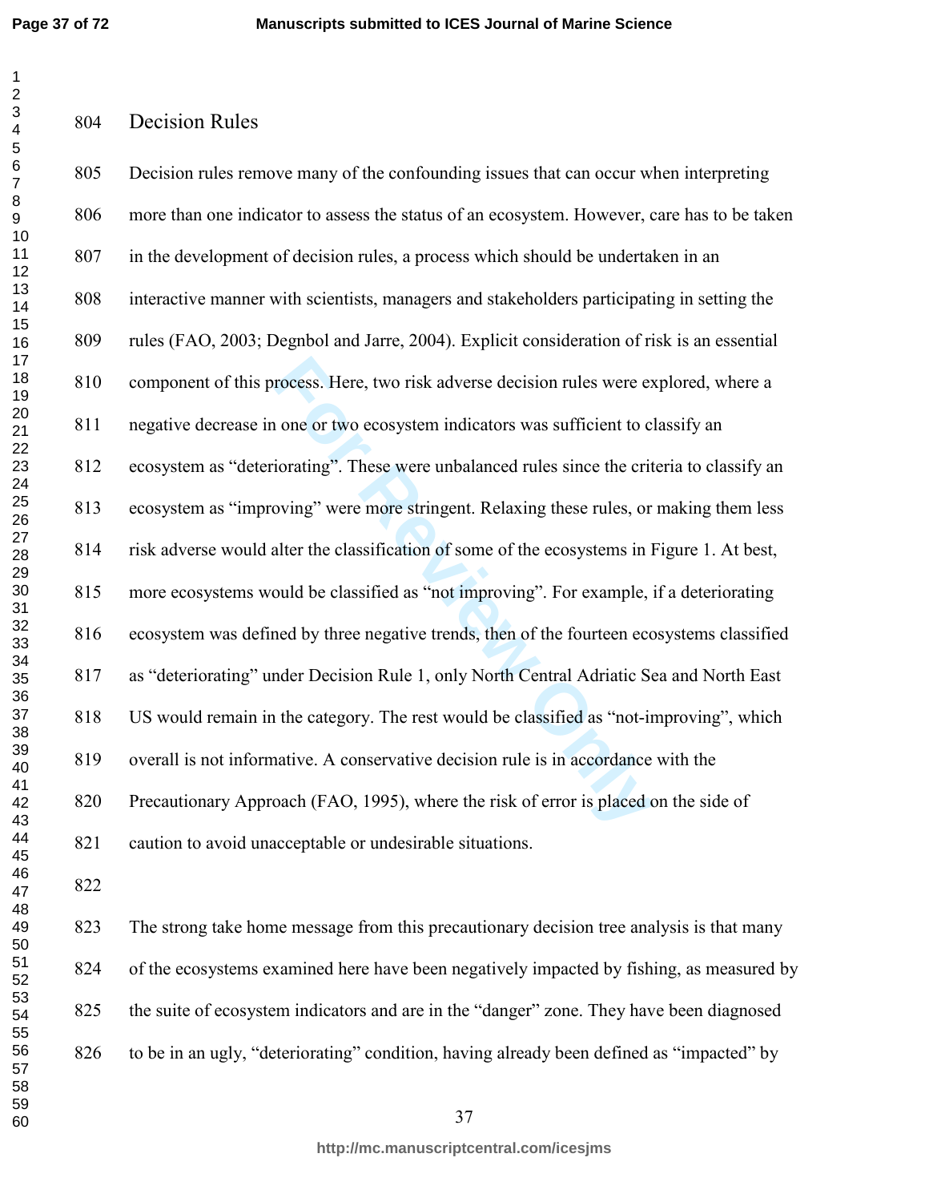## Decision Rules

Decision rules remove many of the confounding issues that can occur when interpreting more than one indicator to assess the status of an ecosystem. However, care has to be taken in the development of decision rules, a process which should be undertaken in an interactive manner with scientists, managers and stakeholders participating in setting the rules (FAO, 2003; Degnbol and Jarre, 2004). Explicit consideration of risk is an essential component of this process. Here, two risk adverse decision rules were explored, where a negative decrease in one or two ecosystem indicators was sufficient to classify an ecosystem as "deteriorating". These were unbalanced rules since the criteria to classify an ecosystem as "improving" were more stringent. Relaxing these rules, or making them less risk adverse would alter the classification of some of the ecosystems in Figure 1. At best, more ecosystems would be classified as "not improving". For example, if a deteriorating ecosystem was defined by three negative trends, then of the fourteen ecosystems classified as "deteriorating" under Decision Rule 1, only North Central Adriatic Sea and North East US would remain in the category. The rest would be classified as "not-improving", which overall is not informative. A conservative decision rule is in accordance with the Precautionary Approach (FAO, 1995), where the risk of error is placed on the side of caution to avoid unacceptable or undesirable situations.

The strong take home message from this precautionary decision tree analysis is that many of the ecosystems examined here have been negatively impacted by fishing, as measured by the suite of ecosystem indicators and are in the "danger" zone. They have been diagnosed to be in an ugly, "deteriorating" condition, having already been defined as "impacted" by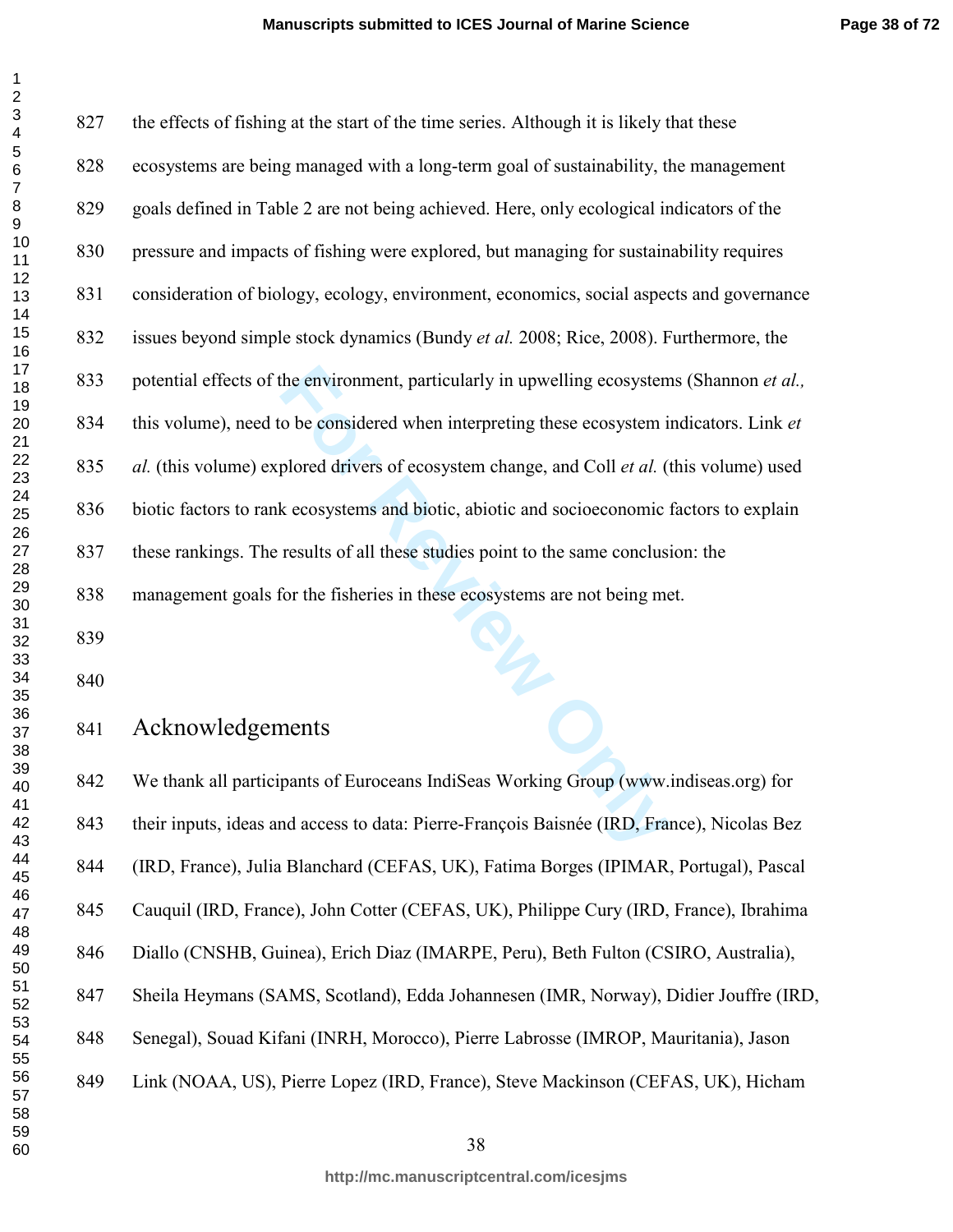the effects of fishing at the start of the time series. Although it is likely that these ecosystems are being managed with a long-term goal of sustainability, the management goals defined in Table 2 are not being achieved. Here, only ecological indicators of the pressure and impacts of fishing were explored, but managing for sustainability requires consideration of biology, ecology, environment, economics, social aspects and governance issues beyond simple stock dynamics (Bundy *et al.* 2008; Rice, 2008). Furthermore, the potential effects of the environment, particularly in upwelling ecosystems (Shannon *et al.,* this volume), need to be considered when interpreting these ecosystem indicators. Link *et al.* (this volume) explored drivers of ecosystem change, and Coll *et al.* (this volume) used biotic factors to rank ecosystems and biotic, abiotic and socioeconomic factors to explain these rankings. The results of all these studies point to the same conclusion: the management goals for the fisheries in these ecosystems are not being met.

## Acknowledgements

We thank all participants of Euroceans IndiSeas Working Group (www.indiseas.org) for their inputs, ideas and access to data: Pierre-François Baisnée (IRD, France), Nicolas Bez (IRD, France), Julia Blanchard (CEFAS, UK), Fatima Borges (IPIMAR, Portugal), Pascal Cauquil (IRD, France), John Cotter (CEFAS, UK), Philippe Cury (IRD, France), Ibrahima Diallo (CNSHB, Guinea), Erich Diaz (IMARPE, Peru), Beth Fulton (CSIRO, Australia), Sheila Heymans (SAMS, Scotland), Edda Johannesen (IMR, Norway), Didier Jouffre (IRD, Senegal), Souad Kifani (INRH, Morocco), Pierre Labrosse (IMROP, Mauritania), Jason Link (NOAA, US), Pierre Lopez (IRD, France), Steve Mackinson (CEFAS, UK), Hicham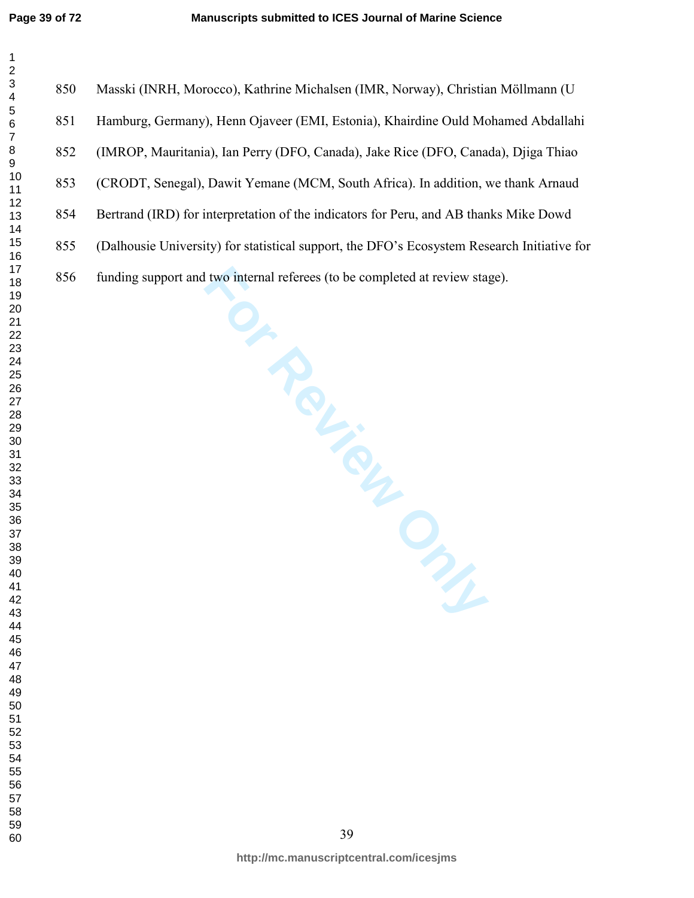Masski (INRH, Morocco), Kathrine Michalsen (IMR, Norway), Christian Möllmann (U Hamburg, Germany), Henn Ojaveer (EMI, Estonia), Khairdine Ould Mohamed Abdallahi (IMROP, Mauritania), Ian Perry (DFO, Canada), Jake Rice (DFO, Canada), Djiga Thiao (CRODT, Senegal), Dawit Yemane (MCM, South Africa). In addition, we thank Arnaud Bertrand (IRD) for interpretation of the indicators for Peru, and AB thanks Mike Dowd (Dalhousie University) for statistical support, the DFO's Ecosystem Research Initiative for funding support and two internal referees (to be completed at review stage).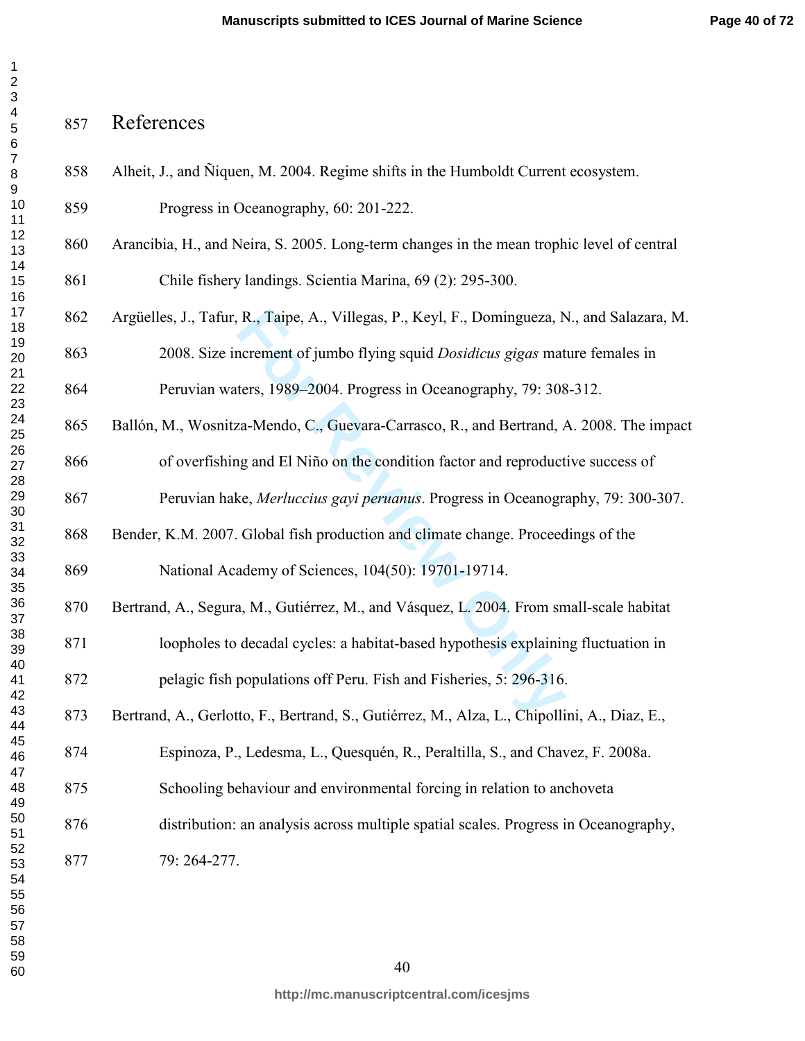# References

Alheit, J., and Ñiquen, M. 2004. Regime shifts in the Humboldt Current ecosystem. Progress in Oceanography, 60: 201-222.

Arancibia, H., and Neira, S. 2005. Long-term changes in the mean trophic level of central Chile fishery landings. Scientia Marina, 69 (2): 295-300.

Argüelles, J., Tafur, R., Taipe, A., Villegas, P., Keyl, F., Domingueza, N., and Salazara, M. 2008. Size increment of jumbo flying squid *Dosidicus gigas* mature females in Peruvian waters, 1989–2004. Progress in Oceanography, 79: 308-312.

Ballón, M., Wosnitza-Mendo, C., Guevara-Carrasco, R., and Bertrand, A. 2008. The impact of overfishing and El Niño on the condition factor and reproductive success of Peruvian hake, *Merluccius gayi peruanus*. Progress in Oceanography, 79: 300-307.

Bender, K.M. 2007. Global fish production and climate change. Proceedings of the National Academy of Sciences, 104(50): 19701-19714.

Bertrand, A., Segura, M., Gutiérrez, M., and Vásquez, L. 2004. From small-scale habitat loopholes to decadal cycles: a habitat-based hypothesis explaining fluctuation in pelagic fish populations off Peru. Fish and Fisheries, 5: 296-316.

Bertrand, A., Gerlotto, F., Bertrand, S., Gutiérrez, M., Alza, L., Chipollini, A., Diaz, E., Espinoza, P., Ledesma, L., Quesquén, R., Peraltilla, S., and Chavez, F. 2008a. Schooling behaviour and environmental forcing in relation to anchoveta distribution: an analysis across multiple spatial scales. Progress in Oceanography, 79: 264-277.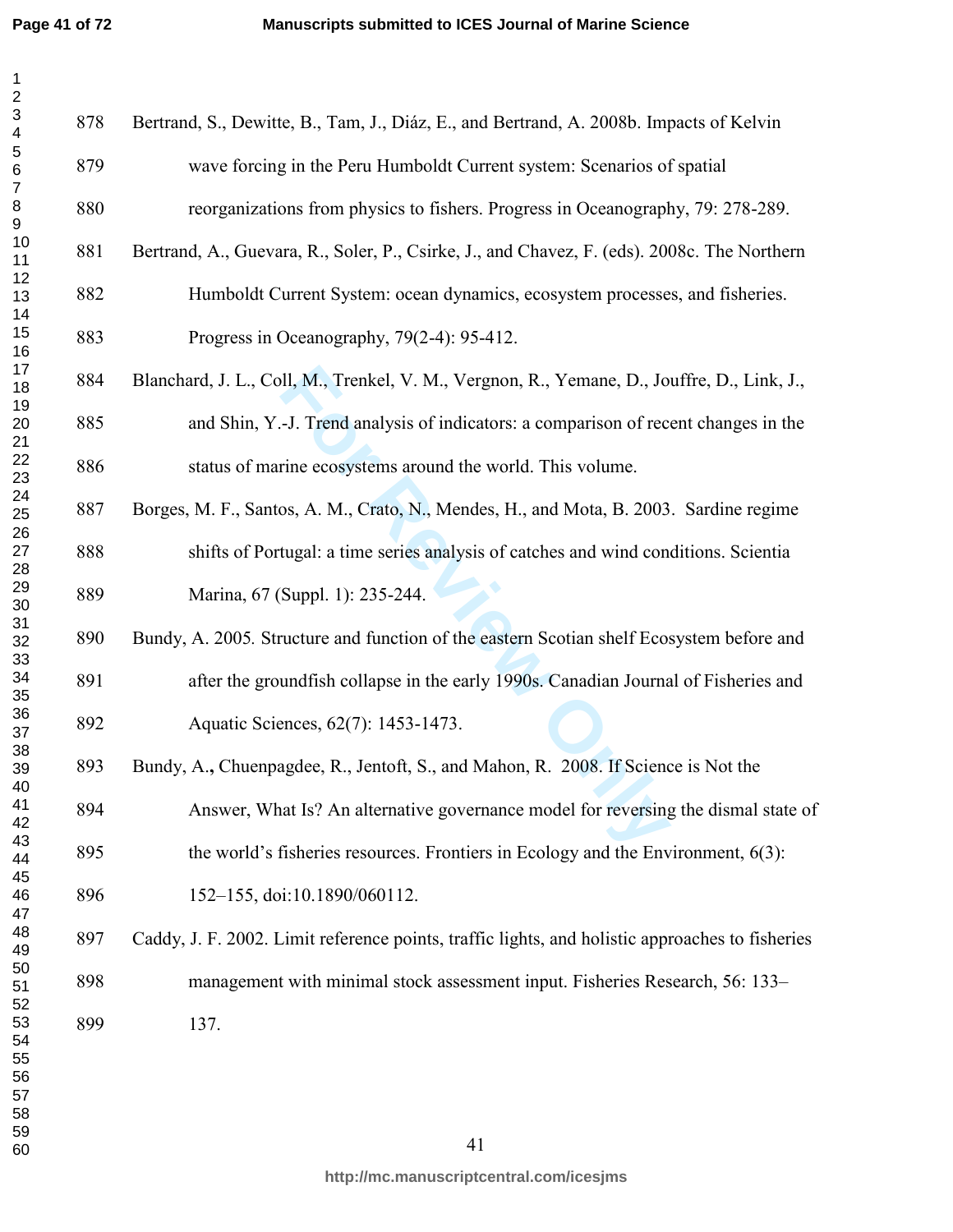Bertrand, S., Dewitte, B., Tam, J., Diáz, E., and Bertrand, A. 2008b. Impacts of Kelvin wave forcing in the Peru Humboldt Current system: Scenarios of spatial reorganizations from physics to fishers. Progress in Oceanography, 79: 278-289.

Bertrand, A., Guevara, R., Soler, P., Csirke, J., and Chavez, F. (eds). 2008c. The Northern Humboldt Current System: ocean dynamics, ecosystem processes, and fisheries. Progress in Oceanography, 79(2-4): 95-412.

Blanchard, J. L., Coll, M., Trenkel, V. M., Vergnon, R., Yemane, D., Jouffre, D., Link, J., and Shin, Y.-J. Trend analysis of indicators: a comparison of recent changes in the status of marine ecosystems around the world. This volume.

Borges, M. F., Santos, A. M., Crato, N., Mendes, H., and Mota, B. 2003. Sardine regime shifts of Portugal: a time series analysis of catches and wind conditions. Scientia Marina, 67 (Suppl. 1): 235-244.

Bundy, A. 2005. Structure and function of the eastern Scotian shelf Ecosystem before and after the groundfish collapse in the early 1990s. Canadian Journal of Fisheries and Aquatic Sciences, 62(7): 1453-1473.

Bundy, A., Chuenpagdee, R., Jentoft, S., and Mahon, R. 2008. If Science is Not the Answer, What Is? An alternative governance model for reversing the dismal state of the world's fisheries resources. Frontiers in Ecology and the Environment, 6(3): 152–155, doi:10.1890/060112.

Caddy, J. F. 2002. Limit reference points, traffic lights, and holistic approaches to fisheries management with minimal stock assessment input. Fisheries Research, 56: 133–137.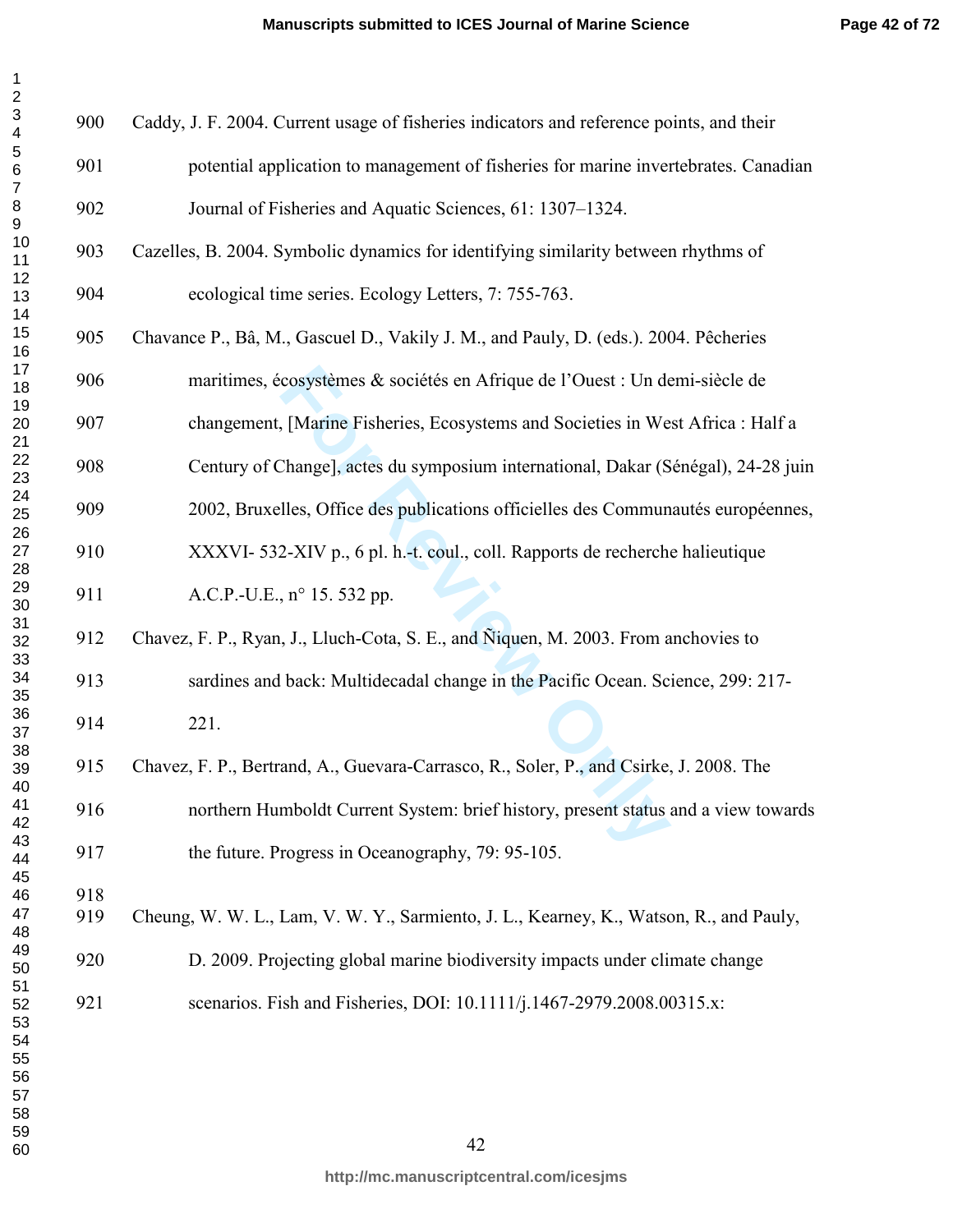Caddy, J. F. 2004. Current usage of fisheries indicators and reference points, and their potential application to management of fisheries for marine invertebrates. Canadian Journal of Fisheries and Aquatic Sciences, 61: 1307–1324.

Cazelles, B. 2004. Symbolic dynamics for identifying similarity between rhythms of ecological time series. Ecology Letters, 7: 755-763.

Chavance P., Bâ, M., Gascuel D., Vakily J. M., and Pauly, D. (eds.). 2004. Pêcheries maritimes, écosystèmes & sociétés en Afrique de l'Ouest : Un demi-siècle de changement, [Marine Fisheries, Ecosystems and Societies in West Africa : Half a Century of Change], actes du symposium international, Dakar (Sénégal), 24-28 juin 2002, Bruxelles, Office des publications officielles des Communautés européennes, XXXVI- 532-XIV p., 6 pl. h.-t. coul., coll. Rapports de recherche halieutique A.C.P.-U.E., n° 15. 532 pp.

Chavez, F. P., Ryan, J., Lluch-Cota, S. E., and Ñiquen, M. 2003. From anchovies to sardines and back: Multidecadal change in the Pacific Ocean. Science, 299: 217-221.

Chavez, F. P., Bertrand, A., Guevara-Carrasco, R., Soler, P., and Csirke, J. 2008. The northern Humboldt Current System: brief history, present status and a view towards the future. Progress in Oceanography, 79: 95-105.

Cheung, W. W. L., Lam, V. W. Y., Sarmiento, J. L., Kearney, K., Watson, R., and Pauly, D. 2009. Projecting global marine biodiversity impacts under climate change scenarios. Fish and Fisheries, DOI: 10.1111/j.1467-2979.2008.00315.x: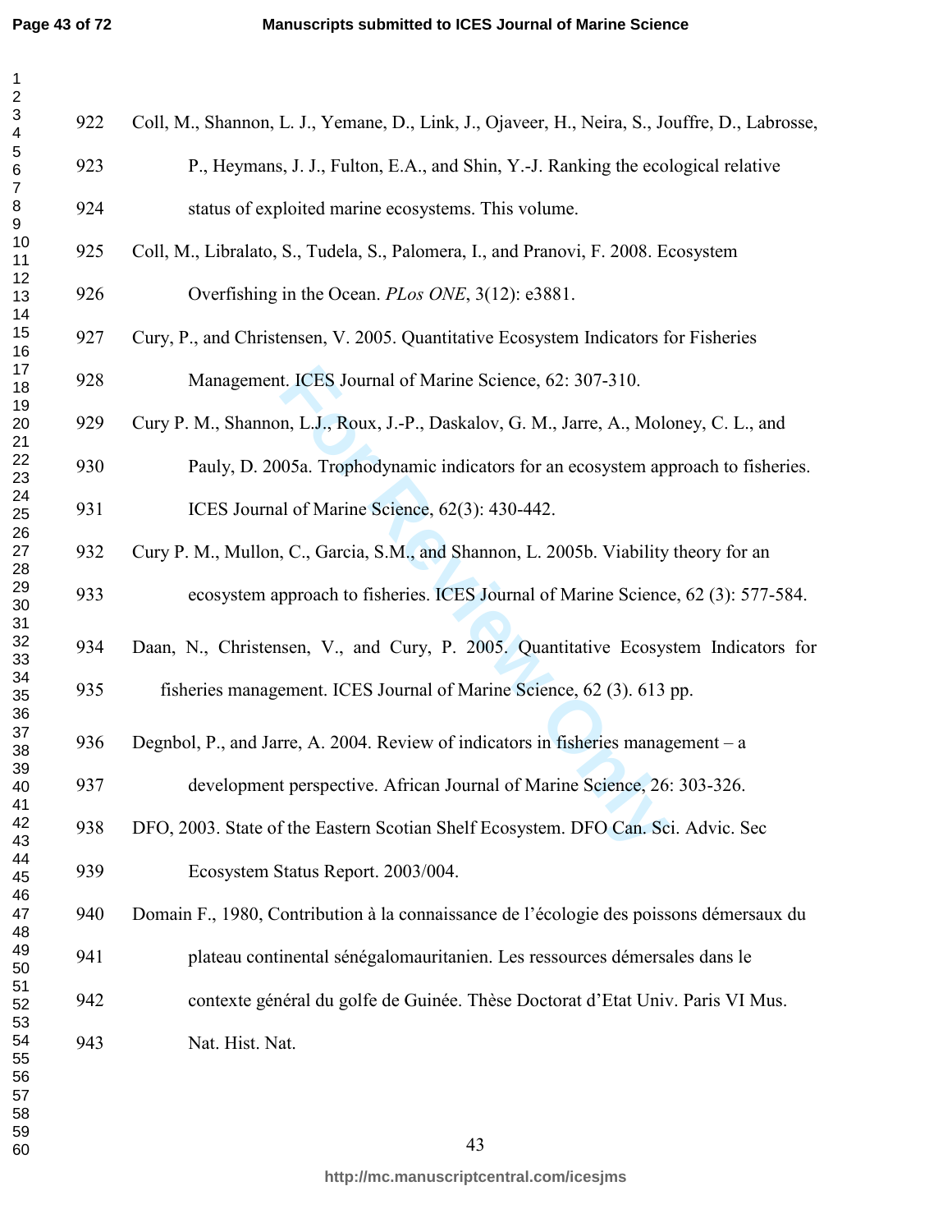Coll, M., Shannon, L. J., Yemane, D., Link, J., Ojaveer, H., Neira, S., Jouffre, D., Labrosse, P., Heymans, J. J., Fulton, E.A., and Shin, Y.-J. Ranking the ecological relative status of exploited marine ecosystems. This volume.

Coll, M., Libralato, S., Tudela, S., Palomera, I., and Pranovi, F. 2008. Ecosystem Overfishing in the Ocean. *PLos ONE*, 3(12): e3881.

Cury, P., and Christensen, V. 2005. Quantitative Ecosystem Indicators for Fisheries Management. ICES Journal of Marine Science, 62: 307-310.

Cury P. M., Shannon, L.J., Roux, J.-P., Daskalov, G. M., Jarre, A., Moloney, C. L., and Pauly, D. 2005a. Trophodynamic indicators for an ecosystem approach to fisheries. ICES Journal of Marine Science, 62(3): 430-442.

Cury P. M., Mullon, C., Garcia, S.M., and Shannon, L. 2005b. Viability theory for an ecosystem approach to fisheries. ICES Journal of Marine Science, 62 (3): 577-584.

Daan, N., Christensen, V., and Cury, P. 2005. Quantitative Ecosystem Indicators for fisheries management. ICES Journal of Marine Science, 62 (3). 613 pp.

Degnbol, P., and Jarre, A. 2004. Review of indicators in fisheries management – a development perspective. African Journal of Marine Science, 26: 303-326.

DFO, 2003. State of the Eastern Scotian Shelf Ecosystem. DFO Can. Sci. Advic. Sec Ecosystem Status Report. 2003/004.

Domain F., 1980, Contribution à la connaissance de l'écologie des poissons démersaux du plateau continental sénégalomauritanien. Les ressources démersales dans le contexte général du golfe de Guinée. Thèse Doctorat d'Etat Univ. Paris VI Mus. Nat. Hist. Nat.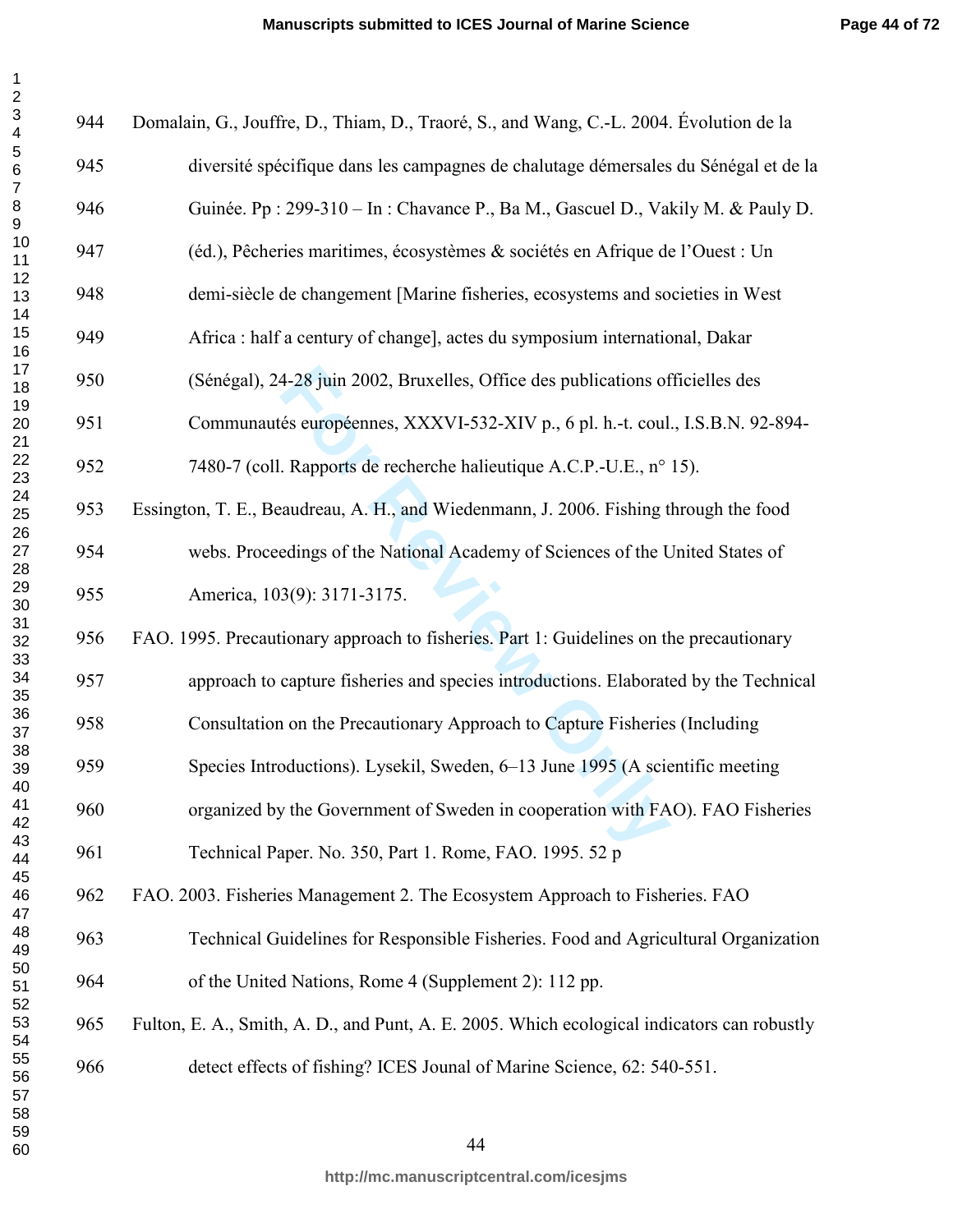Domalain, G., Jouffre, D., Thiam, D., Traoré, S., and Wang, C.-L. 2004. Évolution de la diversité spécifique dans les campagnes de chalutage démersales du Sénégal et de la Guinée. Pp : 299-310 – In : Chavance P., Ba M., Gascuel D., Vakily M. & Pauly D. (éd.), Pêcheries maritimes, écosystèmes & sociétés en Afrique de l'Ouest : Un demi-siècle de changement [Marine fisheries, ecosystems and societies in West Africa : half a century of change], actes du symposium international, Dakar (Sénégal), 24-28 juin 2002, Bruxelles, Office des publications officielles des Communautés européennes, XXXVI-532-XIV p., 6 pl. h.-t. coul., I.S.B.N. 92-894-7480-7 (coll. Rapports de recherche halieutique A.C.P.-U.E., n° 15).

Essington, T. E., Beaudreau, A. H., and Wiedenmann, J. 2006. Fishing through the food webs. Proceedings of the National Academy of Sciences of the United States of America, 103(9): 3171-3175.

FAO. 1995. Precautionary approach to fisheries. Part 1: Guidelines on the precautionary approach to capture fisheries and species introductions. Elaborated by the Technical Consultation on the Precautionary Approach to Capture Fisheries (Including Species Introductions). Lysekil, Sweden, 6–13 June 1995 (A scientific meeting organized by the Government of Sweden in cooperation with FAO). FAO Fisheries Technical Paper. No. 350, Part 1. Rome, FAO. 1995. 52 p

FAO. 2003. Fisheries Management 2. The Ecosystem Approach to Fisheries. FAO Technical Guidelines for Responsible Fisheries. Food and Agricultural Organization of the United Nations, Rome 4 (Supplement 2): 112 pp.

Fulton, E. A., Smith, A. D., and Punt, A. E. 2005. Which ecological indicators can robustly detect effects of fishing? ICES Jounal of Marine Science, 62: 540-551.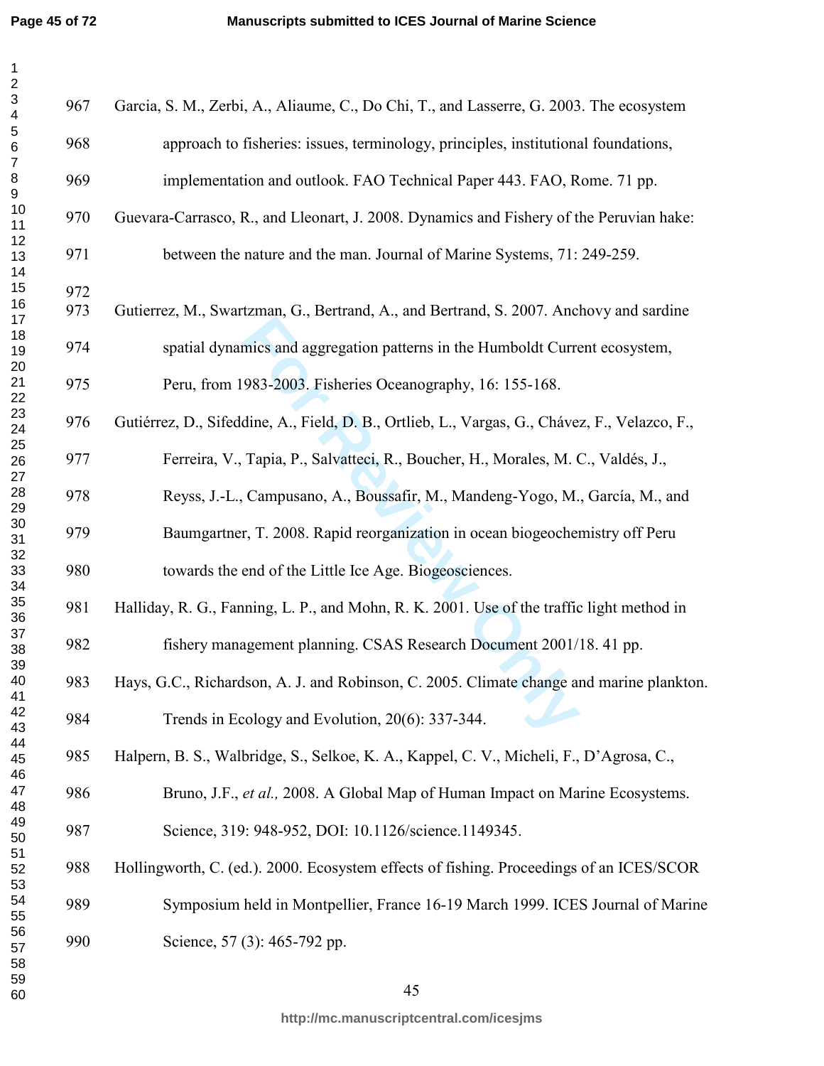Garcia, S. M., Zerbi, A., Aliaume, C., Do Chi, T., and Lasserre, G. 2003. The ecosystem approach to fisheries: issues, terminology, principles, institutional foundations, implementation and outlook. FAO Technical Paper 443. FAO, Rome. 71 pp.

Guevara-Carrasco, R., and Lleonart, J. 2008. Dynamics and Fishery of the Peruvian hake: between the nature and the man. Journal of Marine Systems, 71: 249-259.

Gutierrez, M., Swartzman, G., Bertrand, A., and Bertrand, S. 2007. Anchovy and sardine spatial dynamics and aggregation patterns in the Humboldt Current ecosystem, Peru, from 1983-2003. Fisheries Oceanography, 16: 155-168.

Gutiérrez, D., Sifeddine, A., Field, D. B., Ortlieb, L., Vargas, G., Chávez, F., Velazco, F., Ferreira, V., Tapia, P., Salvatteci, R., Boucher, H., Morales, M. C., Valdés, J., Reyss, J.-L., Campusano, A., Boussafir, M., Mandeng-Yogo, M., García, M., and Baumgartner, T. 2008. Rapid reorganization in ocean biogeochemistry off Peru towards the end of the Little Ice Age. Biogeosciences.

Halliday, R. G., Fanning, L. P., and Mohn, R. K. 2001. Use of the traffic light method in fishery management planning. CSAS Research Document 2001/18. 41 pp.

Hays, G.C., Richardson, A. J. and Robinson, C. 2005. Climate change and marine plankton. Trends in Ecology and Evolution, 20(6): 337-344.

Halpern, B. S., Walbridge, S., Selkoe, K. A., Kappel, C. V., Micheli, F., D'Agrosa, C., Bruno, J.F., *et al.,* 2008. A Global Map of Human Impact on Marine Ecosystems. Science, 319: 948-952, DOI: 10.1126/science.1149345.

Hollingworth, C. (ed.). 2000. Ecosystem effects of fishing. Proceedings of an ICES/SCOR Symposium held in Montpellier, France 16-19 March 1999. ICES Journal of Marine Science, 57 (3): 465-792 pp.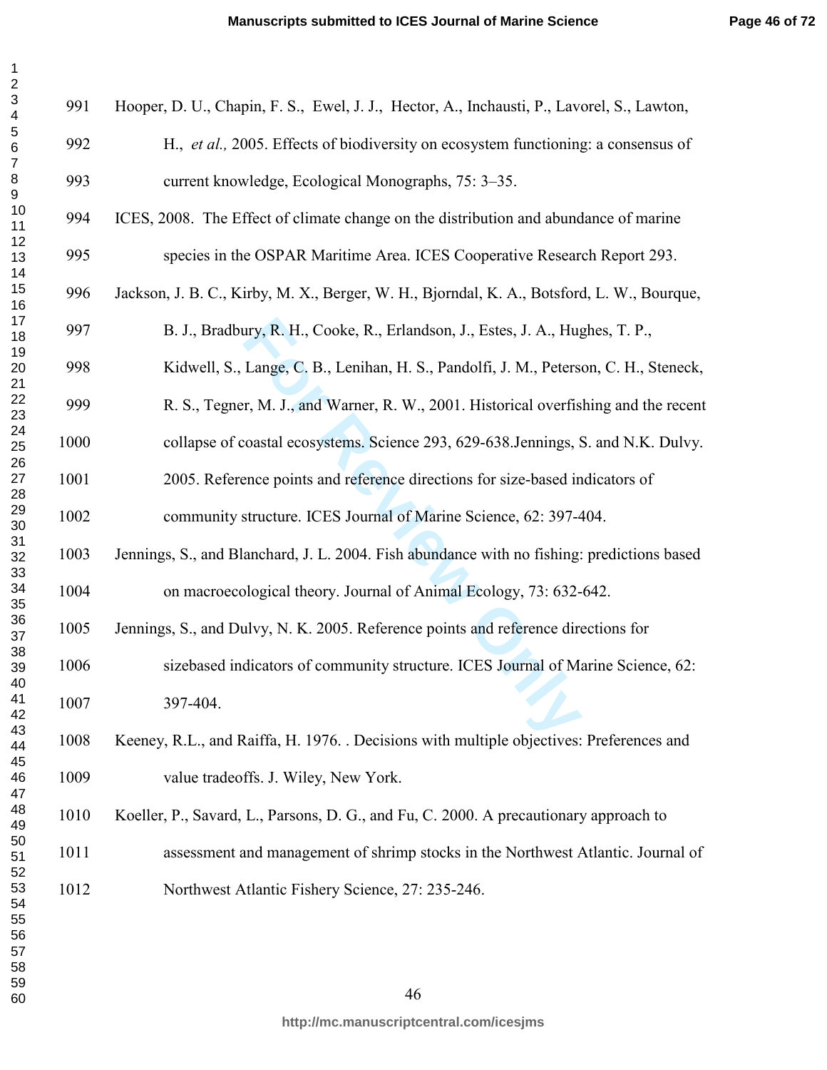Hooper, D. U., Chapin, F. S., Ewel, J. J., Hector, A., Inchausti, P., Lavorel, S., Lawton, H., *et al.,* 2005. Effects of biodiversity on ecosystem functioning: a consensus of current knowledge, Ecological Monographs, 75: 3–35.

ICES, 2008. The Effect of climate change on the distribution and abundance of marine species in the OSPAR Maritime Area. ICES Cooperative Research Report 293.

Jackson, J. B. C., Kirby, M. X., Berger, W. H., Bjorndal, K. A., Botsford, L. W., Bourque, B. J., Bradbury, R. H., Cooke, R., Erlandson, J., Estes, J. A., Hughes, T. P., Kidwell, S., Lange, C. B., Lenihan, H. S., Pandolfi, J. M., Peterson, C. H., Steneck, R. S., Tegner, M. J., and Warner, R. W., 2001. Historical overfishing and the recent collapse of coastal ecosystems. Science 293, 629-638.Jennings, S. and N.K. Dulvy. 2005. Reference points and reference directions for size-based indicators of community structure. ICES Journal of Marine Science, 62: 397-404.

Jennings, S., and Blanchard, J. L. 2004. Fish abundance with no fishing: predictions based on macroecological theory. Journal of Animal Ecology, 73: 632-642.

Jennings, S., and Dulvy, N. K. 2005. Reference points and reference directions for sizebased indicators of community structure. ICES Journal of Marine Science, 62: 397-404.

Keeney, R.L., and Raiffa, H. 1976. . Decisions with multiple objectives: Preferences and value tradeoffs. J. Wiley, New York.

Koeller, P., Savard, L., Parsons, D. G., and Fu, C. 2000. A precautionary approach to assessment and management of shrimp stocks in the Northwest Atlantic. Journal of Northwest Atlantic Fishery Science, 27: 235-246.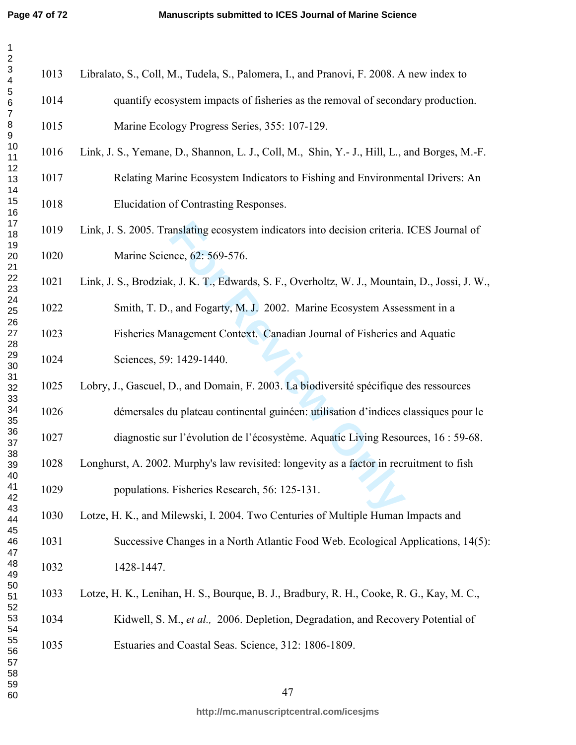Libralato, S., Coll, M., Tudela, S., Palomera, I., and Pranovi, F. 2008. A new index to quantify ecosystem impacts of fisheries as the removal of secondary production. Marine Ecology Progress Series, 355: 107-129.

Link, J. S., Yemane, D., Shannon, L. J., Coll, M., Shin, Y.- J., Hill, L., and Borges, M.-F. Relating Marine Ecosystem Indicators to Fishing and Environmental Drivers: An Elucidation of Contrasting Responses.

Link, J. S. 2005. Translating ecosystem indicators into decision criteria. ICES Journal of Marine Science, 62: 569-576.

Link, J. S., Brodziak, J. K. T., Edwards, S. F., Overholtz, W. J., Mountain, D., Jossi, J. W., Smith, T. D., and Fogarty, M. J. 2002. Marine Ecosystem Assessment in a Fisheries Management Context. Canadian Journal of Fisheries and Aquatic Sciences, 59: 1429-1440.

Lobry, J., Gascuel, D., and Domain, F. 2003. La biodiversité spécifique des ressources démersales du plateau continental guinéen: utilisation d'indices classiques pour le diagnostic sur l'évolution de l'écosystème. Aquatic Living Resources, 16 : 59-68.

Longhurst, A. 2002. Murphy's law revisited: longevity as a factor in recruitment to fish populations. Fisheries Research, 56: 125-131.

Lotze, H. K., and Milewski, I. 2004. Two Centuries of Multiple Human Impacts and Successive Changes in a North Atlantic Food Web. Ecological Applications, 14(5): 1428-1447.

Lotze, H. K., Lenihan, H. S., Bourque, B. J., Bradbury, R. H., Cooke, R. G., Kay, M. C., Kidwell, S. M., *et al.,* 2006. Depletion, Degradation, and Recovery Potential of Estuaries and Coastal Seas. Science, 312: 1806-1809.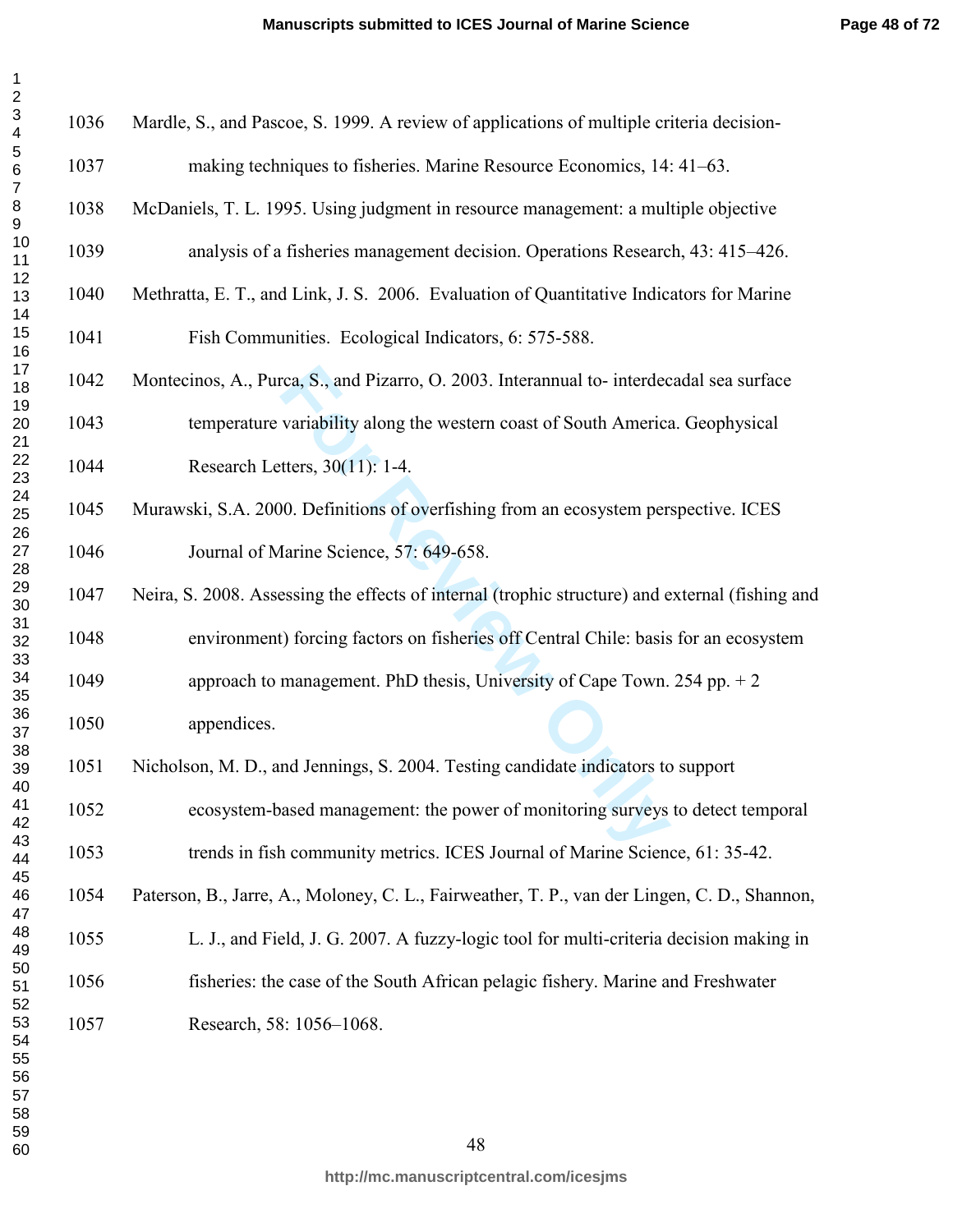Mardle, S., and Pascoe, S. 1999. A review of applications of multiple criteria decision-making techniques to fisheries. Marine Resource Economics, 14: 41–63.

McDaniels, T. L. 1995. Using judgment in resource management: a multiple objective analysis of a fisheries management decision. Operations Research, 43: 415–426.

Methratta, E. T., and Link, J. S. 2006. Evaluation of Quantitative Indicators for Marine Fish Communities. Ecological Indicators, 6: 575-588.

Montecinos, A., Purca, S., and Pizarro, O. 2003. Interannual to- interdecadal sea surface temperature variability along the western coast of South America. Geophysical Research Letters, 30(11): 1-4.

Murawski, S.A. 2000. Definitions of overfishing from an ecosystem perspective. ICES Journal of Marine Science, 57: 649-658.

Neira, S. 2008. Assessing the effects of internal (trophic structure) and external (fishing and environment) forcing factors on fisheries off Central Chile: basis for an ecosystem approach to management. PhD thesis, University of Cape Town. 254 pp. + 2 appendices.

Nicholson, M. D., and Jennings, S. 2004. Testing candidate indicators to support ecosystem-based management: the power of monitoring surveys to detect temporal trends in fish community metrics. ICES Journal of Marine Science, 61: 35-42.

Paterson, B., Jarre, A., Moloney, C. L., Fairweather, T. P., van der Lingen, C. D., Shannon, L. J., and Field, J. G. 2007. A fuzzy-logic tool for multi-criteria decision making in fisheries: the case of the South African pelagic fishery. Marine and Freshwater Research, 58: 1056–1068.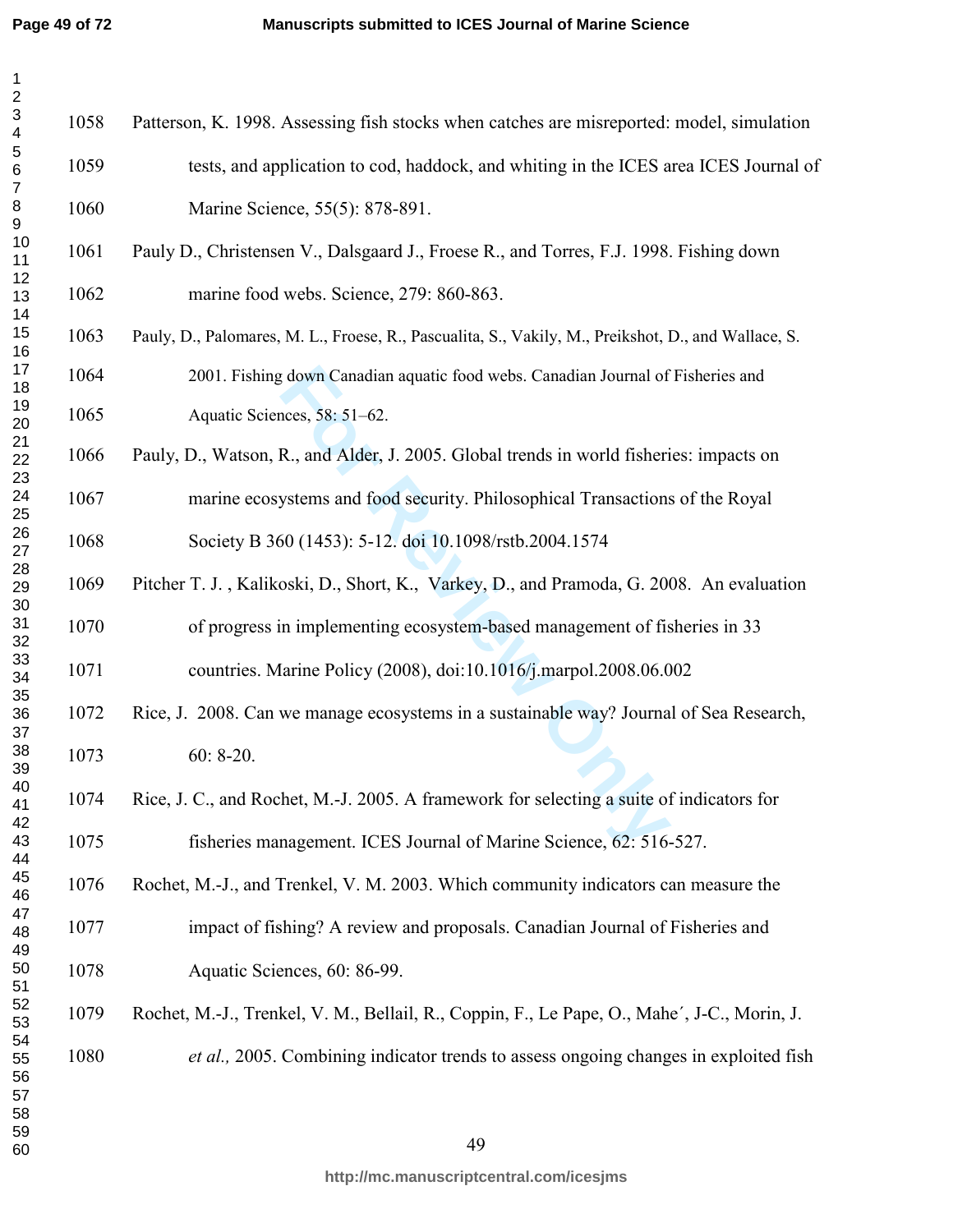Patterson, K. 1998. Assessing fish stocks when catches are misreported: model, simulation tests, and application to cod, haddock, and whiting in the ICES area ICES Journal of Marine Science, 55(5): 878-891.

Pauly D., Christensen V., Dalsgaard J., Froese R., and Torres, F.J. 1998. Fishing down marine food webs. Science, 279: 860-863.

Pauly, D., Palomares, M. L., Froese, R., Pascualita, S., Vakily, M., Preikshot, D., and Wallace, S. 2001. Fishing down Canadian aquatic food webs. Canadian Journal of Fisheries and Aquatic Sciences, 58: 51–62.

Pauly, D., Watson, R., and Alder, J. 2005. Global trends in world fisheries: impacts on marine ecosystems and food security. Philosophical Transactions of the Royal Society B 360 (1453): 5-12. doi 10.1098/rstb.2004.1574

Pitcher T. J. , Kalikoski, D., Short, K., Varkey, D., and Pramoda, G. 2008. An evaluation of progress in implementing ecosystem-based management of fisheries in 33 countries. Marine Policy (2008), doi:10.1016/j.marpol.2008.06.002

Rice, J. 2008. Can we manage ecosystems in a sustainable way? Journal of Sea Research, 60: 8-20.

Rice, J. C., and Rochet, M.-J. 2005. A framework for selecting a suite of indicators for fisheries management. ICES Journal of Marine Science, 62: 516-527.

Rochet, M.-J., and Trenkel, V. M. 2003. Which community indicators can measure the impact of fishing? A review and proposals. Canadian Journal of Fisheries and Aquatic Sciences, 60: 86-99.

Rochet, M.-J., Trenkel, V. M., Bellail, R., Coppin, F., Le Pape, O., Mahe´, J-C., Morin, J. *et al.,* 2005. Combining indicator trends to assess ongoing changes in exploited fish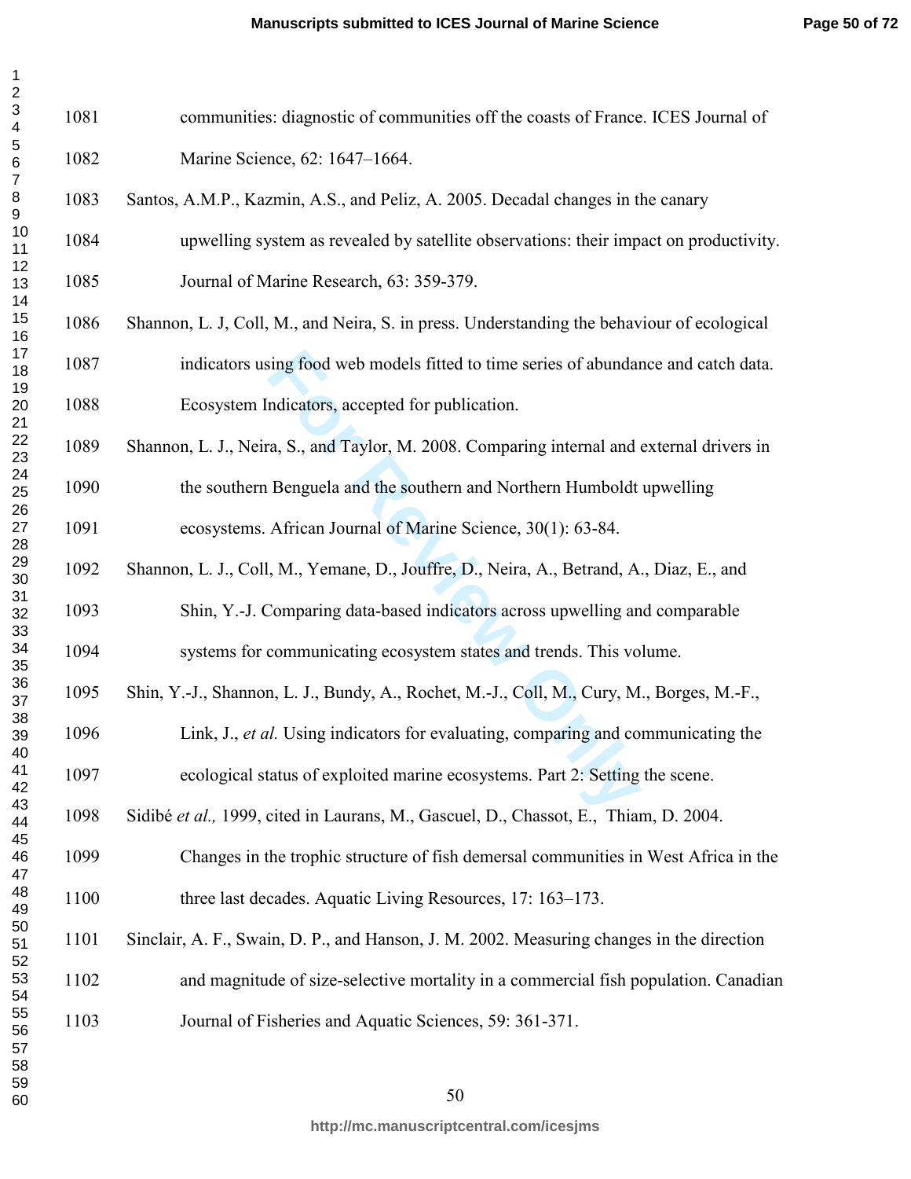communities: diagnostic of communities off the coasts of France. ICES Journal of Marine Science, 62: 1647–1664.

Santos, A.M.P., Kazmin, A.S., and Peliz, A. 2005. Decadal changes in the canary upwelling system as revealed by satellite observations: their impact on productivity. Journal of Marine Research, 63: 359-379.

Shannon, L. J, Coll, M., and Neira, S. in press. Understanding the behaviour of ecological indicators using food web models fitted to time series of abundance and catch data. Ecosystem Indicators, accepted for publication.

Shannon, L. J., Neira, S., and Taylor, M. 2008. Comparing internal and external drivers in the southern Benguela and the southern and Northern Humboldt upwelling ecosystems. African Journal of Marine Science, 30(1): 63-84.

Shannon, L. J., Coll, M., Yemane, D., Jouffre, D., Neira, A., Betrand, A., Diaz, E., and Shin, Y.-J. Comparing data-based indicators across upwelling and comparable systems for communicating ecosystem states and trends. This volume.

Shin, Y.-J., Shannon, L. J., Bundy, A., Rochet, M.-J., Coll, M., Cury, M., Borges, M.-F., Link, J., *et al.* Using indicators for evaluating, comparing and communicating the ecological status of exploited marine ecosystems. Part 2: Setting the scene.

Sidibé *et al.,* 1999, cited in Laurans, M., Gascuel, D., Chassot, E., Thiam, D. 2004. Changes in the trophic structure of fish demersal communities in West Africa in the three last decades. Aquatic Living Resources, 17: 163–173.

Sinclair, A. F., Swain, D. P., and Hanson, J. M. 2002. Measuring changes in the direction and magnitude of size-selective mortality in a commercial fish population. Canadian Journal of Fisheries and Aquatic Sciences, 59: 361-371.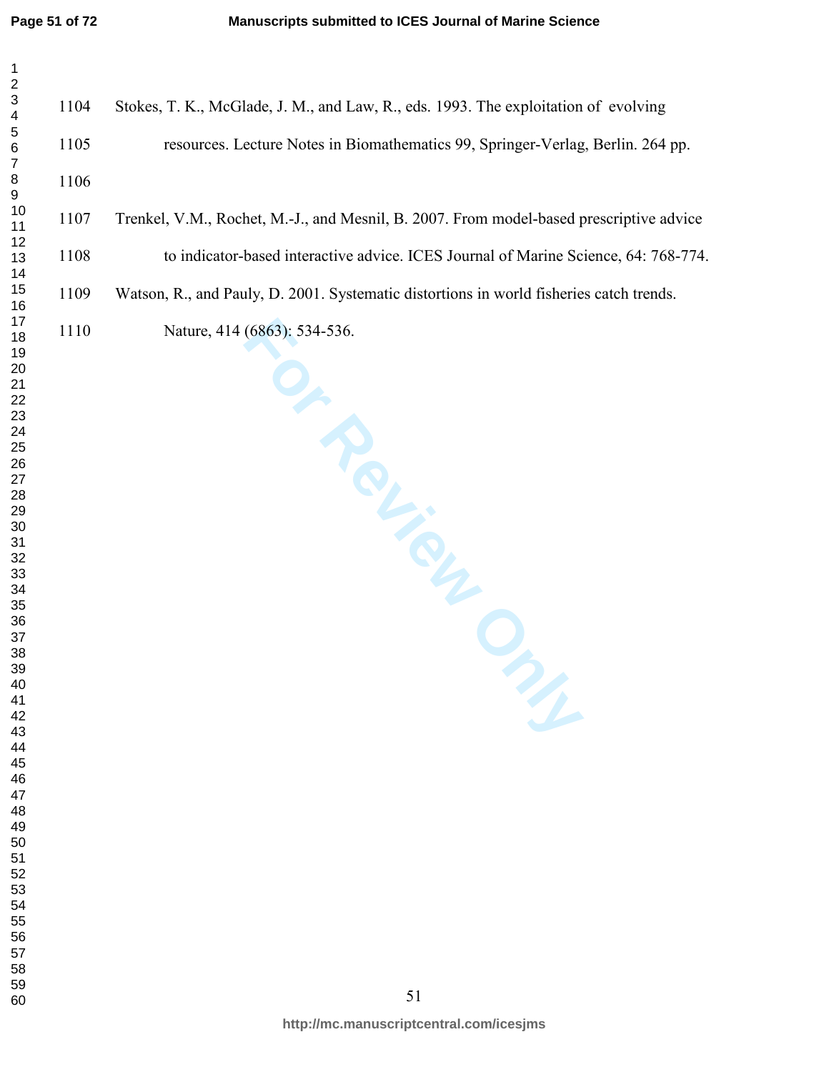Stokes, T. K., McGlade, J. M., and Law, R., eds. 1993. The exploitation of evolving resources. Lecture Notes in Biomathematics 99, Springer-Verlag, Berlin. 264 pp.

Trenkel, V.M., Rochet, M.-J., and Mesnil, B. 2007. From model-based prescriptive advice to indicator-based interactive advice. ICES Journal of Marine Science, 64: 768-774.

Watson, R., and Pauly, D. 2001. Systematic distortions in world fisheries catch trends. Nature, 414 (6863): 534-536.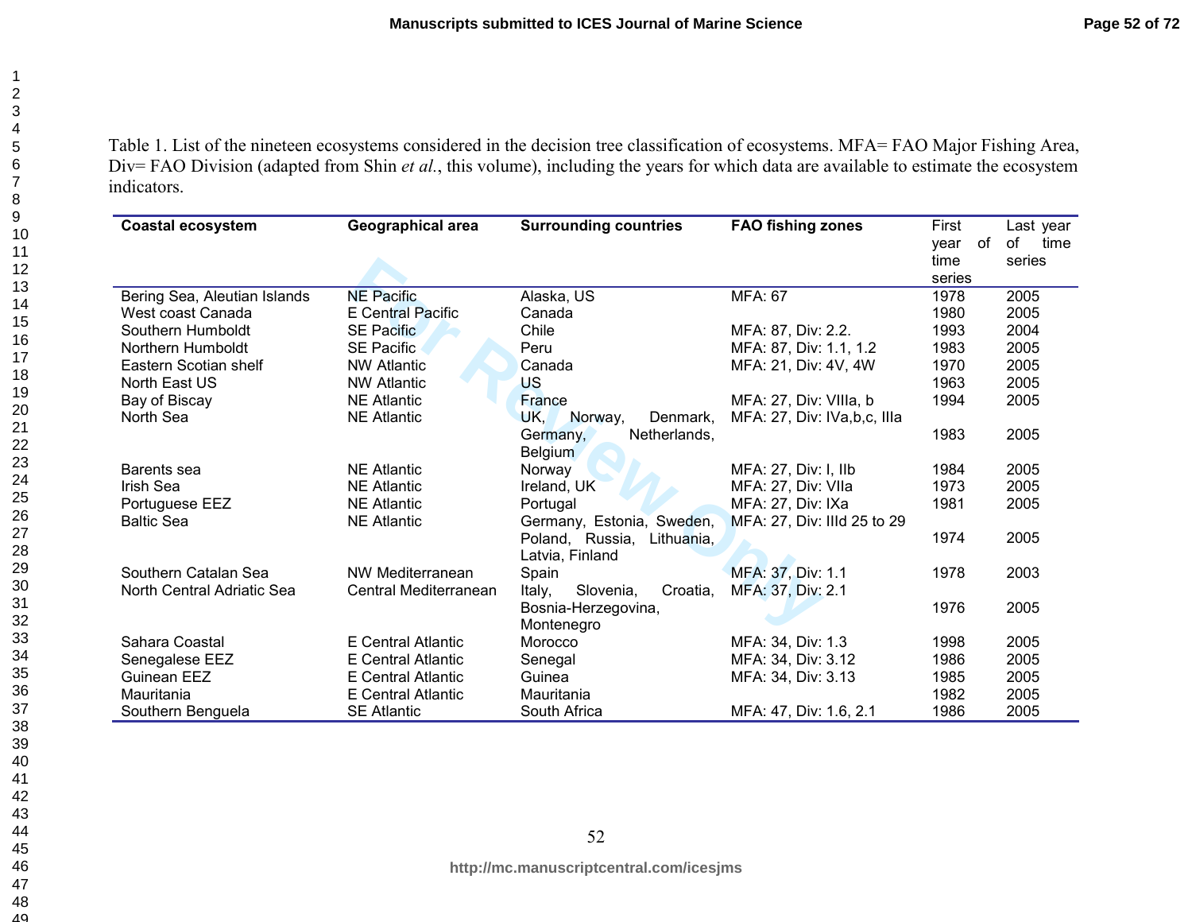Table 1. List of the nineteen ecosystems considered in the decision tree classification of ecosystems. MFA= FAO Major Fishing Area, Div= FAO Division (adapted from Shin *et al.*, this volume), including the years for which data are available to estimate the ecosystem indicators.

| Coastal ecosystem | Geographical area | Surrounding countries | FAO fishing zones | First year of time series | Last year of time series |
|---|---|---|---|---|---|
| Bering Sea, Aleutian Islands | NE Pacific | Alaska, US | MFA: 67 | 1978 | 2005 |
| West coast Canada | E Central Pacific | Canada | | 1980 | 2005 |
| Southern Humboldt | SE Pacific | Chile | MFA: 87, Div: 2.2. | 1993 | 2004 |
| Northern Humboldt | SE Pacific | Peru | MFA: 87, Div: 1.1, 1.2 | 1983 | 2005 |
| Eastern Scotian shelf | NW Atlantic | Canada | MFA: 21, Div: 4V, 4W | 1970 | 2005 |
| North East US | NW Atlantic | US | | 1963 | 2005 |
| Bay of Biscay | NE Atlantic | France | MFA: 27, Div: VIIIa, b | 1994 | 2005 |
| North Sea | NE Atlantic | UK, Norway, Denmark, Germany, Netherlands, Belgium | MFA: 27, Div: IVa,b,c, IIIa | 1983 | 2005 |
| Barents sea | NE Atlantic | Norway | MFA: 27, Div: I, IIb | 1984 | 2005 |
| Irish Sea | NE Atlantic | Ireland, UK | MFA: 27, Div: VIIa | 1973 | 2005 |
| Portuguese EEZ | NE Atlantic | Portugal | MFA: 27, Div: IXa | 1981 | 2005 |
| Baltic Sea | NE Atlantic | Germany, Estonia, Sweden, Poland, Russia, Lithuania, Latvia, Finland | MFA: 27, Div: IIId 25 to 29 | 1974 | 2005 |
| Southern Catalan Sea | NW Mediterranean | Spain | MFA: 37, Div: 1.1 | 1978 | 2003 |
| North Central Adriatic Sea | Central Mediterranean | Italy, Slovenia, Croatia, Bosnia-Herzegovina, Montenegro | MFA: 37, Div: 2.1 | 1976 | 2005 |
| Sahara Coastal | E Central Atlantic | Morocco | MFA: 34, Div: 1.3 | 1998 | 2005 |
| Senegalese EEZ | E Central Atlantic | Senegal | MFA: 34, Div: 3.12 | 1986 | 2005 |
| Guinean EEZ | E Central Atlantic | Guinea | MFA: 34, Div: 3.13 | 1985 | 2005 |
| Mauritania | E Central Atlantic | Mauritania | | 1982 | 2005 |
| Southern Benguela | SE Atlantic | South Africa | MFA: 47, Div: 1.6, 2.1 | 1986 | 2005 |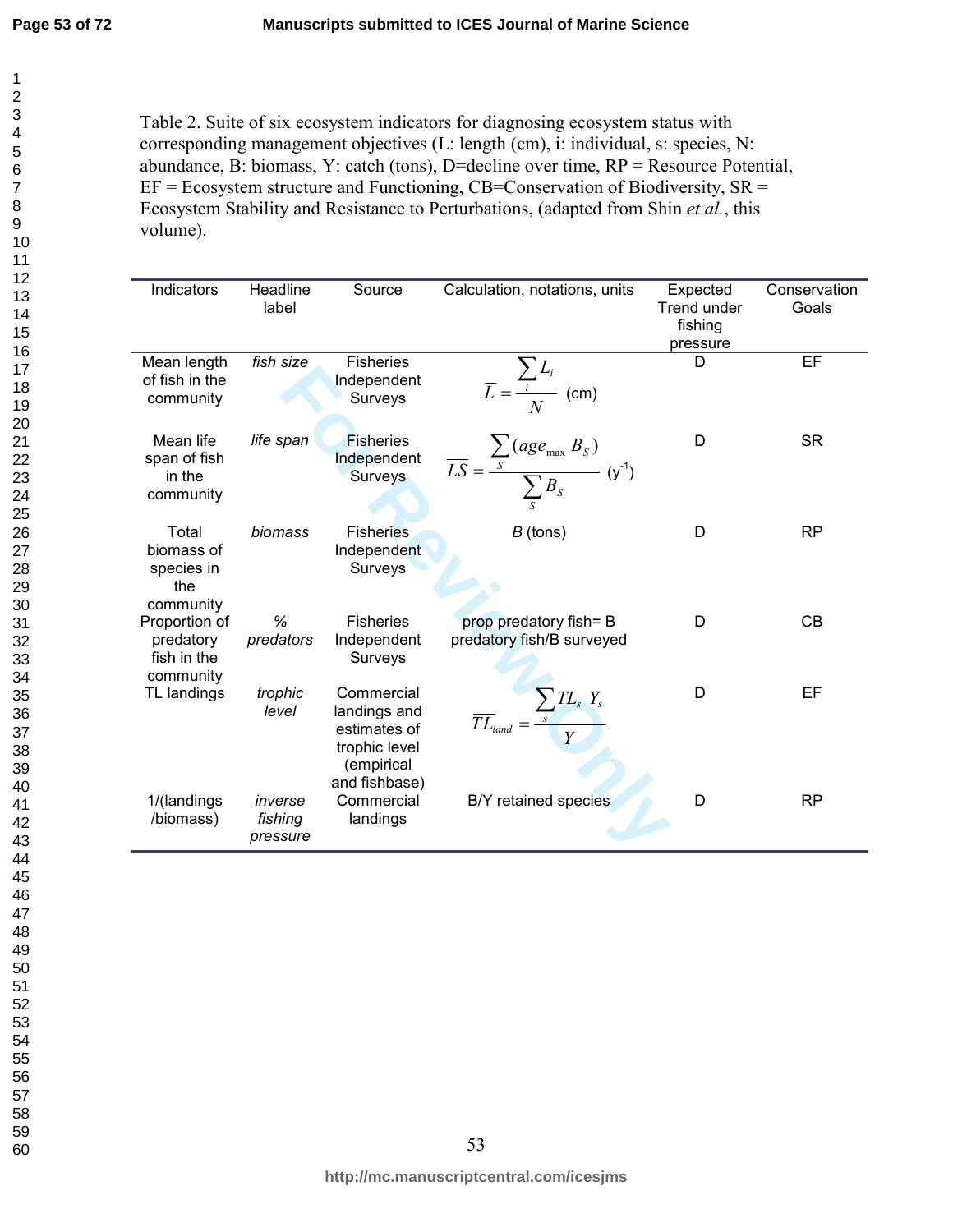Table 2. Suite of six ecosystem indicators for diagnosing ecosystem status with corresponding management objectives (L: length (cm), i: individual, s: species, N: abundance, B: biomass, Y: catch (tons), D=decline over time, RP = Resource Potential, EF = Ecosystem structure and Functioning, CB=Conservation of Biodiversity, SR = Ecosystem Stability and Resistance to Perturbations, (adapted from Shin *et al.*, this volume).

| Indicators | Headline label | Source | Calculation, notations, units | Expected Trend under fishing pressure | Conservation Goals |
|---|---|---|---|---|---|
| Mean length of fish in the community | *fish size* | Fisheries Independent Surveys | $\overline{L} = \frac{\sum_i L_i}{N}$ (cm) | D | EF |
| Mean life span of fish in the community | *life span* | Fisheries Independent Surveys | $\overline{LS} = \frac{\sum_S (age_{\max} B_S)}{\sum_S B_S}$ ($y^{-1}$) | D | SR |
| Total biomass of species in the community | *biomass* | Fisheries Independent Surveys | *B* (tons) | D | RP |
| Proportion of predatory fish in the community | *% predators* | Fisheries Independent Surveys | prop predatory fish= B predatory fish/B surveyed | D | CB |
| TL landings | *trophic level* | Commercial landings and estimates of trophic level (empirical and fishbase) | $\overline{TL}_{land} = \frac{\sum_s TL_s Y_s}{Y}$ | D | EF |
| 1/(landings /biomass) | *inverse fishing pressure* | Commercial landings | B/Y retained species | D | RP |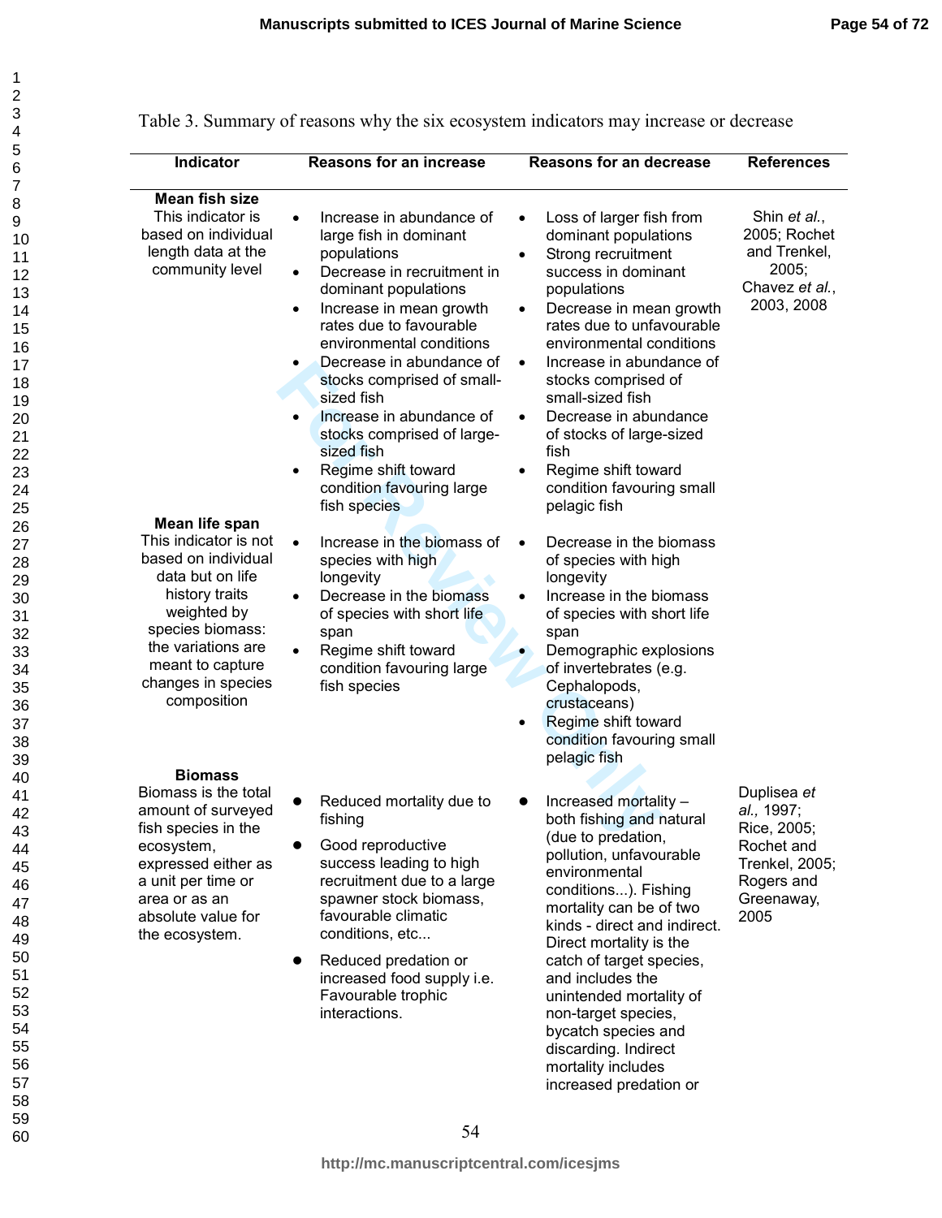Table 3. Summary of reasons why the six ecosystem indicators may increase or decrease

| Indicator | Reasons for an increase | Reasons for an decrease | References |
|---|---|---|---|
| **Mean fish size**<br>This indicator is based on individual length data at the community level | • Increase in abundance of large fish in dominant populations<br>• Decrease in recruitment in dominant populations<br>• Increase in mean growth rates due to favourable environmental conditions<br>• Decrease in abundance of stocks comprised of small-sized fish<br>• Increase in abundance of stocks comprised of large-sized fish<br>• Regime shift toward condition favouring large fish species | • Loss of larger fish from dominant populations<br>• Strong recruitment success in dominant populations<br>• Decrease in mean growth rates due to unfavourable environmental conditions<br>• Increase in abundance of stocks comprised of small-sized fish<br>• Decrease in abundance of stocks of large-sized fish<br>• Regime shift toward condition favouring small pelagic fish | Shin *et al.*, 2005; Rochet and Trenkel, 2005; Chavez *et al.*, 2003, 2008 |
| **Mean life span**<br>This indicator is not based on individual data but on life history traits weighted by species biomass: the variations are meant to capture changes in species composition | • Increase in the biomass of species with high longevity<br>• Decrease in the biomass of species with short life span<br>• Regime shift toward condition favouring large fish species | • Decrease in the biomass of species with high longevity<br>• Increase in the biomass of species with short life span<br>• Demographic explosions of invertebrates (e.g. Cephalopods, crustaceans)<br>• Regime shift toward condition favouring small pelagic fish | |
| **Biomass**<br>Biomass is the total amount of surveyed fish species in the ecosystem, expressed either as a unit per time or area or as an absolute value for the ecosystem. | • Reduced mortality due to fishing<br>• Good reproductive success leading to high recruitment due to a large spawner stock biomass, favourable climatic conditions, etc...<br>• Reduced predation or increased food supply i.e. Favourable trophic interactions. | • Increased mortality – both fishing and natural (due to predation, pollution, unfavourable environmental conditions...). Fishing mortality can be of two kinds - direct and indirect. Direct mortality is the catch of target species, and includes the unintended mortality of non-target species, bycatch species and discarding. Indirect mortality includes increased predation or | Duplisea *et al.,* 1997; Rice, 2005; Rochet and Trenkel, 2005; Rogers and Greenaway, 2005 |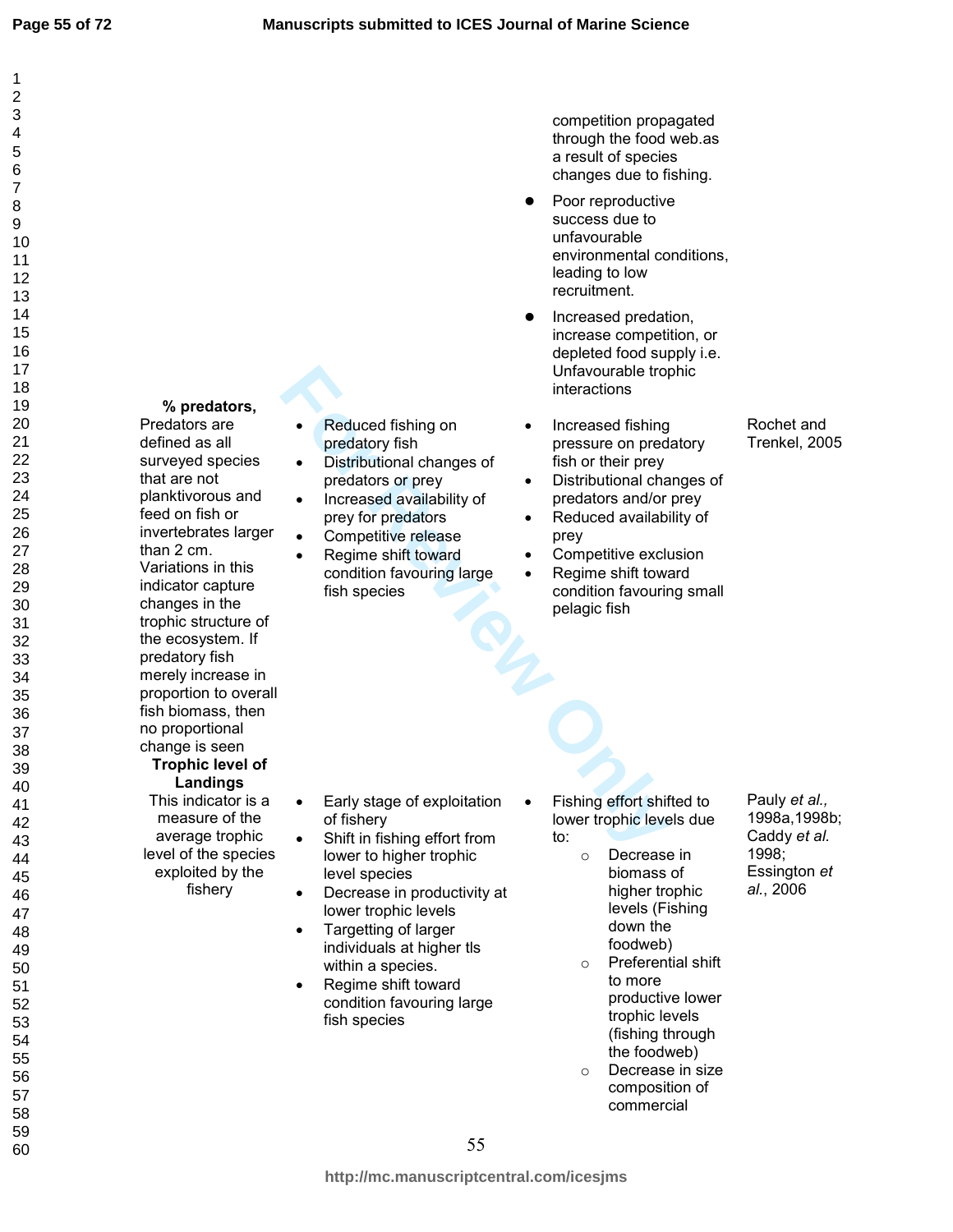| | | | |
|---|---|---|---|
| | | competition propagated through the food web.as a result of species changes due to fishing. <br>• Poor reproductive success due to unfavourable environmental conditions, leading to low recruitment. <br>• Increased predation, increase competition, or depleted food supply i.e. Unfavourable trophic interactions | |
| **% predators,** Predators are defined as all surveyed species that are not planktivorous and feed on fish or invertebrates larger than 2 cm. Variations in this indicator capture changes in the trophic structure of the ecosystem. If predatory fish merely increase in proportion to overall fish biomass, then no proportional change is seen | • Reduced fishing on predatory fish <br>• Distributional changes of predators or prey <br>• Increased availability of prey for predators <br>• Competitive release <br>• Regime shift toward condition favouring large fish species | • Increased fishing pressure on predatory fish or their prey <br>• Distributional changes of predators and/or prey <br>• Reduced availability of prey <br>• Competitive exclusion <br>• Regime shift toward condition favouring small pelagic fish | Rochet and Trenkel, 2005 |
| **Trophic level of Landings** This indicator is a measure of the average trophic level of the species exploited by the fishery | • Early stage of exploitation of fishery <br>• Shift in fishing effort from lower to higher trophic level species <br>• Decrease in productivity at lower trophic levels <br>• Targetting of larger individuals at higher tls within a species. <br>• Regime shift toward condition favouring large fish species | • Fishing effort shifted to lower trophic levels due to: <br>  ○ Decrease in biomass of higher trophic levels (Fishing down the foodweb) <br>  ○ Preferential shift to more productive lower trophic levels (fishing through the foodweb) <br>  ○ Decrease in size composition of commercial | Pauly *et al.*, 1998a,1998b; Caddy *et al.* 1998; Essington *et al.*, 2006 |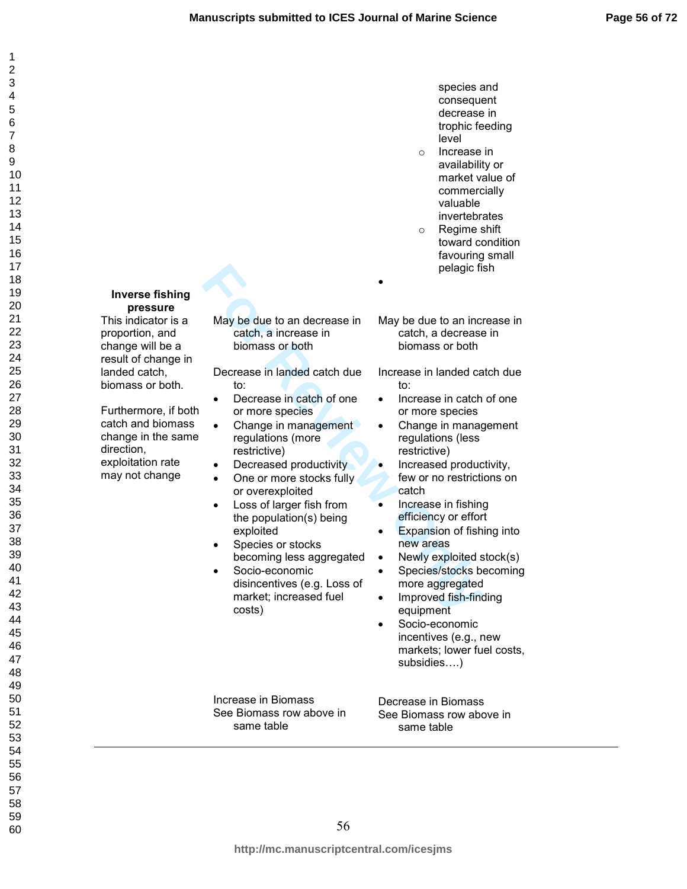| | | |
|---|---|---|
| | | species and consequent decrease in trophic feeding level<br>○ Increase in availability or market value of commercially valuable invertebrates<br>○ Regime shift toward condition favouring small pelagic fish<br>• |
| **Inverse fishing pressure**<br>This indicator is a proportion, and change will be a result of change in landed catch, biomass or both.<br><br>Furthermore, if both catch and biomass change in the same direction, exploitation rate may not change | May be due to an decrease in catch, a increase in biomass or both<br><br>Decrease in landed catch due to:<br>• Decrease in catch of one or more species<br>• Change in management regulations (more restrictive)<br>• Decreased productivity<br>• One or more stocks fully or overexploited<br>• Loss of larger fish from the population(s) being exploited<br>• Species or stocks becoming less aggregated<br>• Socio-economic disincentives (e.g. Loss of market; increased fuel costs)<br><br>Increase in Biomass<br>See Biomass row above in same table | May be due to an increase in catch, a decrease in biomass or both<br><br>Increase in landed catch due to:<br>• Increase in catch of one or more species<br>• Change in management regulations (less restrictive)<br>• Increased productivity, few or no restrictions on catch<br>• Increase in fishing efficiency or effort<br>• Expansion of fishing into new areas<br>• Newly exploited stock(s)<br>• Species/stocks becoming more aggregated<br>• Improved fish-finding equipment<br>• Socio-economic incentives (e.g., new markets; lower fuel costs, subsidies….)<br><br>Decrease in Biomass<br>See Biomass row above in same table |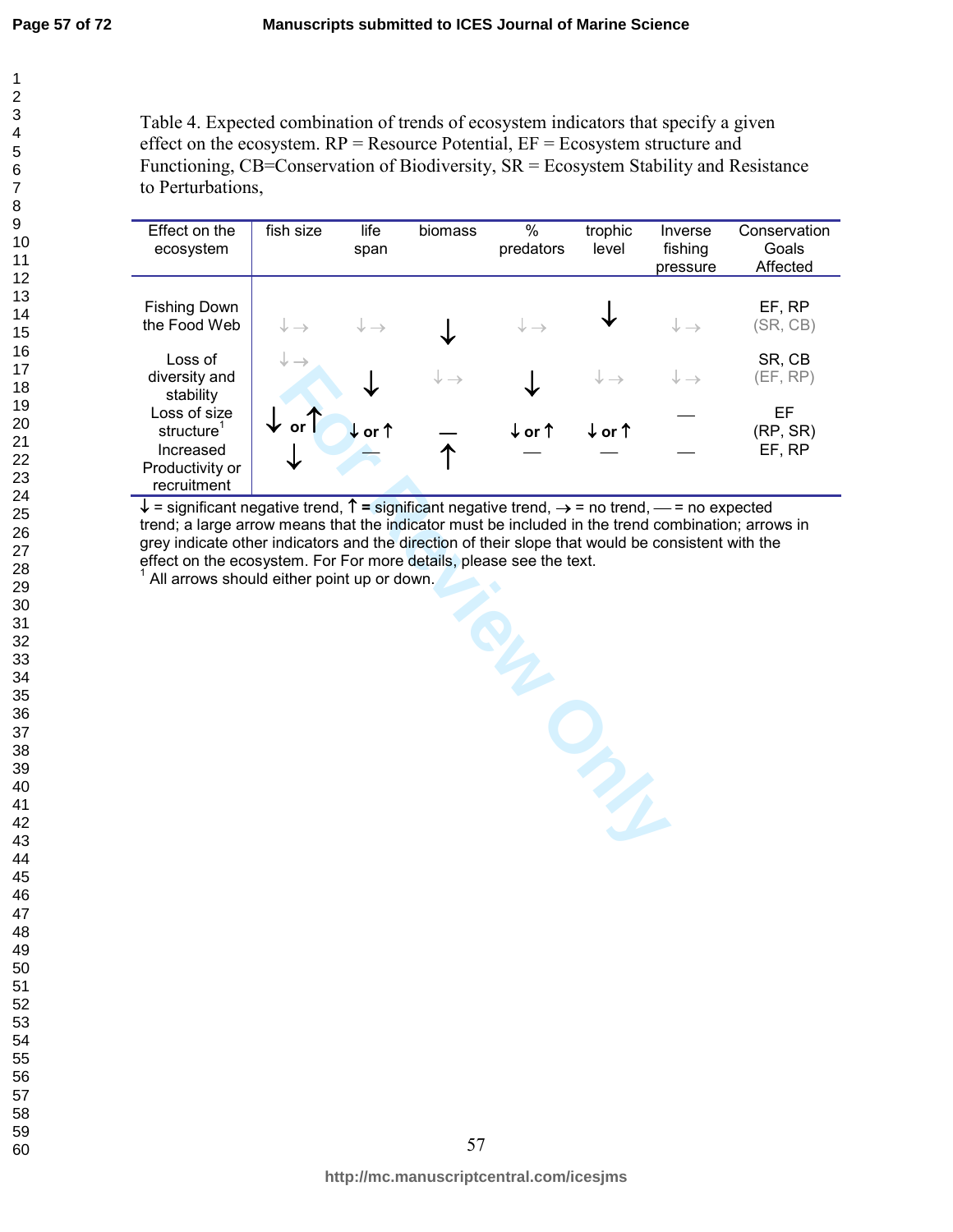Table 4. Expected combination of trends of ecosystem indicators that specify a given effect on the ecosystem. RP = Resource Potential, EF = Ecosystem structure and Functioning, CB=Conservation of Biodiversity, SR = Ecosystem Stability and Resistance to Perturbations,

| Effect on the ecosystem | fish size | life span | biomass | % predators | trophic level | Inverse fishing pressure | Conservation Goals Affected |
|---|---|---|---|---|---|---|---|
| Fishing Down the Food Web | ↓ → | ↓ → | ↓ | ↓ → | ↓ | ↓ → | EF, RP (SR, CB) |
| Loss of diversity and stability | ↓ → | ↓ | ↓ → | ↓ | ↓ → | ↓ → | SR, CB (EF, RP) |
| Loss of size structure[1] | ↓ or ↑ | ↓ or ↑ | — | ↓ or ↑ | ↓ or ↑ | — | EF (RP, SR) |
| Increased Productivity or recruitment | ↓ | — | ↑ | — | — | — | EF, RP |

↓ = significant negative trend, ↑ = significant negative trend, → = no trend, — = no expected trend; a large arrow means that the indicator must be included in the trend combination; arrows in grey indicate other indicators and the direction of their slope that would be consistent with the effect on the ecosystem. For For more details, please see the text.

[1] All arrows should either point up or down.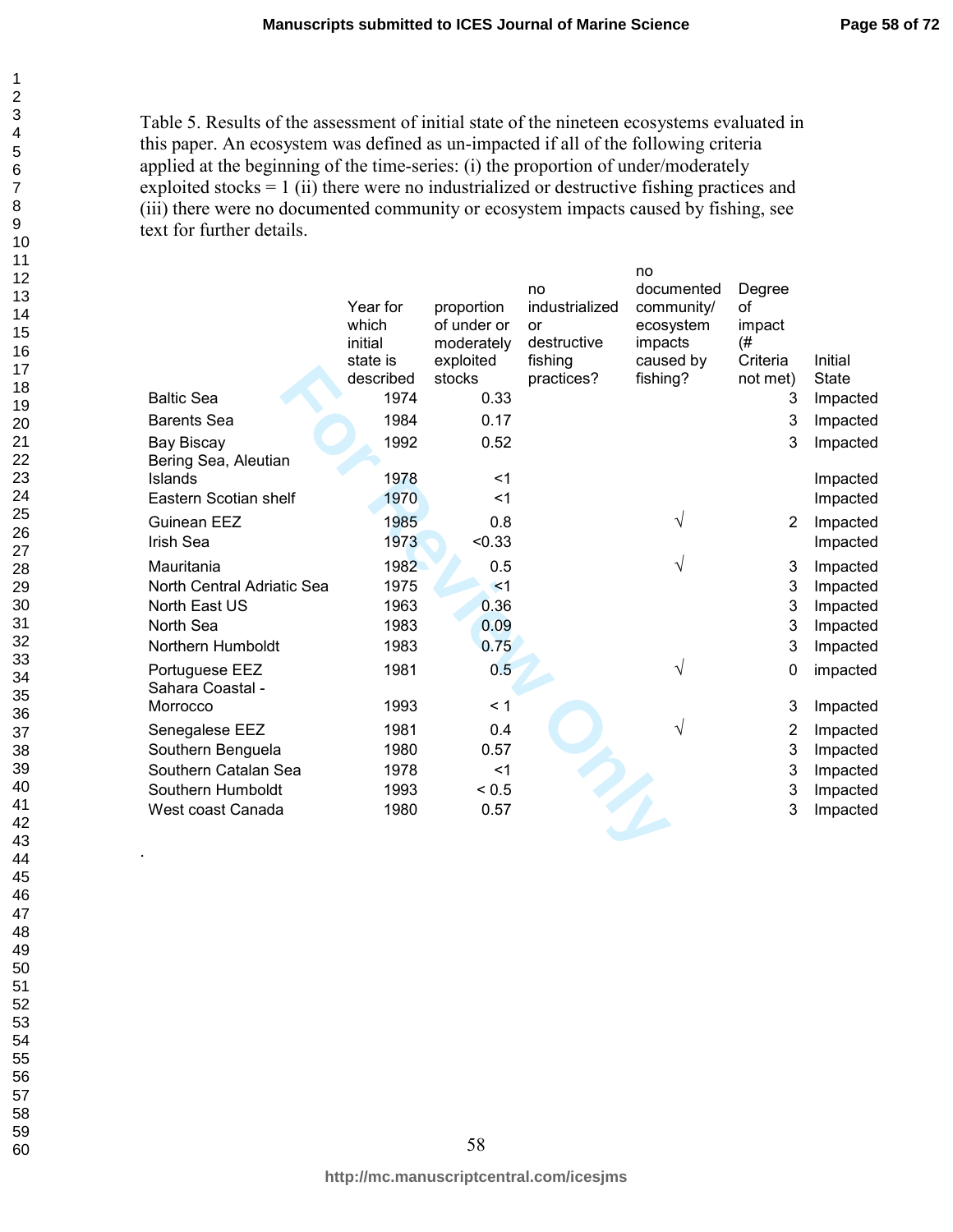Table 5. Results of the assessment of initial state of the nineteen ecosystems evaluated in this paper. An ecosystem was defined as un-impacted if all of the following criteria applied at the beginning of the time-series: (i) the proportion of under/moderately exploited stocks = 1 (ii) there were no industrialized or destructive fishing practices and (iii) there were no documented community or ecosystem impacts caused by fishing, see text for further details.

| | Year for which initial state is described | proportion of under or moderately exploited stocks | no industrialized or destructive fishing practices? | no documented community/ ecosystem impacts caused by fishing? | Degree of impact (# Criteria not met) | Initial State |
|---|---|---|---|---|---|---|
| Baltic Sea | 1974 | 0.33 | | | 3 | Impacted |
| Barents Sea | 1984 | 0.17 | | | 3 | Impacted |
| Bay Biscay | 1992 | 0.52 | | | 3 | Impacted |
| Bering Sea, Aleutian Islands | 1978 | <1 | | | | Impacted |
| Eastern Scotian shelf | 1970 | <1 | | | | Impacted |
| Guinean EEZ | 1985 | 0.8 | | √ | 2 | Impacted |
| Irish Sea | 1973 | <0.33 | | | | Impacted |
| Mauritania | 1982 | 0.5 | | √ | 3 | Impacted |
| North Central Adriatic Sea | 1975 | <1 | | | 3 | Impacted |
| North East US | 1963 | 0.36 | | | 3 | Impacted |
| North Sea | 1983 | 0.09 | | | 3 | Impacted |
| Northern Humboldt | 1983 | 0.75 | | | 3 | Impacted |
| Portuguese EEZ | 1981 | 0.5 | | √ | 0 | impacted |
| Sahara Coastal - Morrocco | 1993 | < 1 | | | 3 | Impacted |
| Senegalese EEZ | 1981 | 0.4 | | √ | 2 | Impacted |
| Southern Benguela | 1980 | 0.57 | | | 3 | Impacted |
| Southern Catalan Sea | 1978 | <1 | | | 3 | Impacted |
| Southern Humboldt | 1993 | < 0.5 | | | 3 | Impacted |
| West coast Canada | 1980 | 0.57 | | | 3 | Impacted |

.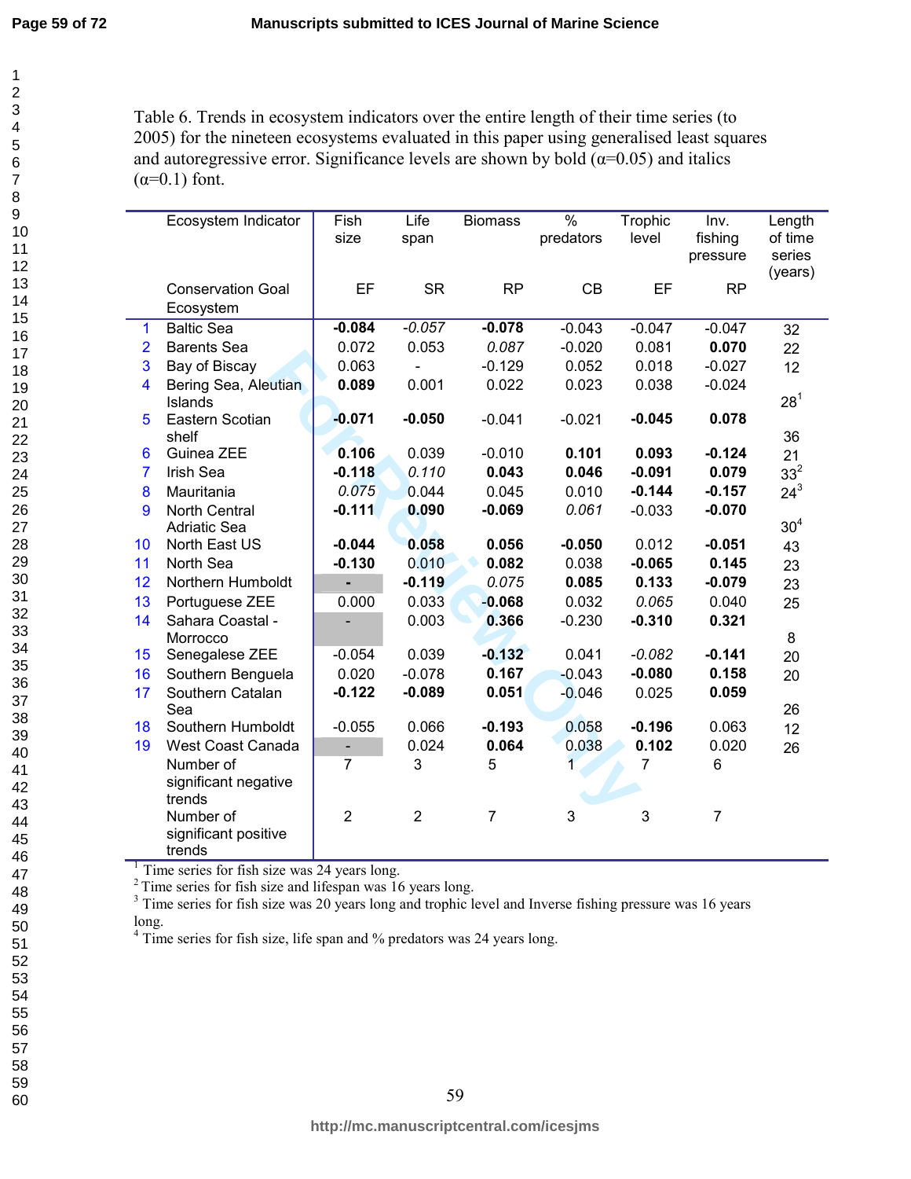Table 6. Trends in ecosystem indicators over the entire length of their time series (to 2005) for the nineteen ecosystems evaluated in this paper using generalised least squares and autoregressive error. Significance levels are shown by bold (α=0.05) and italics (α=0.1) font.

| | Ecosystem Indicator | Fish size | Life span | Biomass | % predators | Trophic level | Inv. fishing pressure | Length of time series (years) |
|---|---|---|---|---|---|---|---|---|
| | Conservation Goal Ecosystem | EF | SR | RP | CB | EF | RP | |
| 1 | Baltic Sea | **-0.084** | *-0.057* | **-0.078** | -0.043 | -0.047 | -0.047 | 32 |
| 2 | Barents Sea | 0.072 | 0.053 | *0.087* | -0.020 | 0.081 | **0.070** | 22 |
| 3 | Bay of Biscay | 0.063 | - | -0.129 | 0.052 | 0.018 | -0.027 | 12 |
| 4 | Bering Sea, Aleutian Islands | **0.089** | 0.001 | 0.022 | 0.023 | 0.038 | -0.024 | 28[1] |
| 5 | Eastern Scotian shelf | **-0.071** | **-0.050** | -0.041 | -0.021 | **-0.045** | **0.078** | 36 |
| 6 | Guinea ZEE | **0.106** | 0.039 | -0.010 | **0.101** | **0.093** | **-0.124** | 21 |
| 7 | Irish Sea | **-0.118** | *0.110* | **0.043** | **0.046** | **-0.091** | **0.079** | 33[2] |
| 8 | Mauritania | *0.075* | 0.044 | 0.045 | 0.010 | **-0.144** | **-0.157** | 24[3] |
| 9 | North Central Adriatic Sea | **-0.111** | **0.090** | **-0.069** | *0.061* | -0.033 | **-0.070** | 30[4] |
| 10 | North East US | **-0.044** | **0.058** | **0.056** | **-0.050** | 0.012 | **-0.051** | 43 |
| 11 | North Sea | **-0.130** | 0.010 | **0.082** | 0.038 | **-0.065** | **0.145** | 23 |
| 12 | Northern Humboldt | - | **-0.119** | *0.075* | **0.085** | **0.133** | **-0.079** | 23 |
| 13 | Portuguese ZEE | 0.000 | 0.033 | **-0.068** | 0.032 | *0.065* | 0.040 | 25 |
| 14 | Sahara Coastal - Morrocco | - | 0.003 | **0.366** | -0.230 | **-0.310** | **0.321** | 8 |
| 15 | Senegalese ZEE | -0.054 | 0.039 | **-0.132** | 0.041 | *-0.082* | **-0.141** | 20 |
| 16 | Southern Benguela | 0.020 | -0.078 | **0.167** | -0.043 | **-0.080** | **0.158** | 20 |
| 17 | Southern Catalan Sea | **-0.122** | **-0.089** | **0.051** | -0.046 | 0.025 | **0.059** | 26 |
| 18 | Southern Humboldt | -0.055 | 0.066 | **-0.193** | 0.058 | **-0.196** | 0.063 | 12 |
| 19 | West Coast Canada | - | 0.024 | **0.064** | 0.038 | **0.102** | 0.020 | 26 |
| | Number of significant negative trends | 7 | 3 | 5 | 1 | 7 | 6 | |
| | Number of significant positive trends | 2 | 2 | 7 | 3 | 3 | 7 | |

[1] Time series for fish size was 24 years long.
[2] Time series for fish size and lifespan was 16 years long.
[3] Time series for fish size was 20 years long and trophic level and Inverse fishing pressure was 16 years long.
[4] Time series for fish size, life span and % predators was 24 years long.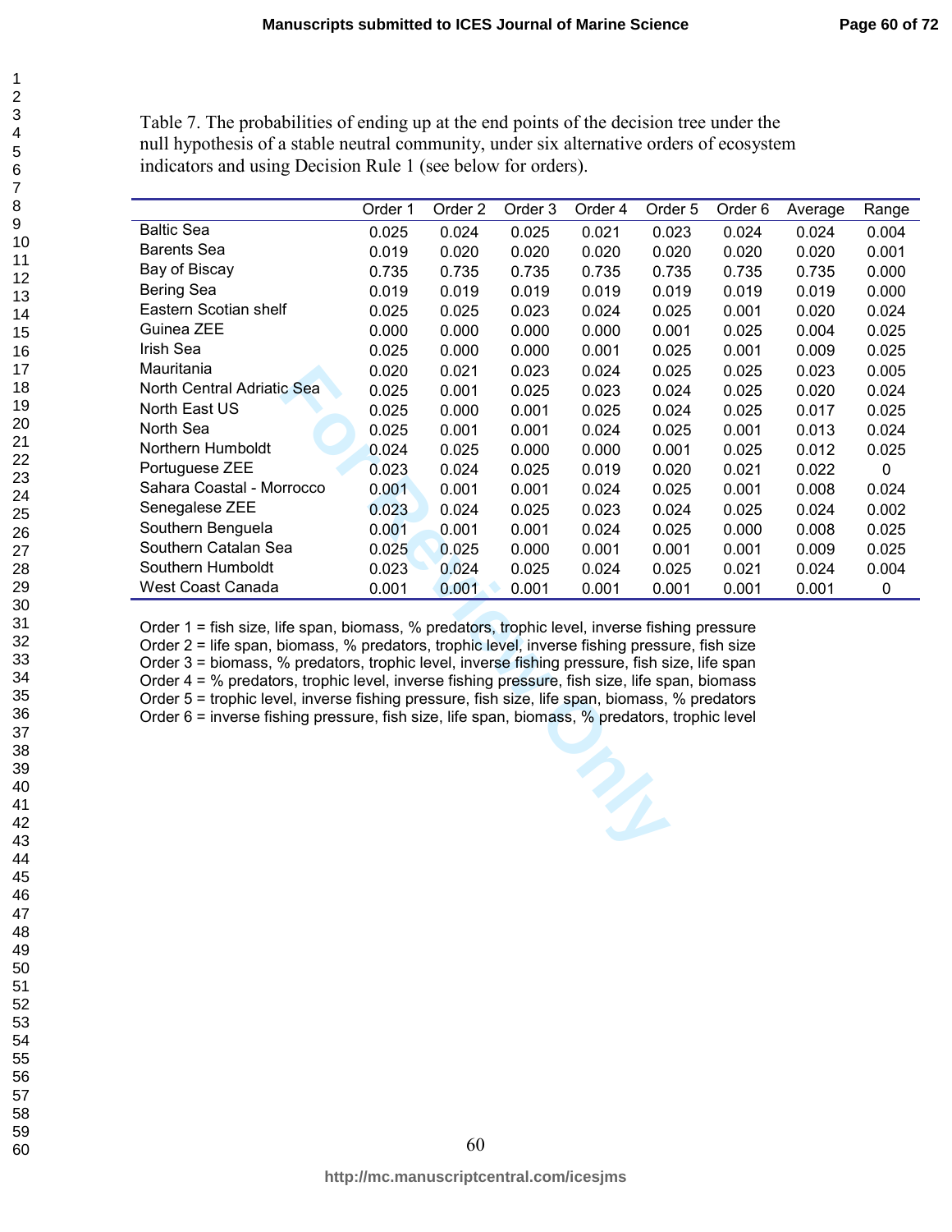Table 7. The probabilities of ending up at the end points of the decision tree under the null hypothesis of a stable neutral community, under six alternative orders of ecosystem indicators and using Decision Rule 1 (see below for orders).

| | Order 1 | Order 2 | Order 3 | Order 4 | Order 5 | Order 6 | Average | Range |
|---|---|---|---|---|---|---|---|---|
| Baltic Sea | 0.025 | 0.024 | 0.025 | 0.021 | 0.023 | 0.024 | 0.024 | 0.004 |
| Barents Sea | 0.019 | 0.020 | 0.020 | 0.020 | 0.020 | 0.020 | 0.020 | 0.001 |
| Bay of Biscay | 0.735 | 0.735 | 0.735 | 0.735 | 0.735 | 0.735 | 0.735 | 0.000 |
| Bering Sea | 0.019 | 0.019 | 0.019 | 0.019 | 0.019 | 0.019 | 0.019 | 0.000 |
| Eastern Scotian shelf | 0.025 | 0.025 | 0.023 | 0.024 | 0.025 | 0.001 | 0.020 | 0.024 |
| Guinea ZEE | 0.000 | 0.000 | 0.000 | 0.000 | 0.001 | 0.025 | 0.004 | 0.025 |
| Irish Sea | 0.025 | 0.000 | 0.000 | 0.001 | 0.025 | 0.001 | 0.009 | 0.025 |
| Mauritania | 0.020 | 0.021 | 0.023 | 0.024 | 0.025 | 0.025 | 0.023 | 0.005 |
| North Central Adriatic Sea | 0.025 | 0.001 | 0.025 | 0.023 | 0.024 | 0.025 | 0.020 | 0.024 |
| North East US | 0.025 | 0.000 | 0.001 | 0.025 | 0.024 | 0.025 | 0.017 | 0.025 |
| North Sea | 0.025 | 0.001 | 0.001 | 0.024 | 0.025 | 0.001 | 0.013 | 0.024 |
| Northern Humboldt | 0.024 | 0.025 | 0.000 | 0.000 | 0.001 | 0.025 | 0.012 | 0.025 |
| Portuguese ZEE | 0.023 | 0.024 | 0.025 | 0.019 | 0.020 | 0.021 | 0.022 | 0 |
| Sahara Coastal - Morrocco | 0.001 | 0.001 | 0.001 | 0.024 | 0.025 | 0.001 | 0.008 | 0.024 |
| Senegalese ZEE | 0.023 | 0.024 | 0.025 | 0.023 | 0.024 | 0.025 | 0.024 | 0.002 |
| Southern Benguela | 0.001 | 0.001 | 0.001 | 0.024 | 0.025 | 0.000 | 0.008 | 0.025 |
| Southern Catalan Sea | 0.025 | 0.025 | 0.000 | 0.001 | 0.001 | 0.001 | 0.009 | 0.025 |
| Southern Humboldt | 0.023 | 0.024 | 0.025 | 0.024 | 0.025 | 0.021 | 0.024 | 0.004 |
| West Coast Canada | 0.001 | 0.001 | 0.001 | 0.001 | 0.001 | 0.001 | 0.001 | 0 |

Order 1 = fish size, life span, biomass, % predators, trophic level, inverse fishing pressure
Order 2 = life span, biomass, % predators, trophic level, inverse fishing pressure, fish size
Order 3 = biomass, % predators, trophic level, inverse fishing pressure, fish size, life span
Order 4 = % predators, trophic level, inverse fishing pressure, fish size, life span, biomass
Order 5 = trophic level, inverse fishing pressure, fish size, life span, biomass, % predators
Order 6 = inverse fishing pressure, fish size, life span, biomass, % predators, trophic level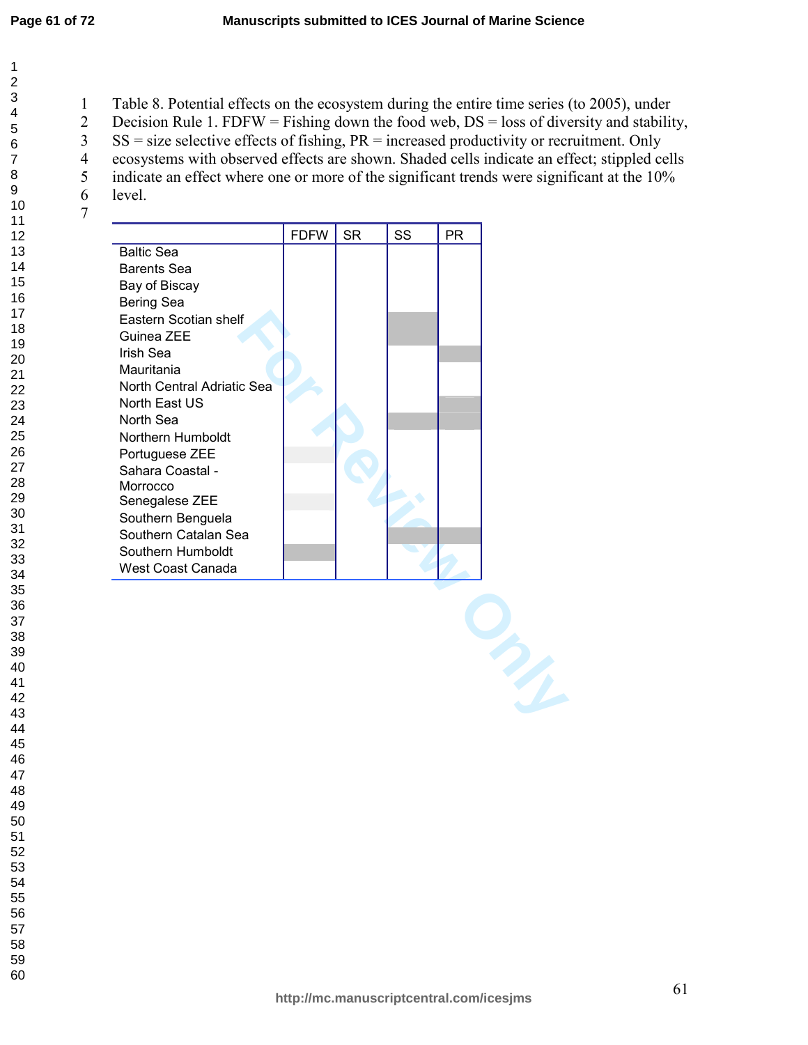Table 8. Potential effects on the ecosystem during the entire time series (to 2005), under Decision Rule 1. FDFW = Fishing down the food web, DS = loss of diversity and stability, SS = size selective effects of fishing, PR = increased productivity or recruitment. Only ecosystems with observed effects are shown. Shaded cells indicate an effect; stippled cells indicate an effect where one or more of the significant trends were significant at the 10% level.

| | FDFW | SR | SS | PR |
|---|---|---|---|---|
| Baltic Sea | | | | |
| Barents Sea | | | | |
| Bay of Biscay | | | | |
| Bering Sea | | | | |
| Eastern Scotian shelf | | | shaded | |
| Guinea ZEE | | | shaded | |
| Irish Sea | | | | shaded |
| Mauritania | | | | |
| North Central Adriatic Sea | | | | |
| North East US | | | | shaded |
| North Sea | | | shaded | shaded |
| Northern Humboldt | | | | |
| Portuguese ZEE | stippled | | | |
| Sahara Coastal - Morrocco | | | | |
| Senegalese ZEE | stippled | | | |
| Southern Benguela | | | | |
| Southern Catalan Sea | | | shaded | shaded |
| Southern Humboldt | shaded | | | |
| West Coast Canada | | | | |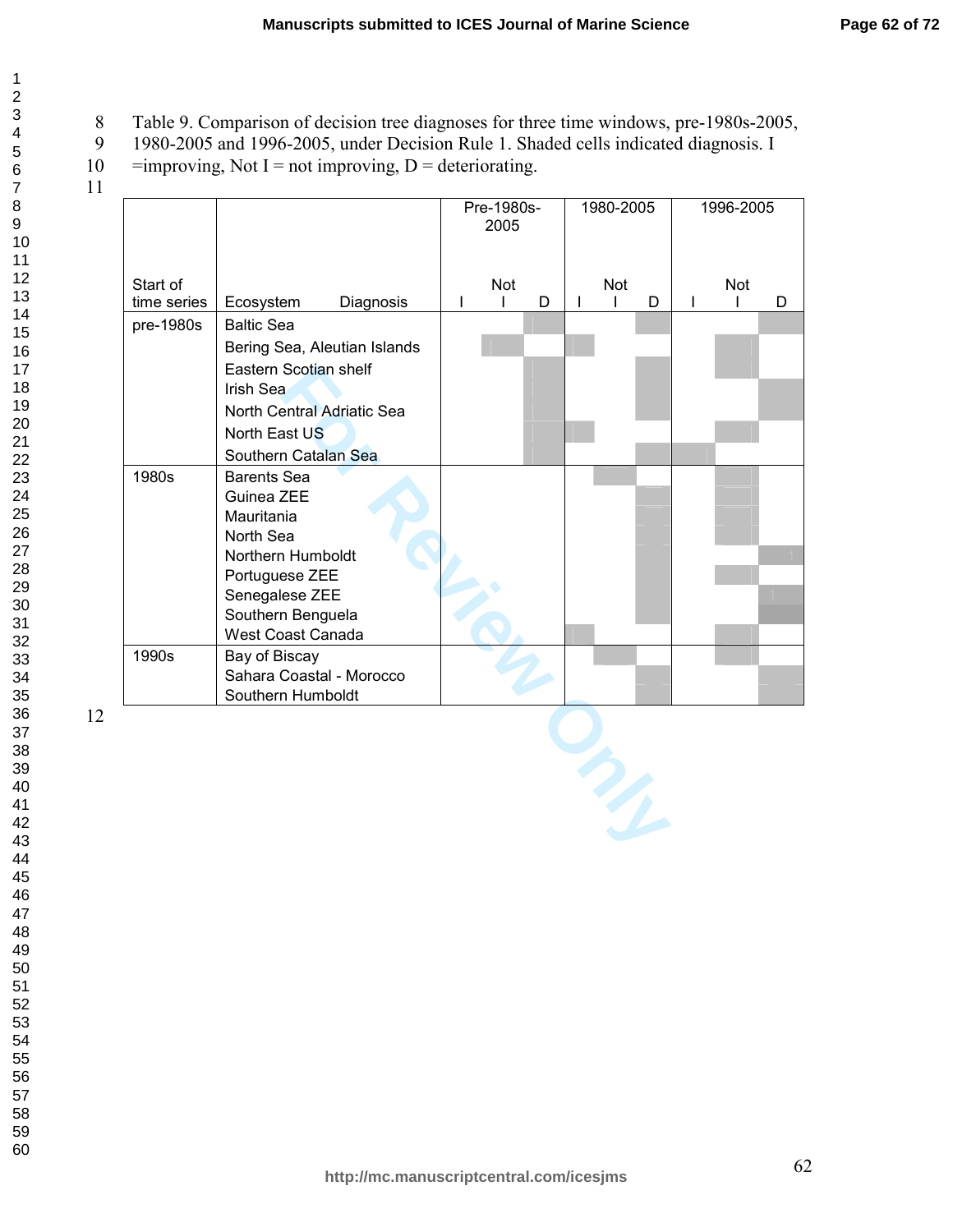Table 9. Comparison of decision tree diagnoses for three time windows, pre-1980s-2005, 1980-2005 and 1996-2005, under Decision Rule 1. Shaded cells indicated diagnosis. I =improving, Not I = not improving, D = deteriorating.

| Start of time series | Ecosystem | Pre-1980s-2005 | | | 1980-2005 | | | 1996-2005 | | |
|---|---|---|---|---|---|---|---|---|---|---|
| | Diagnosis | I | Not I | D | I | Not I | D | I | Not I | D |
| pre-1980s | Baltic Sea | | | X | | | X | | | X |
| | Bering Sea, Aleutian Islands | | X | | X | | | | X | |
| | Eastern Scotian shelf | | | X | | | X | | X | |
| | Irish Sea | | | X | | | X | | | X |
| | North Central Adriatic Sea | | | X | | | X | | | X |
| | North East US | | | X | X | | | | X | |
| | Southern Catalan Sea | | | X | | | X | X | | |
| 1980s | Barents Sea | | | | | X | | | X | |
| | Guinea ZEE | | | | | | X | | X | |
| | Mauritania | | | | | | X | | X | |
| | North Sea | | | | | | X | | X | |
| | Northern Humboldt | | | | | | X | | | X |
| | Portuguese ZEE | | | | | | X | | X | |
| | Senegalese ZEE | | | | | | X | | | X |
| | Southern Benguela | | | | | | X | | | X |
| | West Coast Canada | | | | X | | | | X | |
| 1990s | Bay of Biscay | | | | | X | | | X | |
| | Sahara Coastal - Morocco | | | | | | X | | | X |
| | Southern Humboldt | | | | | | X | | | X |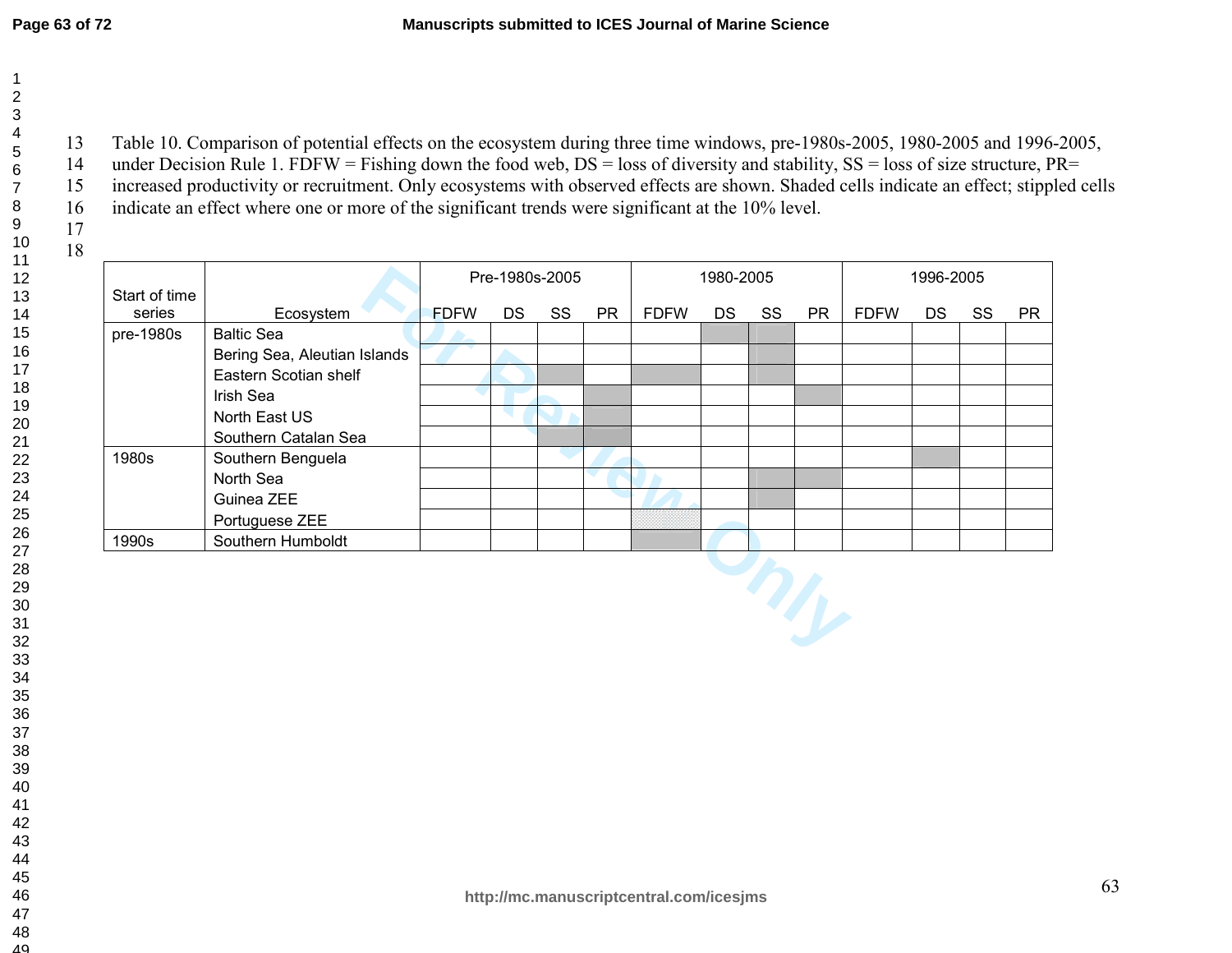Table 10. Comparison of potential effects on the ecosystem during three time windows, pre-1980s-2005, 1980-2005 and 1996-2005, under Decision Rule 1. FDFW = Fishing down the food web, DS = loss of diversity and stability, SS = loss of size structure, PR= increased productivity or recruitment. Only ecosystems with observed effects are shown. Shaded cells indicate an effect; stippled cells indicate an effect where one or more of the significant trends were significant at the 10% level.

| Start of time series | Ecosystem | Pre-1980s-2005 | | | | 1980-2005 | | | | 1996-2005 | | | |
|---|---|---|---|---|---|---|---|---|---|---|---|---|---|
| | | FDFW | DS | SS | PR | FDFW | DS | SS | PR | FDFW | DS | SS | PR |
| pre-1980s | Baltic Sea | | | | | | shaded | shaded | | | | | |
| | Bering Sea, Aleutian Islands | | | | | | | shaded | | | | | |
| | Eastern Scotian shelf | | | shaded | | shaded | | shaded | | | | | |
| | Irish Sea | | | | shaded | | | | shaded | | | | |
| | North East US | | | | shaded | | | | | | | | |
| | Southern Catalan Sea | | | shaded | shaded | | | | | | | | |
| 1980s | Southern Benguela | | | | | | | | | | shaded | | |
| | North Sea | | | | | | | shaded | shaded | | | | |
| | Guinea ZEE | | | | | | | shaded | | | | | |
| | Portuguese ZEE | | | | | stippled | | | | | | | |
| 1990s | Southern Humboldt | | | | | shaded | | | | | | | |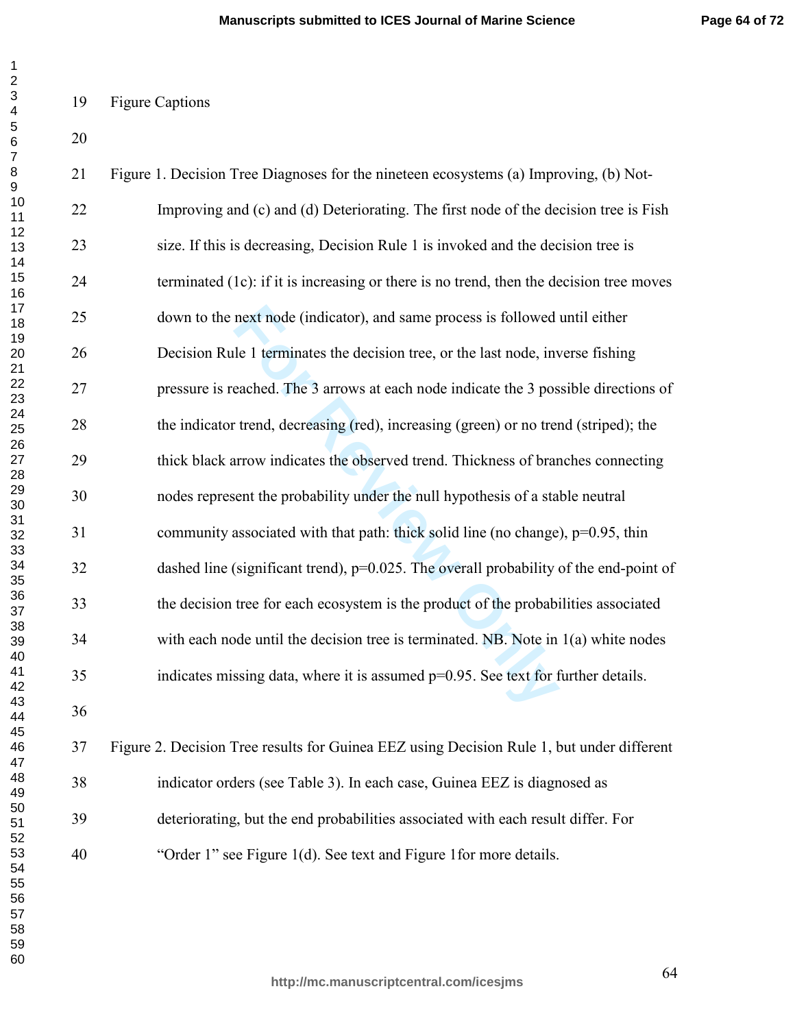Figure Captions

Figure 1. Decision Tree Diagnoses for the nineteen ecosystems (a) Improving, (b) Not-Improving and (c) and (d) Deteriorating. The first node of the decision tree is Fish size. If this is decreasing, Decision Rule 1 is invoked and the decision tree is terminated (1c): if it is increasing or there is no trend, then the decision tree moves down to the next node (indicator), and same process is followed until either Decision Rule 1 terminates the decision tree, or the last node, inverse fishing pressure is reached. The 3 arrows at each node indicate the 3 possible directions of the indicator trend, decreasing (red), increasing (green) or no trend (striped); the thick black arrow indicates the observed trend. Thickness of branches connecting nodes represent the probability under the null hypothesis of a stable neutral community associated with that path: thick solid line (no change), $p=0.95$, thin dashed line (significant trend), $p=0.025$. The overall probability of the end-point of the decision tree for each ecosystem is the product of the probabilities associated with each node until the decision tree is terminated. NB. Note in 1(a) white nodes indicates missing data, where it is assumed $p=0.95$. See text for further details.

Figure 2. Decision Tree results for Guinea EEZ using Decision Rule 1, but under different indicator orders (see Table 3). In each case, Guinea EEZ is diagnosed as deteriorating, but the end probabilities associated with each result differ. For "Order 1" see Figure 1(d). See text and Figure 1for more details.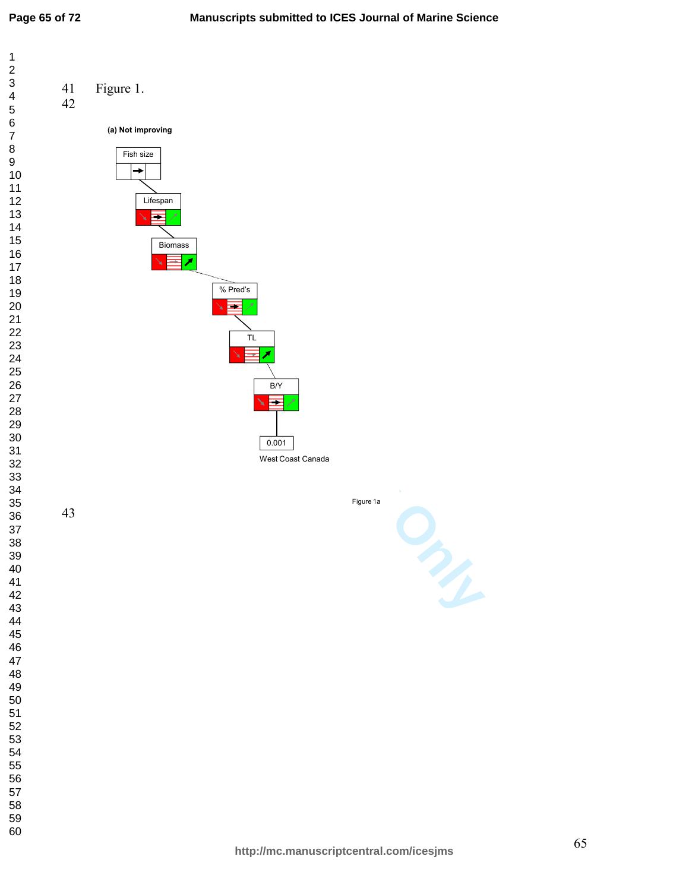Figure 1.

(a) Not improving

Fish size

Lifespan

Biomass

% Pred's

TL

B/Y

0.001

West Coast Canada

Figure 1a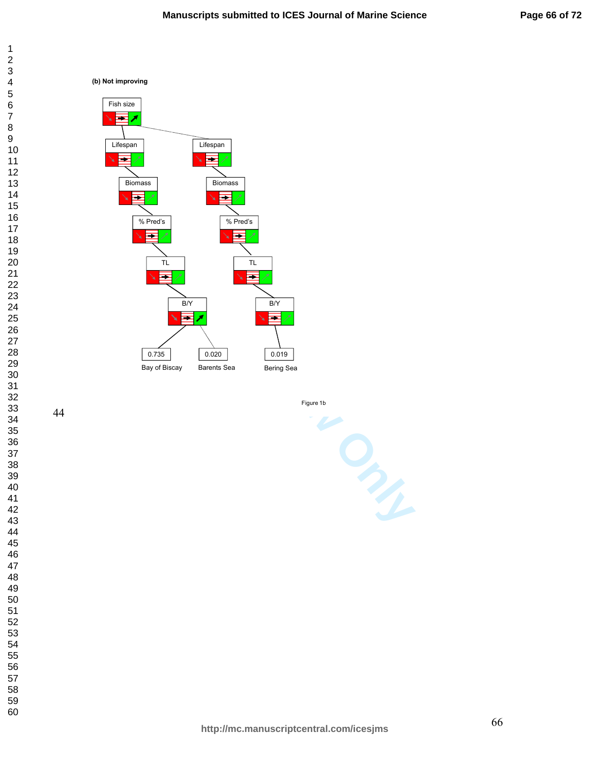(b) Not improving

Fish size

Lifespan

Biomass

% Pred's

TL

B/Y

0.735

Bay of Biscay

0.020

Barents Sea

0.019

Bering Sea

Figure 1b

44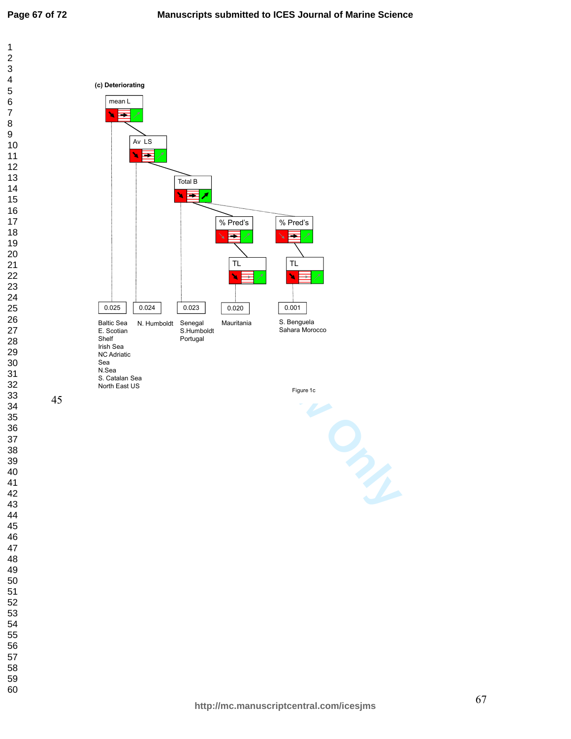(c) Deteriorating

mean L

Av LS

Total B

% Pred's

% Pred's

TL

TL

0.025

Baltic Sea
E. Scotian Shelf
Irish Sea
NC Adriatic Sea
N.Sea
S. Catalan Sea
North East US

0.024

N. Humboldt

0.023

Senegal
S.Humboldt
Portugal

0.020

Mauritania

0.001

S. Benguela
Sahara Morocco

Figure 1c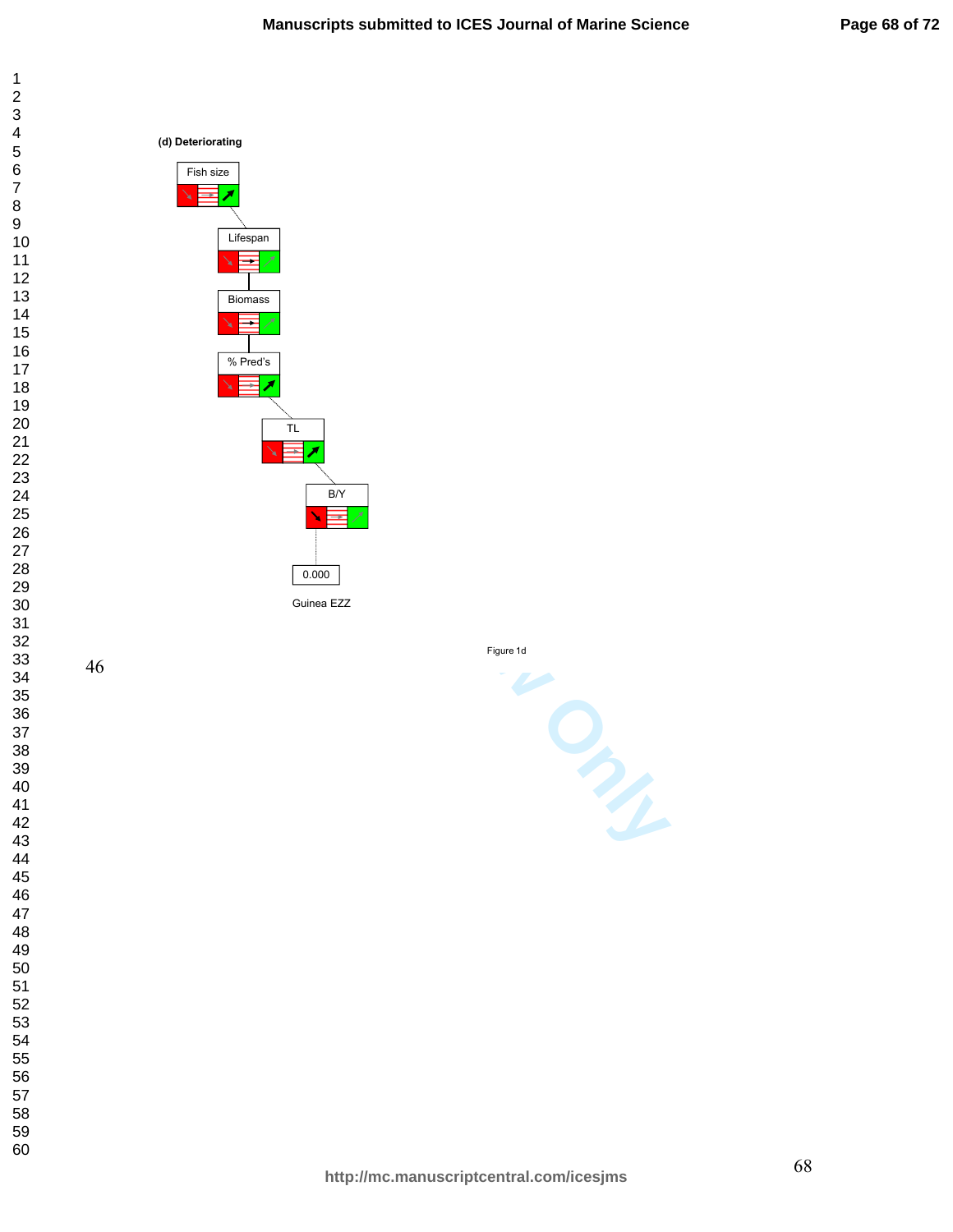(d) Deteriorating

Fish size

Lifespan

Biomass

% Pred's

TL

B/Y

0.000

Guinea EZZ

Figure 1d

46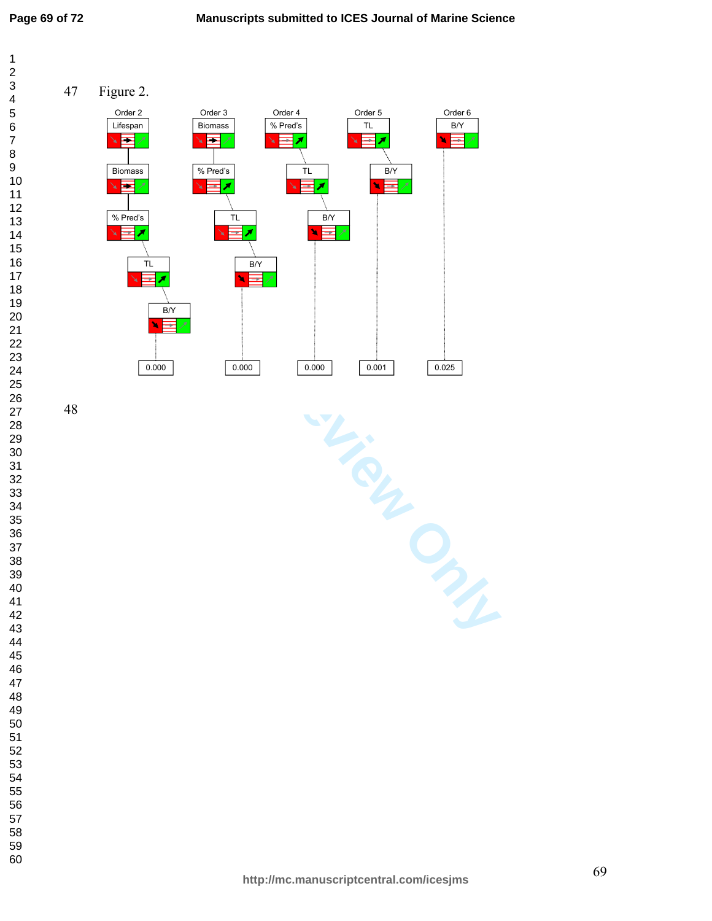Figure 2.

| Order 2 | Order 3 | Order 4 | Order 5 | Order 6 |
|---|---|---|---|---|
| Lifespan | Biomass | % Pred's | TL | B/Y |
| Biomass | % Pred's | TL | B/Y | |
| % Pred's | TL | B/Y | | |
| TL | B/Y | | | |
| B/Y | | | | |
| 0.000 | 0.000 | 0.000 | 0.001 | 0.025 |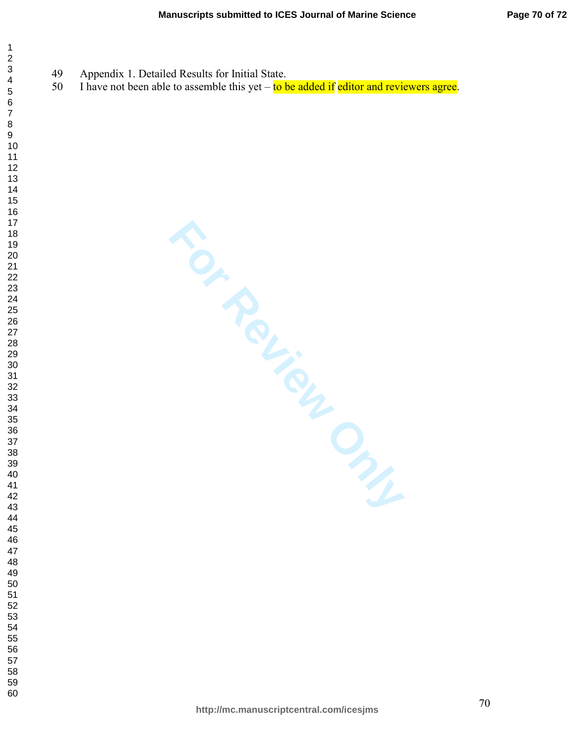Appendix 1. Detailed Results for Initial State.

I have not been able to assemble this yet – to be added if editor and reviewers agree.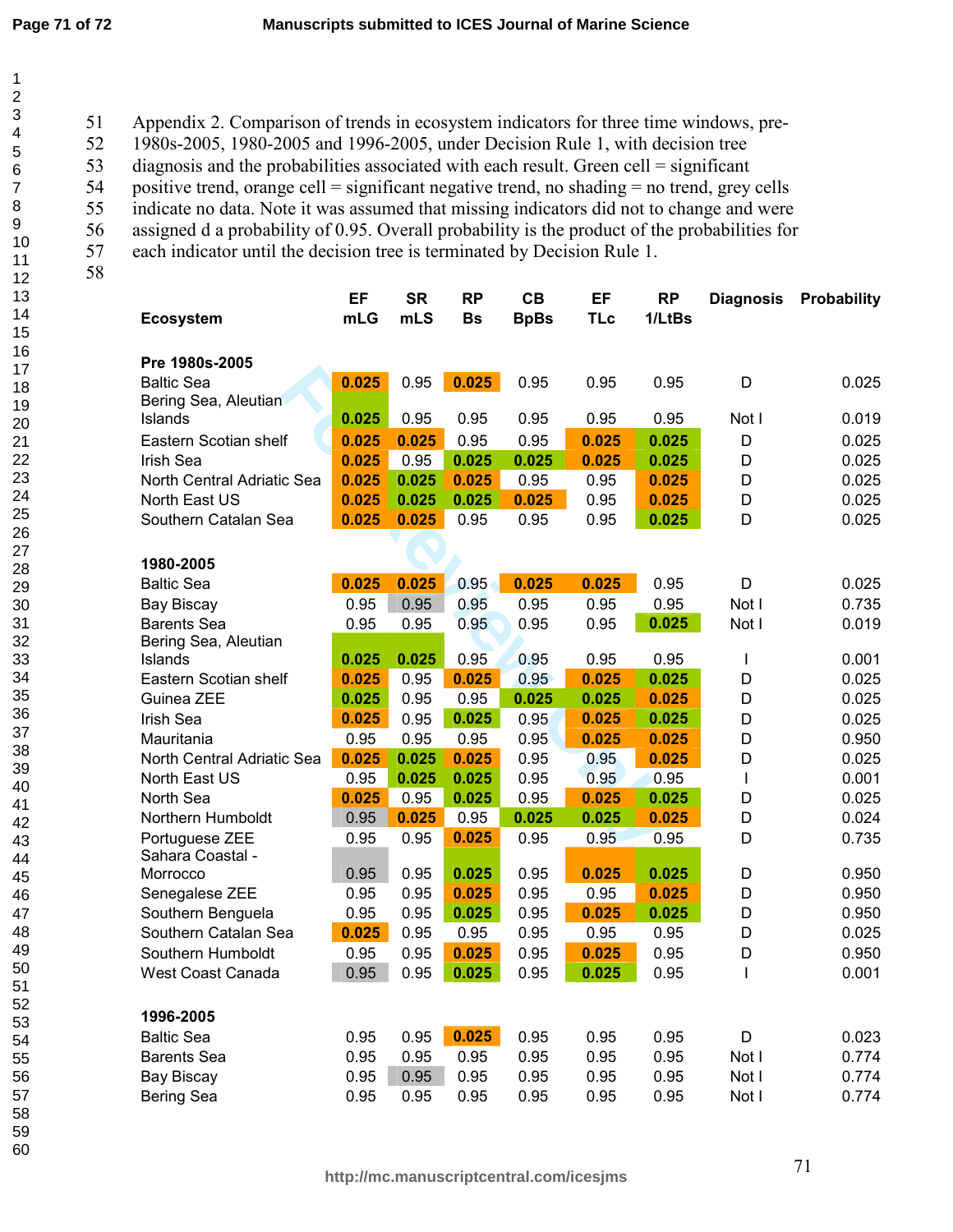Appendix 2. Comparison of trends in ecosystem indicators for three time windows, pre-1980s-2005, 1980-2005 and 1996-2005, under Decision Rule 1, with decision tree diagnosis and the probabilities associated with each result. Green cell = significant positive trend, orange cell = significant negative trend, no shading = no trend, grey cells indicate no data. Note it was assumed that missing indicators did not to change and were assigned d a probability of 0.95. Overall probability is the product of the probabilities for each indicator until the decision tree is terminated by Decision Rule 1.

| Ecosystem | EF mLG | SR mLS | RP Bs | CB BpBs | EF TLc | RP 1/LtBs | Diagnosis | Probability |
|---|---|---|---|---|---|---|---|---|
| **Pre 1980s-2005** | | | | | | | | |
| Baltic Sea | 0.025 | 0.95 | 0.025 | 0.95 | 0.95 | 0.95 | D | 0.025 |
| Bering Sea, Aleutian Islands | 0.025 | 0.95 | 0.95 | 0.95 | 0.95 | 0.95 | Not I | 0.019 |
| Eastern Scotian shelf | 0.025 | 0.025 | 0.95 | 0.95 | 0.025 | 0.025 | D | 0.025 |
| Irish Sea | 0.025 | 0.95 | 0.025 | 0.025 | 0.025 | 0.025 | D | 0.025 |
| North Central Adriatic Sea | 0.025 | 0.025 | 0.025 | 0.95 | 0.95 | 0.025 | D | 0.025 |
| North East US | 0.025 | 0.025 | 0.025 | 0.025 | 0.95 | 0.025 | D | 0.025 |
| Southern Catalan Sea | 0.025 | 0.025 | 0.95 | 0.95 | 0.95 | 0.025 | D | 0.025 |
| **1980-2005** | | | | | | | | |
| Baltic Sea | 0.025 | 0.025 | 0.95 | 0.025 | 0.025 | 0.95 | D | 0.025 |
| Bay Biscay | 0.95 | 0.95 | 0.95 | 0.95 | 0.95 | 0.95 | Not I | 0.735 |
| Barents Sea | 0.95 | 0.95 | 0.95 | 0.95 | 0.95 | 0.025 | Not I | 0.019 |
| Bering Sea, Aleutian Islands | 0.025 | 0.025 | 0.95 | 0.95 | 0.95 | 0.95 | I | 0.001 |
| Eastern Scotian shelf | 0.025 | 0.95 | 0.025 | 0.95 | 0.025 | 0.025 | D | 0.025 |
| Guinea ZEE | 0.025 | 0.95 | 0.95 | 0.025 | 0.025 | 0.025 | D | 0.025 |
| Irish Sea | 0.025 | 0.95 | 0.025 | 0.95 | 0.025 | 0.025 | D | 0.025 |
| Mauritania | 0.95 | 0.95 | 0.95 | 0.95 | 0.025 | 0.025 | D | 0.950 |
| North Central Adriatic Sea | 0.025 | 0.025 | 0.025 | 0.95 | 0.95 | 0.025 | D | 0.025 |
| North East US | 0.95 | 0.025 | 0.025 | 0.95 | 0.95 | 0.95 | I | 0.001 |
| North Sea | 0.025 | 0.95 | 0.025 | 0.95 | 0.025 | 0.025 | D | 0.025 |
| Northern Humboldt | 0.95 | 0.025 | 0.95 | 0.025 | 0.025 | 0.025 | D | 0.024 |
| Portuguese ZEE | 0.95 | 0.95 | 0.025 | 0.95 | 0.95 | 0.95 | D | 0.735 |
| Sahara Coastal - Morrocco | 0.95 | 0.95 | 0.025 | 0.95 | 0.025 | 0.025 | D | 0.950 |
| Senegalese ZEE | 0.95 | 0.95 | 0.025 | 0.95 | 0.95 | 0.025 | D | 0.950 |
| Southern Benguela | 0.95 | 0.95 | 0.025 | 0.95 | 0.025 | 0.025 | D | 0.950 |
| Southern Catalan Sea | 0.025 | 0.95 | 0.95 | 0.95 | 0.95 | 0.95 | D | 0.025 |
| Southern Humboldt | 0.95 | 0.95 | 0.025 | 0.95 | 0.025 | 0.95 | D | 0.950 |
| West Coast Canada | 0.95 | 0.95 | 0.025 | 0.95 | 0.025 | 0.95 | I | 0.001 |
| **1996-2005** | | | | | | | | |
| Baltic Sea | 0.95 | 0.95 | 0.025 | 0.95 | 0.95 | 0.95 | D | 0.023 |
| Barents Sea | 0.95 | 0.95 | 0.95 | 0.95 | 0.95 | 0.95 | Not I | 0.774 |
| Bay Biscay | 0.95 | 0.95 | 0.95 | 0.95 | 0.95 | 0.95 | Not I | 0.774 |
| Bering Sea | 0.95 | 0.95 | 0.95 | 0.95 | 0.95 | 0.95 | Not I | 0.774 |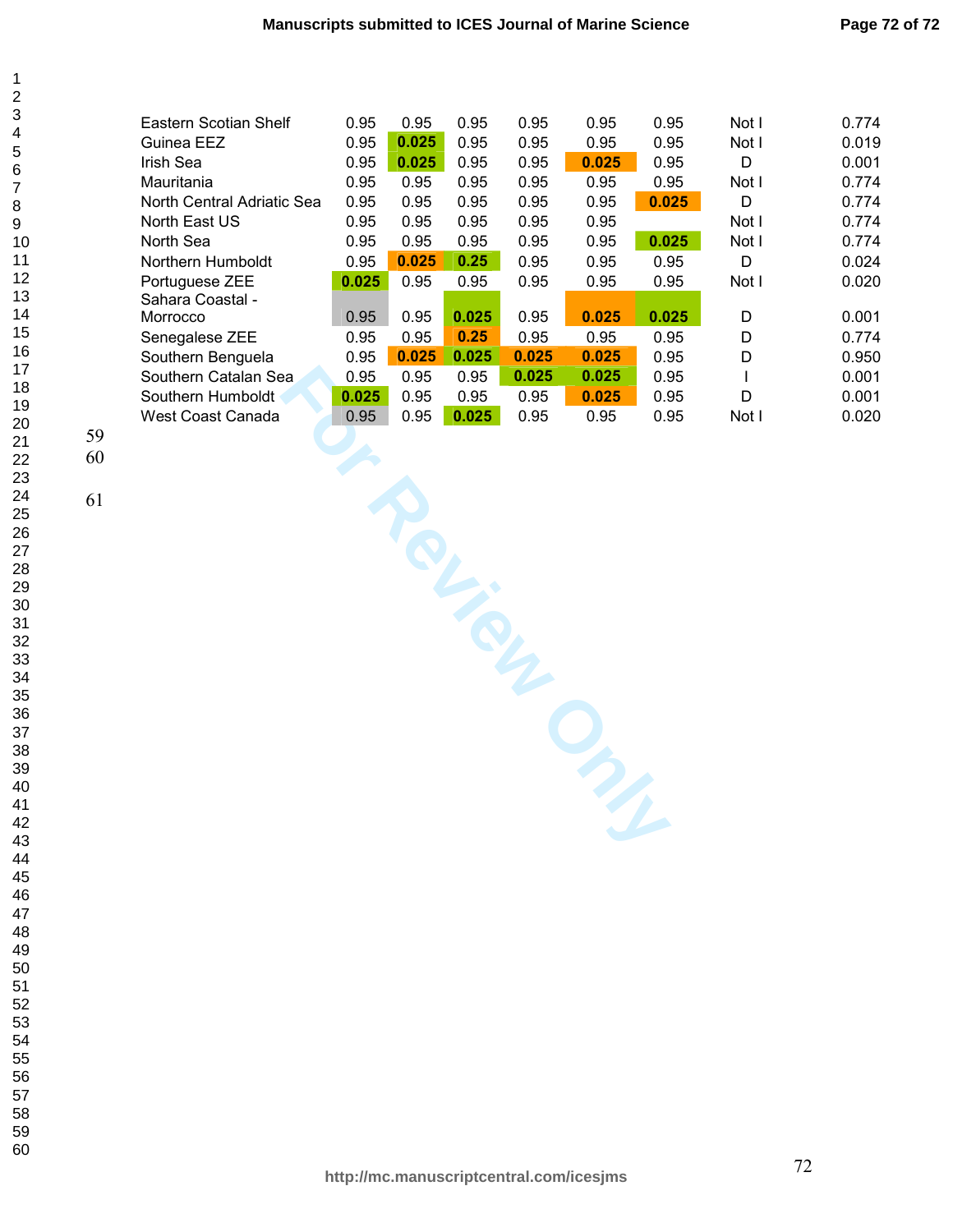| | | | | | | | | |
|---|---|---|---|---|---|---|---|---|
| Eastern Scotian Shelf | 0.95 | 0.95 | 0.95 | 0.95 | 0.95 | 0.95 | Not I | 0.774 |
| Guinea EEZ | 0.95 | **0.025** | 0.95 | 0.95 | 0.95 | 0.95 | Not I | 0.019 |
| Irish Sea | 0.95 | **0.025** | 0.95 | 0.95 | **0.025** | 0.95 | D | 0.001 |
| Mauritania | 0.95 | 0.95 | 0.95 | 0.95 | 0.95 | 0.95 | Not I | 0.774 |
| North Central Adriatic Sea | 0.95 | 0.95 | 0.95 | 0.95 | 0.95 | **0.025** | D | 0.774 |
| North East US | 0.95 | 0.95 | 0.95 | 0.95 | 0.95 | | Not I | 0.774 |
| North Sea | 0.95 | 0.95 | 0.95 | 0.95 | 0.95 | **0.025** | Not I | 0.774 |
| Northern Humboldt | 0.95 | **0.025** | **0.25** | 0.95 | 0.95 | 0.95 | D | 0.024 |
| Portuguese ZEE | **0.025** | 0.95 | 0.95 | 0.95 | 0.95 | 0.95 | Not I | 0.020 |
| Sahara Coastal - Morrocco | 0.95 | 0.95 | **0.025** | 0.95 | **0.025** | **0.025** | D | 0.001 |
| Senegalese ZEE | 0.95 | 0.95 | **0.25** | 0.95 | 0.95 | 0.95 | D | 0.774 |
| Southern Benguela | 0.95 | **0.025** | **0.025** | **0.025** | **0.025** | 0.95 | D | 0.950 |
| Southern Catalan Sea | 0.95 | 0.95 | 0.95 | **0.025** | **0.025** | 0.95 | I | 0.001 |
| Southern Humboldt | **0.025** | 0.95 | 0.95 | 0.95 | **0.025** | 0.95 | D | 0.001 |
| West Coast Canada | 0.95 | 0.95 | **0.025** | 0.95 | 0.95 | 0.95 | Not I | 0.020 |